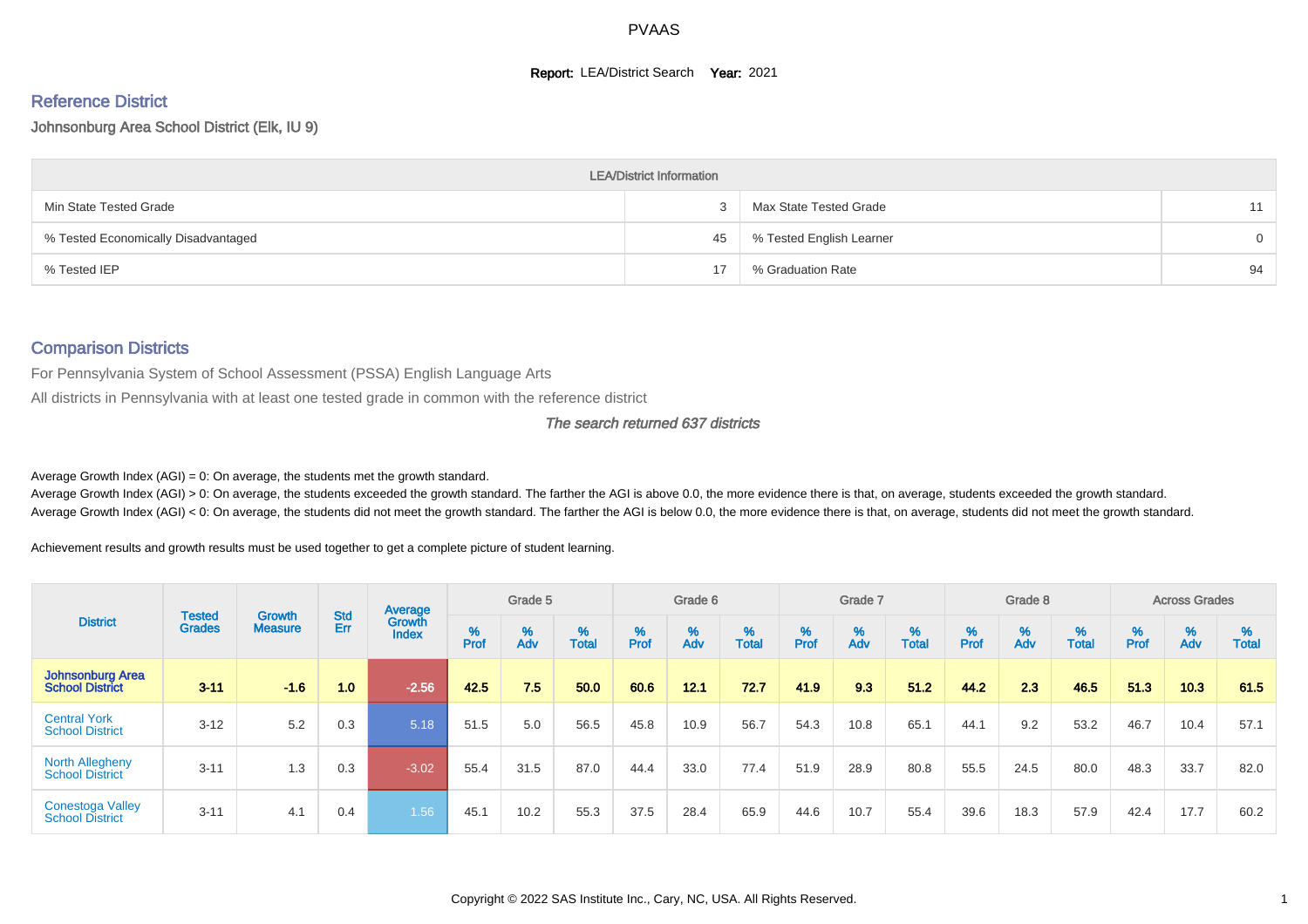PVAAS

**Report:** LEA/District Search **Year:** 2021

## Reference District

Johnsonburg Area School District (Elk, IU 9)

| LEA/District Information | | | |
|---|---|---|---|
| Min State Tested Grade | 3 | Max State Tested Grade | 11 |
| % Tested Economically Disadvantaged | 45 | % Tested English Learner | 0 |
| % Tested IEP | 17 | % Graduation Rate | 94 |

## Comparison Districts

For Pennsylvania System of School Assessment (PSSA) English Language Arts

All districts in Pennsylvania with at least one tested grade in common with the reference district

*The search returned 637 districts*

Average Growth Index (AGI) = 0: On average, the students met the growth standard.

Average Growth Index (AGI) > 0: On average, the students exceeded the growth standard. The farther the AGI is above 0.0, the more evidence there is that, on average, students exceeded the growth standard.

Average Growth Index (AGI) < 0: On average, the students did not meet the growth standard. The farther the AGI is below 0.0, the more evidence there is that, on average, students did not meet the growth standard.

Achievement results and growth results must be used together to get a complete picture of student learning.

| District | Tested Grades | Growth Measure | Std Err | Average Growth Index | Grade 5 | | | Grade 6 | | | Grade 7 | | | Grade 8 | | | Across Grades | | |
|---|---|---|---|---|---|---|---|---|---|---|---|---|---|---|---|---|---|---|---|
| | | | | | % Prof | % Adv | % Total | % Prof | % Adv | % Total | % Prof | % Adv | % Total | % Prof | % Adv | % Total | % Prof | % Adv | % Total |
| **Johnsonburg Area School District** | **3-11** | **-1.6** | **1.0** | **-2.56** | **42.5** | **7.5** | **50.0** | **60.6** | **12.1** | **72.7** | **41.9** | **9.3** | **51.2** | **44.2** | **2.3** | **46.5** | **51.3** | **10.3** | **61.5** |
| Central York School District | 3-12 | 5.2 | 0.3 | 5.18 | 51.5 | 5.0 | 56.5 | 45.8 | 10.9 | 56.7 | 54.3 | 10.8 | 65.1 | 44.1 | 9.2 | 53.2 | 46.7 | 10.4 | 57.1 |
| North Allegheny School District | 3-11 | 1.3 | 0.3 | -3.02 | 55.4 | 31.5 | 87.0 | 44.4 | 33.0 | 77.4 | 51.9 | 28.9 | 80.8 | 55.5 | 24.5 | 80.0 | 48.3 | 33.7 | 82.0 |
| Conestoga Valley School District | 3-11 | 4.1 | 0.4 | 1.56 | 45.1 | 10.2 | 55.3 | 37.5 | 28.4 | 65.9 | 44.6 | 10.7 | 55.4 | 39.6 | 18.3 | 57.9 | 42.4 | 17.7 | 60.2 |

Copyright © 2022 SAS Institute Inc., Cary, NC, USA. All Rights Reserved.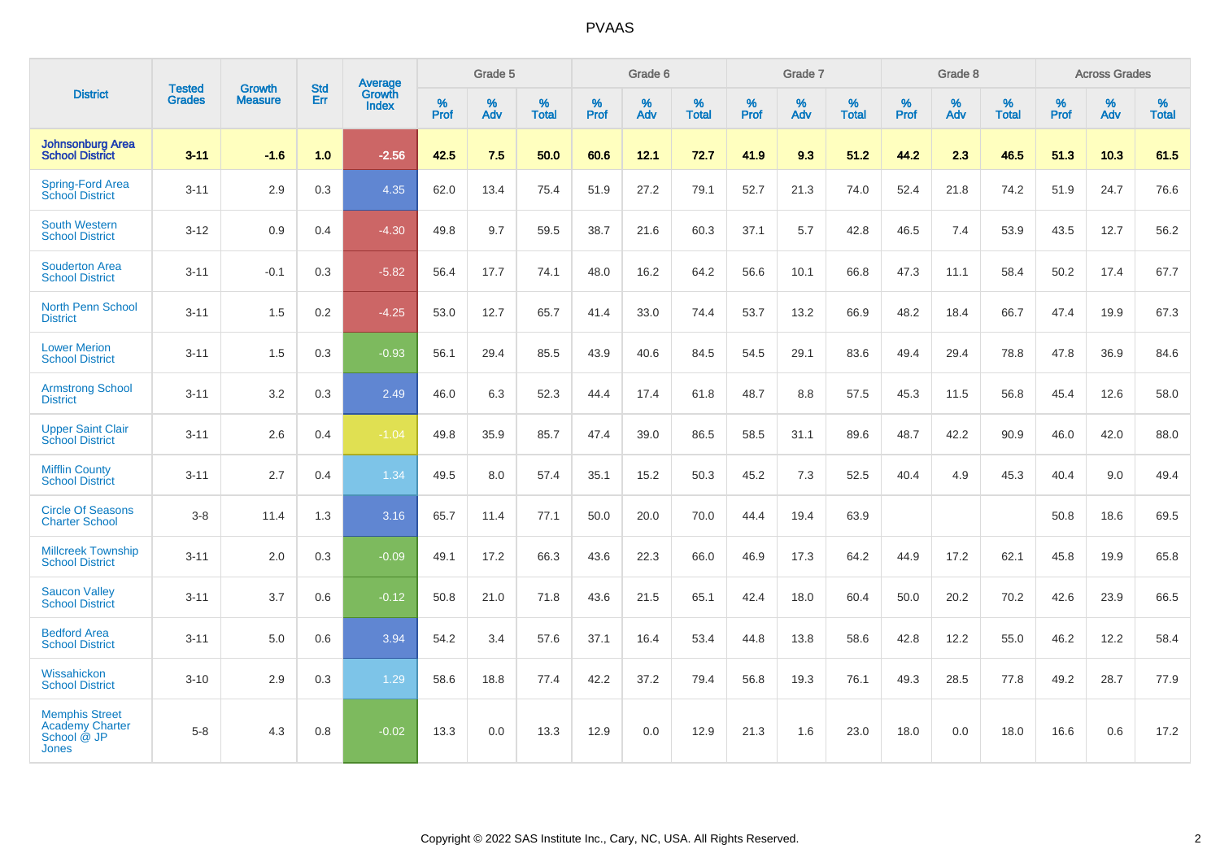| District | Tested Grades | Growth Measure | Std Err | Average Growth Index | Grade 5 | | | Grade 6 | | | Grade 7 | | | Grade 8 | | | Across Grades | | |
|---|---|---|---|---|---|---|---|---|---|---|---|---|---|---|---|---|---|---|---|
| | | | | | % Prof | % Adv | % Total | % Prof | % Adv | % Total | % Prof | % Adv | % Total | % Prof | % Adv | % Total | % Prof | % Adv | % Total |
| **Johnsonburg Area School District** | **3-11** | **-1.6** | **1.0** | **-2.56** | **42.5** | **7.5** | **50.0** | **60.6** | **12.1** | **72.7** | **41.9** | **9.3** | **51.2** | **44.2** | **2.3** | **46.5** | **51.3** | **10.3** | **61.5** |
| Spring-Ford Area School District | 3-11 | 2.9 | 0.3 | 4.35 | 62.0 | 13.4 | 75.4 | 51.9 | 27.2 | 79.1 | 52.7 | 21.3 | 74.0 | 52.4 | 21.8 | 74.2 | 51.9 | 24.7 | 76.6 |
| South Western School District | 3-12 | 0.9 | 0.4 | -4.30 | 49.8 | 9.7 | 59.5 | 38.7 | 21.6 | 60.3 | 37.1 | 5.7 | 42.8 | 46.5 | 7.4 | 53.9 | 43.5 | 12.7 | 56.2 |
| Souderton Area School District | 3-11 | -0.1 | 0.3 | -5.82 | 56.4 | 17.7 | 74.1 | 48.0 | 16.2 | 64.2 | 56.6 | 10.1 | 66.8 | 47.3 | 11.1 | 58.4 | 50.2 | 17.4 | 67.7 |
| North Penn School District | 3-11 | 1.5 | 0.2 | -4.25 | 53.0 | 12.7 | 65.7 | 41.4 | 33.0 | 74.4 | 53.7 | 13.2 | 66.9 | 48.2 | 18.4 | 66.7 | 47.4 | 19.9 | 67.3 |
| Lower Merion School District | 3-11 | 1.5 | 0.3 | -0.93 | 56.1 | 29.4 | 85.5 | 43.9 | 40.6 | 84.5 | 54.5 | 29.1 | 83.6 | 49.4 | 29.4 | 78.8 | 47.8 | 36.9 | 84.6 |
| Armstrong School District | 3-11 | 3.2 | 0.3 | 2.49 | 46.0 | 6.3 | 52.3 | 44.4 | 17.4 | 61.8 | 48.7 | 8.8 | 57.5 | 45.3 | 11.5 | 56.8 | 45.4 | 12.6 | 58.0 |
| Upper Saint Clair School District | 3-11 | 2.6 | 0.4 | -1.04 | 49.8 | 35.9 | 85.7 | 47.4 | 39.0 | 86.5 | 58.5 | 31.1 | 89.6 | 48.7 | 42.2 | 90.9 | 46.0 | 42.0 | 88.0 |
| Mifflin County School District | 3-11 | 2.7 | 0.4 | 1.34 | 49.5 | 8.0 | 57.4 | 35.1 | 15.2 | 50.3 | 45.2 | 7.3 | 52.5 | 40.4 | 4.9 | 45.3 | 40.4 | 9.0 | 49.4 |
| Circle Of Seasons Charter School | 3-8 | 11.4 | 1.3 | 3.16 | 65.7 | 11.4 | 77.1 | 50.0 | 20.0 | 70.0 | 44.4 | 19.4 | 63.9 | | | | 50.8 | 18.6 | 69.5 |
| Millcreek Township School District | 3-11 | 2.0 | 0.3 | -0.09 | 49.1 | 17.2 | 66.3 | 43.6 | 22.3 | 66.0 | 46.9 | 17.3 | 64.2 | 44.9 | 17.2 | 62.1 | 45.8 | 19.9 | 65.8 |
| Saucon Valley School District | 3-11 | 3.7 | 0.6 | -0.12 | 50.8 | 21.0 | 71.8 | 43.6 | 21.5 | 65.1 | 42.4 | 18.0 | 60.4 | 50.0 | 20.2 | 70.2 | 42.6 | 23.9 | 66.5 |
| Bedford Area School District | 3-11 | 5.0 | 0.6 | 3.94 | 54.2 | 3.4 | 57.6 | 37.1 | 16.4 | 53.4 | 44.8 | 13.8 | 58.6 | 42.8 | 12.2 | 55.0 | 46.2 | 12.2 | 58.4 |
| Wissahickon School District | 3-10 | 2.9 | 0.3 | 1.29 | 58.6 | 18.8 | 77.4 | 42.2 | 37.2 | 79.4 | 56.8 | 19.3 | 76.1 | 49.3 | 28.5 | 77.8 | 49.2 | 28.7 | 77.9 |
| Memphis Street Academy Charter School @ JP Jones | 5-8 | 4.3 | 0.8 | -0.02 | 13.3 | 0.0 | 13.3 | 12.9 | 0.0 | 12.9 | 21.3 | 1.6 | 23.0 | 18.0 | 0.0 | 18.0 | 16.6 | 0.6 | 17.2 |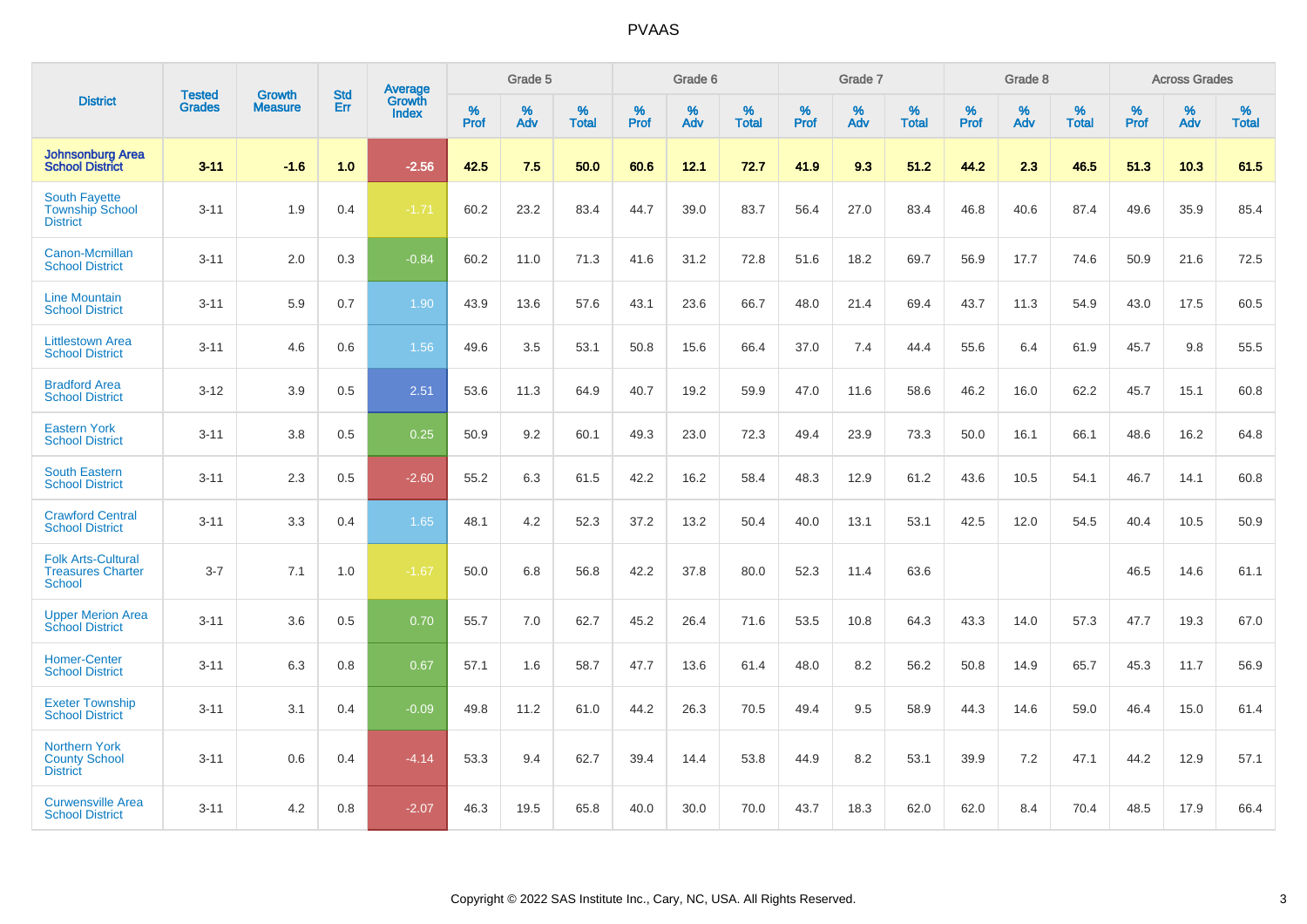# PVAAS

| District | Tested Grades | Growth Measure | Std Err | Average Growth Index | Grade 5 | | | Grade 6 | | | Grade 7 | | | Grade 8 | | | Across Grades | | |
|---|---|---|---|---|---|---|---|---|---|---|---|---|---|---|---|---|---|---|---|
| | | | | | % Prof | % Adv | % Total | % Prof | % Adv | % Total | % Prof | % Adv | % Total | % Prof | % Adv | % Total | % Prof | % Adv | % Total |
| **Johnsonburg Area School District** | **3-11** | **-1.6** | **1.0** | **-2.56** | **42.5** | **7.5** | **50.0** | **60.6** | **12.1** | **72.7** | **41.9** | **9.3** | **51.2** | **44.2** | **2.3** | **46.5** | **51.3** | **10.3** | **61.5** |
| South Fayette Township School District | 3-11 | 1.9 | 0.4 | -1.71 | 60.2 | 23.2 | 83.4 | 44.7 | 39.0 | 83.7 | 56.4 | 27.0 | 83.4 | 46.8 | 40.6 | 87.4 | 49.6 | 35.9 | 85.4 |
| Canon-Mcmillan School District | 3-11 | 2.0 | 0.3 | -0.84 | 60.2 | 11.0 | 71.3 | 41.6 | 31.2 | 72.8 | 51.6 | 18.2 | 69.7 | 56.9 | 17.7 | 74.6 | 50.9 | 21.6 | 72.5 |
| Line Mountain School District | 3-11 | 5.9 | 0.7 | 1.90 | 43.9 | 13.6 | 57.6 | 43.1 | 23.6 | 66.7 | 48.0 | 21.4 | 69.4 | 43.7 | 11.3 | 54.9 | 43.0 | 17.5 | 60.5 |
| Littlestown Area School District | 3-11 | 4.6 | 0.6 | 1.56 | 49.6 | 3.5 | 53.1 | 50.8 | 15.6 | 66.4 | 37.0 | 7.4 | 44.4 | 55.6 | 6.4 | 61.9 | 45.7 | 9.8 | 55.5 |
| Bradford Area School District | 3-12 | 3.9 | 0.5 | 2.51 | 53.6 | 11.3 | 64.9 | 40.7 | 19.2 | 59.9 | 47.0 | 11.6 | 58.6 | 46.2 | 16.0 | 62.2 | 45.7 | 15.1 | 60.8 |
| Eastern York School District | 3-11 | 3.8 | 0.5 | 0.25 | 50.9 | 9.2 | 60.1 | 49.3 | 23.0 | 72.3 | 49.4 | 23.9 | 73.3 | 50.0 | 16.1 | 66.1 | 48.6 | 16.2 | 64.8 |
| South Eastern School District | 3-11 | 2.3 | 0.5 | -2.60 | 55.2 | 6.3 | 61.5 | 42.2 | 16.2 | 58.4 | 48.3 | 12.9 | 61.2 | 43.6 | 10.5 | 54.1 | 46.7 | 14.1 | 60.8 |
| Crawford Central School District | 3-11 | 3.3 | 0.4 | 1.65 | 48.1 | 4.2 | 52.3 | 37.2 | 13.2 | 50.4 | 40.0 | 13.1 | 53.1 | 42.5 | 12.0 | 54.5 | 40.4 | 10.5 | 50.9 |
| Folk Arts-Cultural Treasures Charter School | 3-7 | 7.1 | 1.0 | -1.67 | 50.0 | 6.8 | 56.8 | 42.2 | 37.8 | 80.0 | 52.3 | 11.4 | 63.6 | | | | 46.5 | 14.6 | 61.1 |
| Upper Merion Area School District | 3-11 | 3.6 | 0.5 | 0.70 | 55.7 | 7.0 | 62.7 | 45.2 | 26.4 | 71.6 | 53.5 | 10.8 | 64.3 | 43.3 | 14.0 | 57.3 | 47.7 | 19.3 | 67.0 |
| Homer-Center School District | 3-11 | 6.3 | 0.8 | 0.67 | 57.1 | 1.6 | 58.7 | 47.7 | 13.6 | 61.4 | 48.0 | 8.2 | 56.2 | 50.8 | 14.9 | 65.7 | 45.3 | 11.7 | 56.9 |
| Exeter Township School District | 3-11 | 3.1 | 0.4 | -0.09 | 49.8 | 11.2 | 61.0 | 44.2 | 26.3 | 70.5 | 49.4 | 9.5 | 58.9 | 44.3 | 14.6 | 59.0 | 46.4 | 15.0 | 61.4 |
| Northern York County School District | 3-11 | 0.6 | 0.4 | -4.14 | 53.3 | 9.4 | 62.7 | 39.4 | 14.4 | 53.8 | 44.9 | 8.2 | 53.1 | 39.9 | 7.2 | 47.1 | 44.2 | 12.9 | 57.1 |
| Curwensville Area School District | 3-11 | 4.2 | 0.8 | -2.07 | 46.3 | 19.5 | 65.8 | 40.0 | 30.0 | 70.0 | 43.7 | 18.3 | 62.0 | 62.0 | 8.4 | 70.4 | 48.5 | 17.9 | 66.4 |

Copyright © 2022 SAS Institute Inc., Cary, NC, USA. All Rights Reserved.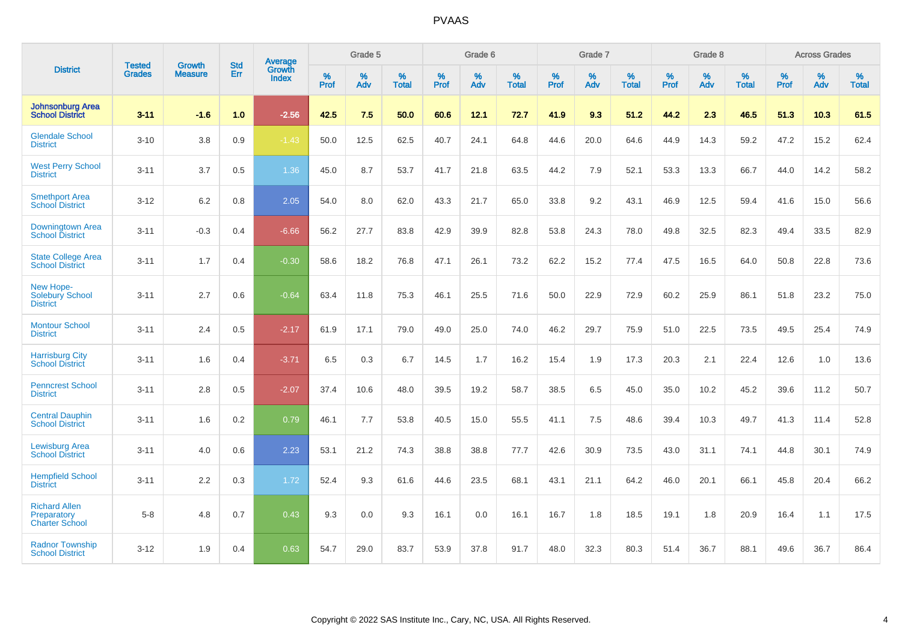# PVAAS

| District | Tested Grades | Growth Measure | Std Err | Average Growth Index | Grade 5 | | | Grade 6 | | | Grade 7 | | | Grade 8 | | | Across Grades | | |
|---|---|---|---|---|---|---|---|---|---|---|---|---|---|---|---|---|---|---|---|
| | | | | | % Prof | % Adv | % Total | % Prof | % Adv | % Total | % Prof | % Adv | % Total | % Prof | % Adv | % Total | % Prof | % Adv | % Total |
| **Johnsonburg Area School District** | **3-11** | **-1.6** | **1.0** | **-2.56** | **42.5** | **7.5** | **50.0** | **60.6** | **12.1** | **72.7** | **41.9** | **9.3** | **51.2** | **44.2** | **2.3** | **46.5** | **51.3** | **10.3** | **61.5** |
| Glendale School District | 3-10 | 3.8 | 0.9 | -1.43 | 50.0 | 12.5 | 62.5 | 40.7 | 24.1 | 64.8 | 44.6 | 20.0 | 64.6 | 44.9 | 14.3 | 59.2 | 47.2 | 15.2 | 62.4 |
| West Perry School District | 3-11 | 3.7 | 0.5 | 1.36 | 45.0 | 8.7 | 53.7 | 41.7 | 21.8 | 63.5 | 44.2 | 7.9 | 52.1 | 53.3 | 13.3 | 66.7 | 44.0 | 14.2 | 58.2 |
| Smethport Area School District | 3-12 | 6.2 | 0.8 | 2.05 | 54.0 | 8.0 | 62.0 | 43.3 | 21.7 | 65.0 | 33.8 | 9.2 | 43.1 | 46.9 | 12.5 | 59.4 | 41.6 | 15.0 | 56.6 |
| Downingtown Area School District | 3-11 | -0.3 | 0.4 | -6.66 | 56.2 | 27.7 | 83.8 | 42.9 | 39.9 | 82.8 | 53.8 | 24.3 | 78.0 | 49.8 | 32.5 | 82.3 | 49.4 | 33.5 | 82.9 |
| State College Area School District | 3-11 | 1.7 | 0.4 | -0.30 | 58.6 | 18.2 | 76.8 | 47.1 | 26.1 | 73.2 | 62.2 | 15.2 | 77.4 | 47.5 | 16.5 | 64.0 | 50.8 | 22.8 | 73.6 |
| New Hope-Solebury School District | 3-11 | 2.7 | 0.6 | -0.64 | 63.4 | 11.8 | 75.3 | 46.1 | 25.5 | 71.6 | 50.0 | 22.9 | 72.9 | 60.2 | 25.9 | 86.1 | 51.8 | 23.2 | 75.0 |
| Montour School District | 3-11 | 2.4 | 0.5 | -2.17 | 61.9 | 17.1 | 79.0 | 49.0 | 25.0 | 74.0 | 46.2 | 29.7 | 75.9 | 51.0 | 22.5 | 73.5 | 49.5 | 25.4 | 74.9 |
| Harrisburg City School District | 3-11 | 1.6 | 0.4 | -3.71 | 6.5 | 0.3 | 6.7 | 14.5 | 1.7 | 16.2 | 15.4 | 1.9 | 17.3 | 20.3 | 2.1 | 22.4 | 12.6 | 1.0 | 13.6 |
| Penncrest School District | 3-11 | 2.8 | 0.5 | -2.07 | 37.4 | 10.6 | 48.0 | 39.5 | 19.2 | 58.7 | 38.5 | 6.5 | 45.0 | 35.0 | 10.2 | 45.2 | 39.6 | 11.2 | 50.7 |
| Central Dauphin School District | 3-11 | 1.6 | 0.2 | 0.79 | 46.1 | 7.7 | 53.8 | 40.5 | 15.0 | 55.5 | 41.1 | 7.5 | 48.6 | 39.4 | 10.3 | 49.7 | 41.3 | 11.4 | 52.8 |
| Lewisburg Area School District | 3-11 | 4.0 | 0.6 | 2.23 | 53.1 | 21.2 | 74.3 | 38.8 | 38.8 | 77.7 | 42.6 | 30.9 | 73.5 | 43.0 | 31.1 | 74.1 | 44.8 | 30.1 | 74.9 |
| Hempfield School District | 3-11 | 2.2 | 0.3 | 1.72 | 52.4 | 9.3 | 61.6 | 44.6 | 23.5 | 68.1 | 43.1 | 21.1 | 64.2 | 46.0 | 20.1 | 66.1 | 45.8 | 20.4 | 66.2 |
| Richard Allen Preparatory Charter School | 5-8 | 4.8 | 0.7 | 0.43 | 9.3 | 0.0 | 9.3 | 16.1 | 0.0 | 16.1 | 16.7 | 1.8 | 18.5 | 19.1 | 1.8 | 20.9 | 16.4 | 1.1 | 17.5 |
| Radnor Township School District | 3-12 | 1.9 | 0.4 | 0.63 | 54.7 | 29.0 | 83.7 | 53.9 | 37.8 | 91.7 | 48.0 | 32.3 | 80.3 | 51.4 | 36.7 | 88.1 | 49.6 | 36.7 | 86.4 |

Copyright © 2022 SAS Institute Inc., Cary, NC, USA. All Rights Reserved.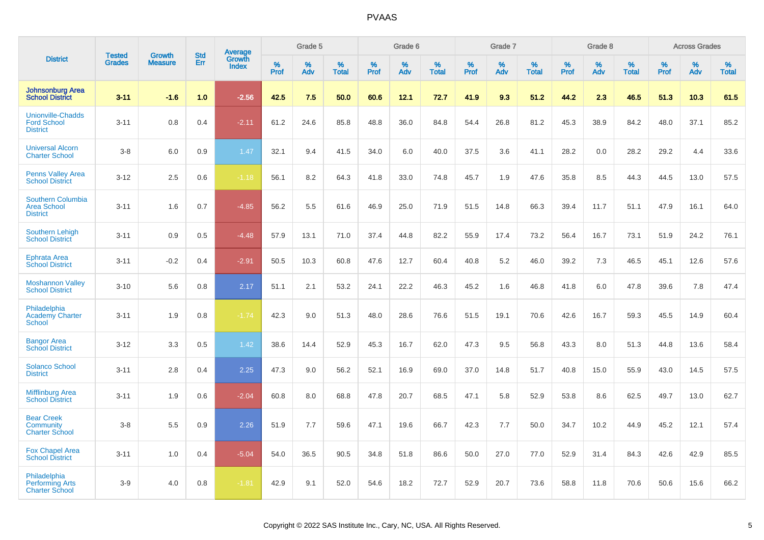# PVAAS

| District | Tested Grades | Growth Measure | Std Err | Average Growth Index | Grade 5 | | | Grade 6 | | | Grade 7 | | | Grade 8 | | | Across Grades | | |
|---|---|---|---|---|---|---|---|---|---|---|---|---|---|---|---|---|---|---|---|
| | | | | | % Prof | % Adv | % Total | % Prof | % Adv | % Total | % Prof | % Adv | % Total | % Prof | % Adv | % Total | % Prof | % Adv | % Total |
| **Johnsonburg Area School District** | **3-11** | **-1.6** | **1.0** | **-2.56** | **42.5** | **7.5** | **50.0** | **60.6** | **12.1** | **72.7** | **41.9** | **9.3** | **51.2** | **44.2** | **2.3** | **46.5** | **51.3** | **10.3** | **61.5** |
| Unionville-Chadds Ford School District | 3-11 | 0.8 | 0.4 | -2.11 | 61.2 | 24.6 | 85.8 | 48.8 | 36.0 | 84.8 | 54.4 | 26.8 | 81.2 | 45.3 | 38.9 | 84.2 | 48.0 | 37.1 | 85.2 |
| Universal Alcorn Charter School | 3-8 | 6.0 | 0.9 | 1.47 | 32.1 | 9.4 | 41.5 | 34.0 | 6.0 | 40.0 | 37.5 | 3.6 | 41.1 | 28.2 | 0.0 | 28.2 | 29.2 | 4.4 | 33.6 |
| Penns Valley Area School District | 3-12 | 2.5 | 0.6 | -1.18 | 56.1 | 8.2 | 64.3 | 41.8 | 33.0 | 74.8 | 45.7 | 1.9 | 47.6 | 35.8 | 8.5 | 44.3 | 44.5 | 13.0 | 57.5 |
| Southern Columbia Area School District | 3-11 | 1.6 | 0.7 | -4.85 | 56.2 | 5.5 | 61.6 | 46.9 | 25.0 | 71.9 | 51.5 | 14.8 | 66.3 | 39.4 | 11.7 | 51.1 | 47.9 | 16.1 | 64.0 |
| Southern Lehigh School District | 3-11 | 0.9 | 0.5 | -4.48 | 57.9 | 13.1 | 71.0 | 37.4 | 44.8 | 82.2 | 55.9 | 17.4 | 73.2 | 56.4 | 16.7 | 73.1 | 51.9 | 24.2 | 76.1 |
| Ephrata Area School District | 3-11 | -0.2 | 0.4 | -2.91 | 50.5 | 10.3 | 60.8 | 47.6 | 12.7 | 60.4 | 40.8 | 5.2 | 46.0 | 39.2 | 7.3 | 46.5 | 45.1 | 12.6 | 57.6 |
| Moshannon Valley School District | 3-10 | 5.6 | 0.8 | 2.17 | 51.1 | 2.1 | 53.2 | 24.1 | 22.2 | 46.3 | 45.2 | 1.6 | 46.8 | 41.8 | 6.0 | 47.8 | 39.6 | 7.8 | 47.4 |
| Philadelphia Academy Charter School | 3-11 | 1.9 | 0.8 | -1.74 | 42.3 | 9.0 | 51.3 | 48.0 | 28.6 | 76.6 | 51.5 | 19.1 | 70.6 | 42.6 | 16.7 | 59.3 | 45.5 | 14.9 | 60.4 |
| Bangor Area School District | 3-12 | 3.3 | 0.5 | 1.42 | 38.6 | 14.4 | 52.9 | 45.3 | 16.7 | 62.0 | 47.3 | 9.5 | 56.8 | 43.3 | 8.0 | 51.3 | 44.8 | 13.6 | 58.4 |
| Solanco School District | 3-11 | 2.8 | 0.4 | 2.25 | 47.3 | 9.0 | 56.2 | 52.1 | 16.9 | 69.0 | 37.0 | 14.8 | 51.7 | 40.8 | 15.0 | 55.9 | 43.0 | 14.5 | 57.5 |
| Mifflinburg Area School District | 3-11 | 1.9 | 0.6 | -2.04 | 60.8 | 8.0 | 68.8 | 47.8 | 20.7 | 68.5 | 47.1 | 5.8 | 52.9 | 53.8 | 8.6 | 62.5 | 49.7 | 13.0 | 62.7 |
| Bear Creek Community Charter School | 3-8 | 5.5 | 0.9 | 2.26 | 51.9 | 7.7 | 59.6 | 47.1 | 19.6 | 66.7 | 42.3 | 7.7 | 50.0 | 34.7 | 10.2 | 44.9 | 45.2 | 12.1 | 57.4 |
| Fox Chapel Area School District | 3-11 | 1.0 | 0.4 | -5.04 | 54.0 | 36.5 | 90.5 | 34.8 | 51.8 | 86.6 | 50.0 | 27.0 | 77.0 | 52.9 | 31.4 | 84.3 | 42.6 | 42.9 | 85.5 |
| Philadelphia Performing Arts Charter School | 3-9 | 4.0 | 0.8 | -1.81 | 42.9 | 9.1 | 52.0 | 54.6 | 18.2 | 72.7 | 52.9 | 20.7 | 73.6 | 58.8 | 11.8 | 70.6 | 50.6 | 15.6 | 66.2 |

Copyright © 2022 SAS Institute Inc., Cary, NC, USA. All Rights Reserved.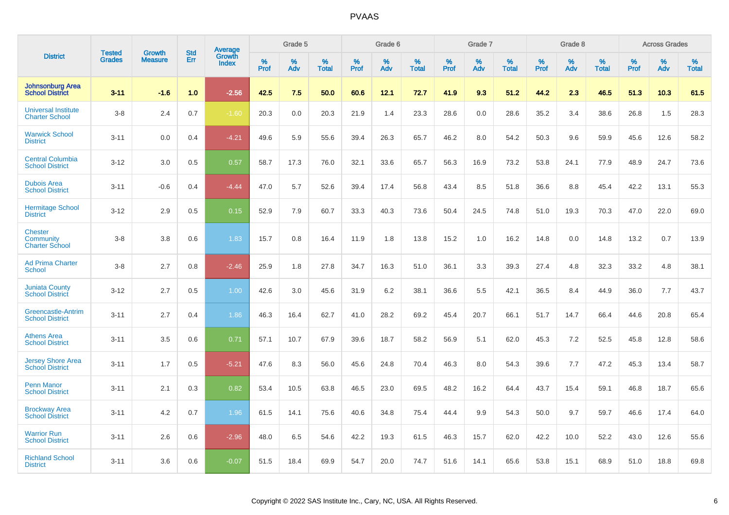# PVAAS

| District | Tested Grades | Growth Measure | Std Err | Average Growth Index | Grade 5 | | | Grade 6 | | | Grade 7 | | | Grade 8 | | | Across Grades | | |
|---|---|---|---|---|---|---|---|---|---|---|---|---|---|---|---|---|---|---|---|
| | | | | | % Prof | % Adv | % Total | % Prof | % Adv | % Total | % Prof | % Adv | % Total | % Prof | % Adv | % Total | % Prof | % Adv | % Total |
| **Johnsonburg Area School District** | **3-11** | **-1.6** | **1.0** | **-2.56** | **42.5** | **7.5** | **50.0** | **60.6** | **12.1** | **72.7** | **41.9** | **9.3** | **51.2** | **44.2** | **2.3** | **46.5** | **51.3** | **10.3** | **61.5** |
| Universal Institute Charter School | 3-8 | 2.4 | 0.7 | -1.60 | 20.3 | 0.0 | 20.3 | 21.9 | 1.4 | 23.3 | 28.6 | 0.0 | 28.6 | 35.2 | 3.4 | 38.6 | 26.8 | 1.5 | 28.3 |
| Warwick School District | 3-11 | 0.0 | 0.4 | -4.21 | 49.6 | 5.9 | 55.6 | 39.4 | 26.3 | 65.7 | 46.2 | 8.0 | 54.2 | 50.3 | 9.6 | 59.9 | 45.6 | 12.6 | 58.2 |
| Central Columbia School District | 3-12 | 3.0 | 0.5 | 0.57 | 58.7 | 17.3 | 76.0 | 32.1 | 33.6 | 65.7 | 56.3 | 16.9 | 73.2 | 53.8 | 24.1 | 77.9 | 48.9 | 24.7 | 73.6 |
| Dubois Area School District | 3-11 | -0.6 | 0.4 | -4.44 | 47.0 | 5.7 | 52.6 | 39.4 | 17.4 | 56.8 | 43.4 | 8.5 | 51.8 | 36.6 | 8.8 | 45.4 | 42.2 | 13.1 | 55.3 |
| Hermitage School District | 3-12 | 2.9 | 0.5 | 0.15 | 52.9 | 7.9 | 60.7 | 33.3 | 40.3 | 73.6 | 50.4 | 24.5 | 74.8 | 51.0 | 19.3 | 70.3 | 47.0 | 22.0 | 69.0 |
| Chester Community Charter School | 3-8 | 3.8 | 0.6 | 1.83 | 15.7 | 0.8 | 16.4 | 11.9 | 1.8 | 13.8 | 15.2 | 1.0 | 16.2 | 14.8 | 0.0 | 14.8 | 13.2 | 0.7 | 13.9 |
| Ad Prima Charter School | 3-8 | 2.7 | 0.8 | -2.46 | 25.9 | 1.8 | 27.8 | 34.7 | 16.3 | 51.0 | 36.1 | 3.3 | 39.3 | 27.4 | 4.8 | 32.3 | 33.2 | 4.8 | 38.1 |
| Juniata County School District | 3-12 | 2.7 | 0.5 | 1.00 | 42.6 | 3.0 | 45.6 | 31.9 | 6.2 | 38.1 | 36.6 | 5.5 | 42.1 | 36.5 | 8.4 | 44.9 | 36.0 | 7.7 | 43.7 |
| Greencastle-Antrim School District | 3-11 | 2.7 | 0.4 | 1.86 | 46.3 | 16.4 | 62.7 | 41.0 | 28.2 | 69.2 | 45.4 | 20.7 | 66.1 | 51.7 | 14.7 | 66.4 | 44.6 | 20.8 | 65.4 |
| Athens Area School District | 3-11 | 3.5 | 0.6 | 0.71 | 57.1 | 10.7 | 67.9 | 39.6 | 18.7 | 58.2 | 56.9 | 5.1 | 62.0 | 45.3 | 7.2 | 52.5 | 45.8 | 12.8 | 58.6 |
| Jersey Shore Area School District | 3-11 | 1.7 | 0.5 | -5.21 | 47.6 | 8.3 | 56.0 | 45.6 | 24.8 | 70.4 | 46.3 | 8.0 | 54.3 | 39.6 | 7.7 | 47.2 | 45.3 | 13.4 | 58.7 |
| Penn Manor School District | 3-11 | 2.1 | 0.3 | 0.82 | 53.4 | 10.5 | 63.8 | 46.5 | 23.0 | 69.5 | 48.2 | 16.2 | 64.4 | 43.7 | 15.4 | 59.1 | 46.8 | 18.7 | 65.6 |
| Brockway Area School District | 3-11 | 4.2 | 0.7 | 1.96 | 61.5 | 14.1 | 75.6 | 40.6 | 34.8 | 75.4 | 44.4 | 9.9 | 54.3 | 50.0 | 9.7 | 59.7 | 46.6 | 17.4 | 64.0 |
| Warrior Run School District | 3-11 | 2.6 | 0.6 | -2.96 | 48.0 | 6.5 | 54.6 | 42.2 | 19.3 | 61.5 | 46.3 | 15.7 | 62.0 | 42.2 | 10.0 | 52.2 | 43.0 | 12.6 | 55.6 |
| Richland School District | 3-11 | 3.6 | 0.6 | -0.07 | 51.5 | 18.4 | 69.9 | 54.7 | 20.0 | 74.7 | 51.6 | 14.1 | 65.6 | 53.8 | 15.1 | 68.9 | 51.0 | 18.8 | 69.8 |

Copyright © 2022 SAS Institute Inc., Cary, NC, USA. All Rights Reserved.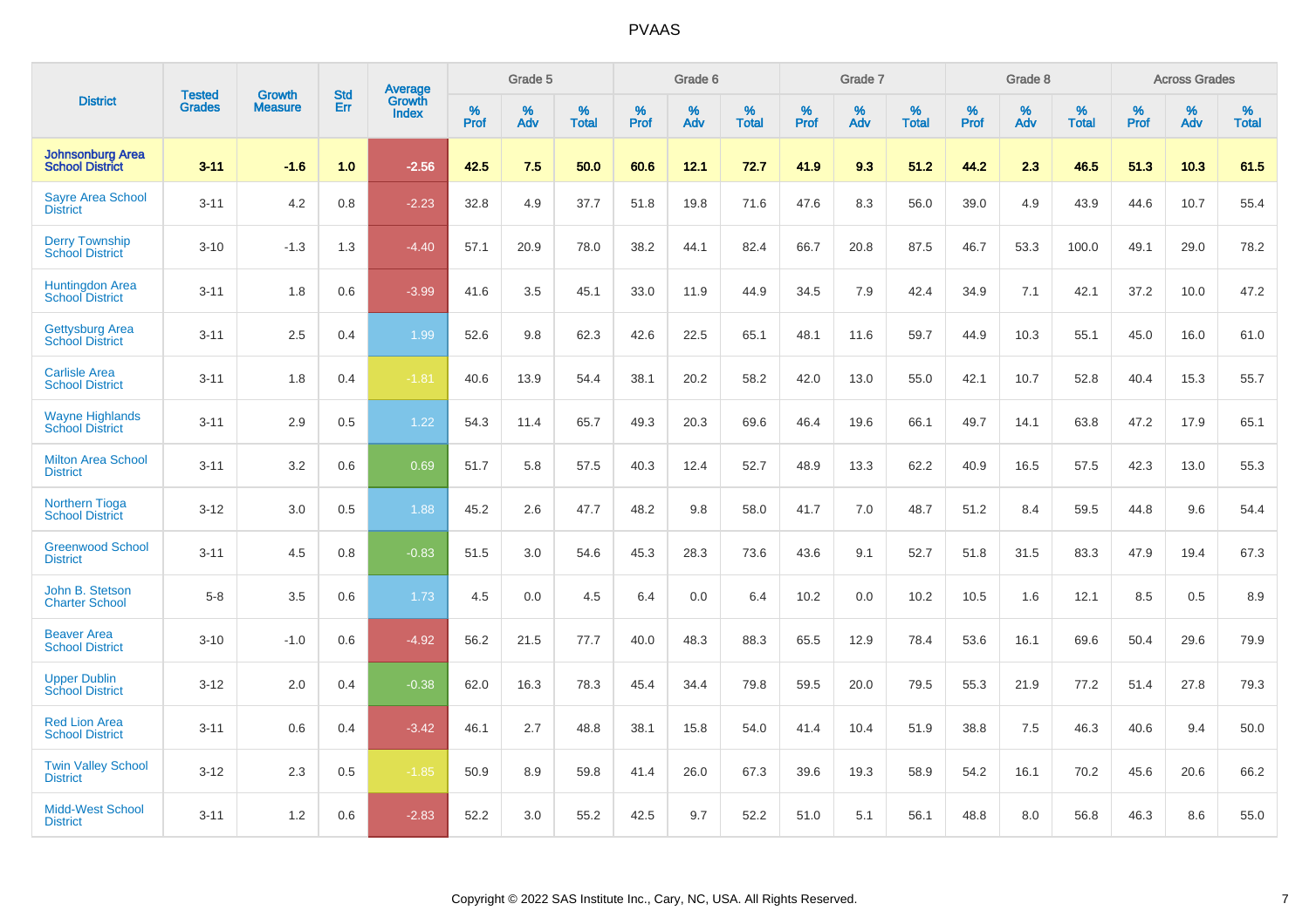| District | Tested Grades | Growth Measure | Std Err | Average Growth Index | Grade 5 | | | Grade 6 | | | Grade 7 | | | Grade 8 | | | Across Grades | | |
|---|---|---|---|---|---|---|---|---|---|---|---|---|---|---|---|---|---|---|---|
| | | | | | % Prof | % Adv | % Total | % Prof | % Adv | % Total | % Prof | % Adv | % Total | % Prof | % Adv | % Total | % Prof | % Adv | % Total |
| **Johnsonburg Area School District** | **3-11** | **-1.6** | **1.0** | **-2.56** | **42.5** | **7.5** | **50.0** | **60.6** | **12.1** | **72.7** | **41.9** | **9.3** | **51.2** | **44.2** | **2.3** | **46.5** | **51.3** | **10.3** | **61.5** |
| Sayre Area School District | 3-11 | 4.2 | 0.8 | -2.23 | 32.8 | 4.9 | 37.7 | 51.8 | 19.8 | 71.6 | 47.6 | 8.3 | 56.0 | 39.0 | 4.9 | 43.9 | 44.6 | 10.7 | 55.4 |
| Derry Township School District | 3-10 | -1.3 | 1.3 | -4.40 | 57.1 | 20.9 | 78.0 | 38.2 | 44.1 | 82.4 | 66.7 | 20.8 | 87.5 | 46.7 | 53.3 | 100.0 | 49.1 | 29.0 | 78.2 |
| Huntingdon Area School District | 3-11 | 1.8 | 0.6 | -3.99 | 41.6 | 3.5 | 45.1 | 33.0 | 11.9 | 44.9 | 34.5 | 7.9 | 42.4 | 34.9 | 7.1 | 42.1 | 37.2 | 10.0 | 47.2 |
| Gettysburg Area School District | 3-11 | 2.5 | 0.4 | 1.99 | 52.6 | 9.8 | 62.3 | 42.6 | 22.5 | 65.1 | 48.1 | 11.6 | 59.7 | 44.9 | 10.3 | 55.1 | 45.0 | 16.0 | 61.0 |
| Carlisle Area School District | 3-11 | 1.8 | 0.4 | -1.81 | 40.6 | 13.9 | 54.4 | 38.1 | 20.2 | 58.2 | 42.0 | 13.0 | 55.0 | 42.1 | 10.7 | 52.8 | 40.4 | 15.3 | 55.7 |
| Wayne Highlands School District | 3-11 | 2.9 | 0.5 | 1.22 | 54.3 | 11.4 | 65.7 | 49.3 | 20.3 | 69.6 | 46.4 | 19.6 | 66.1 | 49.7 | 14.1 | 63.8 | 47.2 | 17.9 | 65.1 |
| Milton Area School District | 3-11 | 3.2 | 0.6 | 0.69 | 51.7 | 5.8 | 57.5 | 40.3 | 12.4 | 52.7 | 48.9 | 13.3 | 62.2 | 40.9 | 16.5 | 57.5 | 42.3 | 13.0 | 55.3 |
| Northern Tioga School District | 3-12 | 3.0 | 0.5 | 1.88 | 45.2 | 2.6 | 47.7 | 48.2 | 9.8 | 58.0 | 41.7 | 7.0 | 48.7 | 51.2 | 8.4 | 59.5 | 44.8 | 9.6 | 54.4 |
| Greenwood School District | 3-11 | 4.5 | 0.8 | -0.83 | 51.5 | 3.0 | 54.6 | 45.3 | 28.3 | 73.6 | 43.6 | 9.1 | 52.7 | 51.8 | 31.5 | 83.3 | 47.9 | 19.4 | 67.3 |
| John B. Stetson Charter School | 5-8 | 3.5 | 0.6 | 1.73 | 4.5 | 0.0 | 4.5 | 6.4 | 0.0 | 6.4 | 10.2 | 0.0 | 10.2 | 10.5 | 1.6 | 12.1 | 8.5 | 0.5 | 8.9 |
| Beaver Area School District | 3-10 | -1.0 | 0.6 | -4.92 | 56.2 | 21.5 | 77.7 | 40.0 | 48.3 | 88.3 | 65.5 | 12.9 | 78.4 | 53.6 | 16.1 | 69.6 | 50.4 | 29.6 | 79.9 |
| Upper Dublin School District | 3-12 | 2.0 | 0.4 | -0.38 | 62.0 | 16.3 | 78.3 | 45.4 | 34.4 | 79.8 | 59.5 | 20.0 | 79.5 | 55.3 | 21.9 | 77.2 | 51.4 | 27.8 | 79.3 |
| Red Lion Area School District | 3-11 | 0.6 | 0.4 | -3.42 | 46.1 | 2.7 | 48.8 | 38.1 | 15.8 | 54.0 | 41.4 | 10.4 | 51.9 | 38.8 | 7.5 | 46.3 | 40.6 | 9.4 | 50.0 |
| Twin Valley School District | 3-12 | 2.3 | 0.5 | -1.85 | 50.9 | 8.9 | 59.8 | 41.4 | 26.0 | 67.3 | 39.6 | 19.3 | 58.9 | 54.2 | 16.1 | 70.2 | 45.6 | 20.6 | 66.2 |
| Midd-West School District | 3-11 | 1.2 | 0.6 | -2.83 | 52.2 | 3.0 | 55.2 | 42.5 | 9.7 | 52.2 | 51.0 | 5.1 | 56.1 | 48.8 | 8.0 | 56.8 | 46.3 | 8.6 | 55.0 |

Copyright © 2022 SAS Institute Inc., Cary, NC, USA. All Rights Reserved.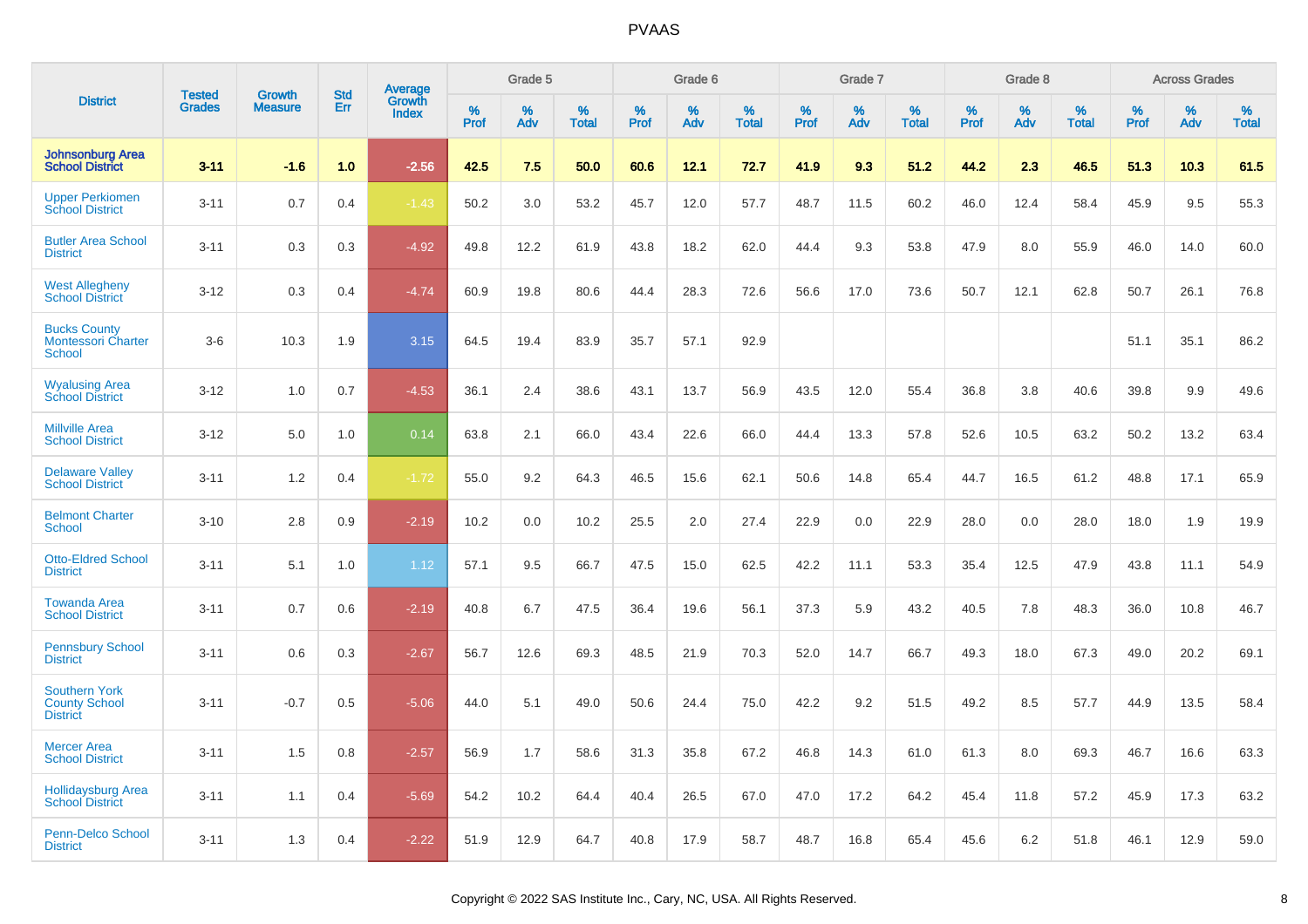# PVAAS

| District | Tested Grades | Growth Measure | Std Err | Average Growth Index | Grade 5 | | | Grade 6 | | | Grade 7 | | | Grade 8 | | | Across Grades | | |
|---|---|---|---|---|---|---|---|---|---|---|---|---|---|---|---|---|---|---|---|
| | | | | | % Prof | % Adv | % Total | % Prof | % Adv | % Total | % Prof | % Adv | % Total | % Prof | % Adv | % Total | % Prof | % Adv | % Total |
| **Johnsonburg Area School District** | **3-11** | **-1.6** | **1.0** | **-2.56** | **42.5** | **7.5** | **50.0** | **60.6** | **12.1** | **72.7** | **41.9** | **9.3** | **51.2** | **44.2** | **2.3** | **46.5** | **51.3** | **10.3** | **61.5** |
| Upper Perkiomen School District | 3-11 | 0.7 | 0.4 | -1.43 | 50.2 | 3.0 | 53.2 | 45.7 | 12.0 | 57.7 | 48.7 | 11.5 | 60.2 | 46.0 | 12.4 | 58.4 | 45.9 | 9.5 | 55.3 |
| Butler Area School District | 3-11 | 0.3 | 0.3 | -4.92 | 49.8 | 12.2 | 61.9 | 43.8 | 18.2 | 62.0 | 44.4 | 9.3 | 53.8 | 47.9 | 8.0 | 55.9 | 46.0 | 14.0 | 60.0 |
| West Allegheny School District | 3-12 | 0.3 | 0.4 | -4.74 | 60.9 | 19.8 | 80.6 | 44.4 | 28.3 | 72.6 | 56.6 | 17.0 | 73.6 | 50.7 | 12.1 | 62.8 | 50.7 | 26.1 | 76.8 |
| Bucks County Montessori Charter School | 3-6 | 10.3 | 1.9 | 3.15 | 64.5 | 19.4 | 83.9 | 35.7 | 57.1 | 92.9 | | | | | | | 51.1 | 35.1 | 86.2 |
| Wyalusing Area School District | 3-12 | 1.0 | 0.7 | -4.53 | 36.1 | 2.4 | 38.6 | 43.1 | 13.7 | 56.9 | 43.5 | 12.0 | 55.4 | 36.8 | 3.8 | 40.6 | 39.8 | 9.9 | 49.6 |
| Millville Area School District | 3-12 | 5.0 | 1.0 | 0.14 | 63.8 | 2.1 | 66.0 | 43.4 | 22.6 | 66.0 | 44.4 | 13.3 | 57.8 | 52.6 | 10.5 | 63.2 | 50.2 | 13.2 | 63.4 |
| Delaware Valley School District | 3-11 | 1.2 | 0.4 | -1.72 | 55.0 | 9.2 | 64.3 | 46.5 | 15.6 | 62.1 | 50.6 | 14.8 | 65.4 | 44.7 | 16.5 | 61.2 | 48.8 | 17.1 | 65.9 |
| Belmont Charter School | 3-10 | 2.8 | 0.9 | -2.19 | 10.2 | 0.0 | 10.2 | 25.5 | 2.0 | 27.4 | 22.9 | 0.0 | 22.9 | 28.0 | 0.0 | 28.0 | 18.0 | 1.9 | 19.9 |
| Otto-Eldred School District | 3-11 | 5.1 | 1.0 | 1.12 | 57.1 | 9.5 | 66.7 | 47.5 | 15.0 | 62.5 | 42.2 | 11.1 | 53.3 | 35.4 | 12.5 | 47.9 | 43.8 | 11.1 | 54.9 |
| Towanda Area School District | 3-11 | 0.7 | 0.6 | -2.19 | 40.8 | 6.7 | 47.5 | 36.4 | 19.6 | 56.1 | 37.3 | 5.9 | 43.2 | 40.5 | 7.8 | 48.3 | 36.0 | 10.8 | 46.7 |
| Pennsbury School District | 3-11 | 0.6 | 0.3 | -2.67 | 56.7 | 12.6 | 69.3 | 48.5 | 21.9 | 70.3 | 52.0 | 14.7 | 66.7 | 49.3 | 18.0 | 67.3 | 49.0 | 20.2 | 69.1 |
| Southern York County School District | 3-11 | -0.7 | 0.5 | -5.06 | 44.0 | 5.1 | 49.0 | 50.6 | 24.4 | 75.0 | 42.2 | 9.2 | 51.5 | 49.2 | 8.5 | 57.7 | 44.9 | 13.5 | 58.4 |
| Mercer Area School District | 3-11 | 1.5 | 0.8 | -2.57 | 56.9 | 1.7 | 58.6 | 31.3 | 35.8 | 67.2 | 46.8 | 14.3 | 61.0 | 61.3 | 8.0 | 69.3 | 46.7 | 16.6 | 63.3 |
| Hollidaysburg Area School District | 3-11 | 1.1 | 0.4 | -5.69 | 54.2 | 10.2 | 64.4 | 40.4 | 26.5 | 67.0 | 47.0 | 17.2 | 64.2 | 45.4 | 11.8 | 57.2 | 45.9 | 17.3 | 63.2 |
| Penn-Delco School District | 3-11 | 1.3 | 0.4 | -2.22 | 51.9 | 12.9 | 64.7 | 40.8 | 17.9 | 58.7 | 48.7 | 16.8 | 65.4 | 45.6 | 6.2 | 51.8 | 46.1 | 12.9 | 59.0 |

Copyright © 2022 SAS Institute Inc., Cary, NC, USA. All Rights Reserved.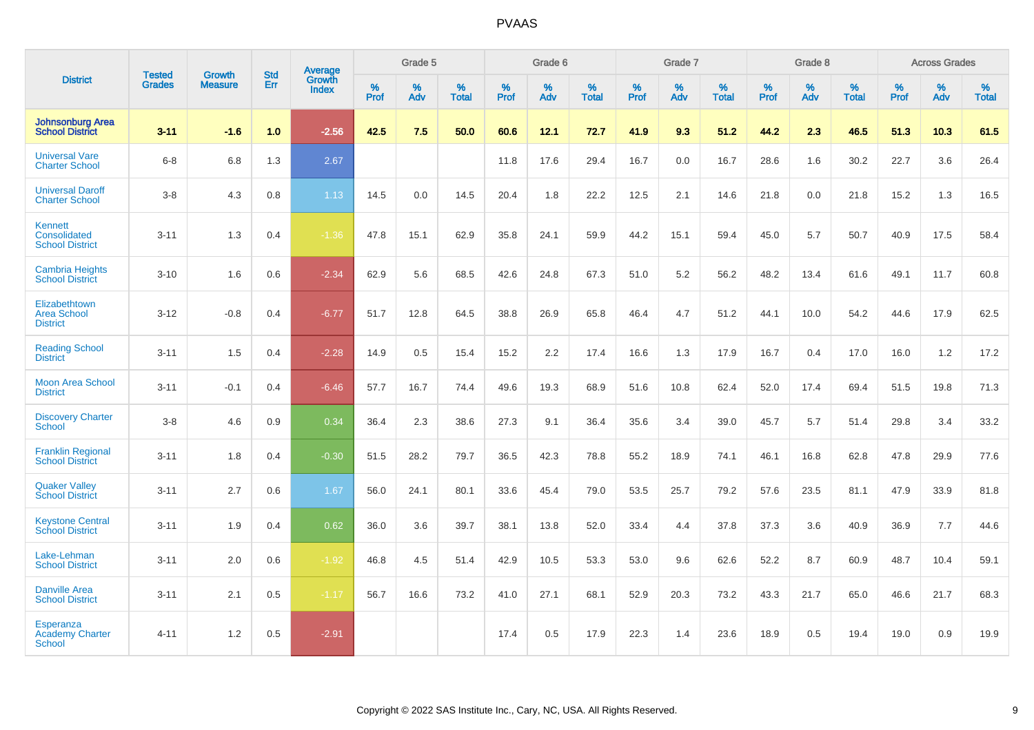# PVAAS

| District | Tested Grades | Growth Measure | Std Err | Average Growth Index | Grade 5 | | | Grade 6 | | | Grade 7 | | | Grade 8 | | | Across Grades | | |
|---|---|---|---|---|---|---|---|---|---|---|---|---|---|---|---|---|---|---|---|
| | | | | | % Prof | % Adv | % Total | % Prof | % Adv | % Total | % Prof | % Adv | % Total | % Prof | % Adv | % Total | % Prof | % Adv | % Total |
| **Johnsonburg Area School District** | **3-11** | **-1.6** | **1.0** | **-2.56** | **42.5** | **7.5** | **50.0** | **60.6** | **12.1** | **72.7** | **41.9** | **9.3** | **51.2** | **44.2** | **2.3** | **46.5** | **51.3** | **10.3** | **61.5** |
| Universal Vare Charter School | 6-8 | 6.8 | 1.3 | 2.67 | | | | 11.8 | 17.6 | 29.4 | 16.7 | 0.0 | 16.7 | 28.6 | 1.6 | 30.2 | 22.7 | 3.6 | 26.4 |
| Universal Daroff Charter School | 3-8 | 4.3 | 0.8 | 1.13 | 14.5 | 0.0 | 14.5 | 20.4 | 1.8 | 22.2 | 12.5 | 2.1 | 14.6 | 21.8 | 0.0 | 21.8 | 15.2 | 1.3 | 16.5 |
| Kennett Consolidated School District | 3-11 | 1.3 | 0.4 | -1.36 | 47.8 | 15.1 | 62.9 | 35.8 | 24.1 | 59.9 | 44.2 | 15.1 | 59.4 | 45.0 | 5.7 | 50.7 | 40.9 | 17.5 | 58.4 |
| Cambria Heights School District | 3-10 | 1.6 | 0.6 | -2.34 | 62.9 | 5.6 | 68.5 | 42.6 | 24.8 | 67.3 | 51.0 | 5.2 | 56.2 | 48.2 | 13.4 | 61.6 | 49.1 | 11.7 | 60.8 |
| Elizabethtown Area School District | 3-12 | -0.8 | 0.4 | -6.77 | 51.7 | 12.8 | 64.5 | 38.8 | 26.9 | 65.8 | 46.4 | 4.7 | 51.2 | 44.1 | 10.0 | 54.2 | 44.6 | 17.9 | 62.5 |
| Reading School District | 3-11 | 1.5 | 0.4 | -2.28 | 14.9 | 0.5 | 15.4 | 15.2 | 2.2 | 17.4 | 16.6 | 1.3 | 17.9 | 16.7 | 0.4 | 17.0 | 16.0 | 1.2 | 17.2 |
| Moon Area School District | 3-11 | -0.1 | 0.4 | -6.46 | 57.7 | 16.7 | 74.4 | 49.6 | 19.3 | 68.9 | 51.6 | 10.8 | 62.4 | 52.0 | 17.4 | 69.4 | 51.5 | 19.8 | 71.3 |
| Discovery Charter School | 3-8 | 4.6 | 0.9 | 0.34 | 36.4 | 2.3 | 38.6 | 27.3 | 9.1 | 36.4 | 35.6 | 3.4 | 39.0 | 45.7 | 5.7 | 51.4 | 29.8 | 3.4 | 33.2 |
| Franklin Regional School District | 3-11 | 1.8 | 0.4 | -0.30 | 51.5 | 28.2 | 79.7 | 36.5 | 42.3 | 78.8 | 55.2 | 18.9 | 74.1 | 46.1 | 16.8 | 62.8 | 47.8 | 29.9 | 77.6 |
| Quaker Valley School District | 3-11 | 2.7 | 0.6 | 1.67 | 56.0 | 24.1 | 80.1 | 33.6 | 45.4 | 79.0 | 53.5 | 25.7 | 79.2 | 57.6 | 23.5 | 81.1 | 47.9 | 33.9 | 81.8 |
| Keystone Central School District | 3-11 | 1.9 | 0.4 | 0.62 | 36.0 | 3.6 | 39.7 | 38.1 | 13.8 | 52.0 | 33.4 | 4.4 | 37.8 | 37.3 | 3.6 | 40.9 | 36.9 | 7.7 | 44.6 |
| Lake-Lehman School District | 3-11 | 2.0 | 0.6 | -1.92 | 46.8 | 4.5 | 51.4 | 42.9 | 10.5 | 53.3 | 53.0 | 9.6 | 62.6 | 52.2 | 8.7 | 60.9 | 48.7 | 10.4 | 59.1 |
| Danville Area School District | 3-11 | 2.1 | 0.5 | -1.17 | 56.7 | 16.6 | 73.2 | 41.0 | 27.1 | 68.1 | 52.9 | 20.3 | 73.2 | 43.3 | 21.7 | 65.0 | 46.6 | 21.7 | 68.3 |
| Esperanza Academy Charter School | 4-11 | 1.2 | 0.5 | -2.91 | | | | 17.4 | 0.5 | 17.9 | 22.3 | 1.4 | 23.6 | 18.9 | 0.5 | 19.4 | 19.0 | 0.9 | 19.9 |

Copyright © 2022 SAS Institute Inc., Cary, NC, USA. All Rights Reserved.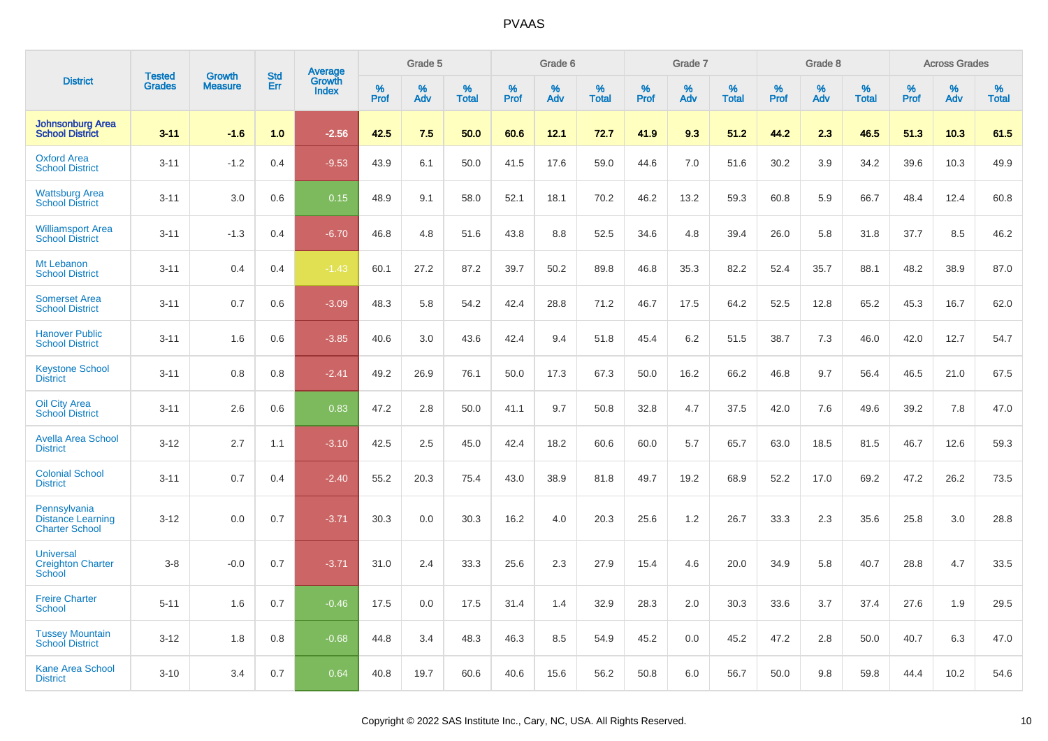| District | Tested Grades | Growth Measure | Std Err | Average Growth Index | Grade 5 | | | Grade 6 | | | Grade 7 | | | Grade 8 | | | Across Grades | | |
|---|---|---|---|---|---|---|---|---|---|---|---|---|---|---|---|---|---|---|---|
| | | | | | % Prof | % Adv | % Total | % Prof | % Adv | % Total | % Prof | % Adv | % Total | % Prof | % Adv | % Total | % Prof | % Adv | % Total |
| **Johnsonburg Area School District** | **3-11** | **-1.6** | **1.0** | **-2.56** | **42.5** | **7.5** | **50.0** | **60.6** | **12.1** | **72.7** | **41.9** | **9.3** | **51.2** | **44.2** | **2.3** | **46.5** | **51.3** | **10.3** | **61.5** |
| Oxford Area School District | 3-11 | -1.2 | 0.4 | -9.53 | 43.9 | 6.1 | 50.0 | 41.5 | 17.6 | 59.0 | 44.6 | 7.0 | 51.6 | 30.2 | 3.9 | 34.2 | 39.6 | 10.3 | 49.9 |
| Wattsburg Area School District | 3-11 | 3.0 | 0.6 | 0.15 | 48.9 | 9.1 | 58.0 | 52.1 | 18.1 | 70.2 | 46.2 | 13.2 | 59.3 | 60.8 | 5.9 | 66.7 | 48.4 | 12.4 | 60.8 |
| Williamsport Area School District | 3-11 | -1.3 | 0.4 | -6.70 | 46.8 | 4.8 | 51.6 | 43.8 | 8.8 | 52.5 | 34.6 | 4.8 | 39.4 | 26.0 | 5.8 | 31.8 | 37.7 | 8.5 | 46.2 |
| Mt Lebanon School District | 3-11 | 0.4 | 0.4 | -1.43 | 60.1 | 27.2 | 87.2 | 39.7 | 50.2 | 89.8 | 46.8 | 35.3 | 82.2 | 52.4 | 35.7 | 88.1 | 48.2 | 38.9 | 87.0 |
| Somerset Area School District | 3-11 | 0.7 | 0.6 | -3.09 | 48.3 | 5.8 | 54.2 | 42.4 | 28.8 | 71.2 | 46.7 | 17.5 | 64.2 | 52.5 | 12.8 | 65.2 | 45.3 | 16.7 | 62.0 |
| Hanover Public School District | 3-11 | 1.6 | 0.6 | -3.85 | 40.6 | 3.0 | 43.6 | 42.4 | 9.4 | 51.8 | 45.4 | 6.2 | 51.5 | 38.7 | 7.3 | 46.0 | 42.0 | 12.7 | 54.7 |
| Keystone School District | 3-11 | 0.8 | 0.8 | -2.41 | 49.2 | 26.9 | 76.1 | 50.0 | 17.3 | 67.3 | 50.0 | 16.2 | 66.2 | 46.8 | 9.7 | 56.4 | 46.5 | 21.0 | 67.5 |
| Oil City Area School District | 3-11 | 2.6 | 0.6 | 0.83 | 47.2 | 2.8 | 50.0 | 41.1 | 9.7 | 50.8 | 32.8 | 4.7 | 37.5 | 42.0 | 7.6 | 49.6 | 39.2 | 7.8 | 47.0 |
| Avella Area School District | 3-12 | 2.7 | 1.1 | -3.10 | 42.5 | 2.5 | 45.0 | 42.4 | 18.2 | 60.6 | 60.0 | 5.7 | 65.7 | 63.0 | 18.5 | 81.5 | 46.7 | 12.6 | 59.3 |
| Colonial School District | 3-11 | 0.7 | 0.4 | -2.40 | 55.2 | 20.3 | 75.4 | 43.0 | 38.9 | 81.8 | 49.7 | 19.2 | 68.9 | 52.2 | 17.0 | 69.2 | 47.2 | 26.2 | 73.5 |
| Pennsylvania Distance Learning Charter School | 3-12 | 0.0 | 0.7 | -3.71 | 30.3 | 0.0 | 30.3 | 16.2 | 4.0 | 20.3 | 25.6 | 1.2 | 26.7 | 33.3 | 2.3 | 35.6 | 25.8 | 3.0 | 28.8 |
| Universal Creighton Charter School | 3-8 | -0.0 | 0.7 | -3.71 | 31.0 | 2.4 | 33.3 | 25.6 | 2.3 | 27.9 | 15.4 | 4.6 | 20.0 | 34.9 | 5.8 | 40.7 | 28.8 | 4.7 | 33.5 |
| Freire Charter School | 5-11 | 1.6 | 0.7 | -0.46 | 17.5 | 0.0 | 17.5 | 31.4 | 1.4 | 32.9 | 28.3 | 2.0 | 30.3 | 33.6 | 3.7 | 37.4 | 27.6 | 1.9 | 29.5 |
| Tussey Mountain School District | 3-12 | 1.8 | 0.8 | -0.68 | 44.8 | 3.4 | 48.3 | 46.3 | 8.5 | 54.9 | 45.2 | 0.0 | 45.2 | 47.2 | 2.8 | 50.0 | 40.7 | 6.3 | 47.0 |
| Kane Area School District | 3-10 | 3.4 | 0.7 | 0.64 | 40.8 | 19.7 | 60.6 | 40.6 | 15.6 | 56.2 | 50.8 | 6.0 | 56.7 | 50.0 | 9.8 | 59.8 | 44.4 | 10.2 | 54.6 |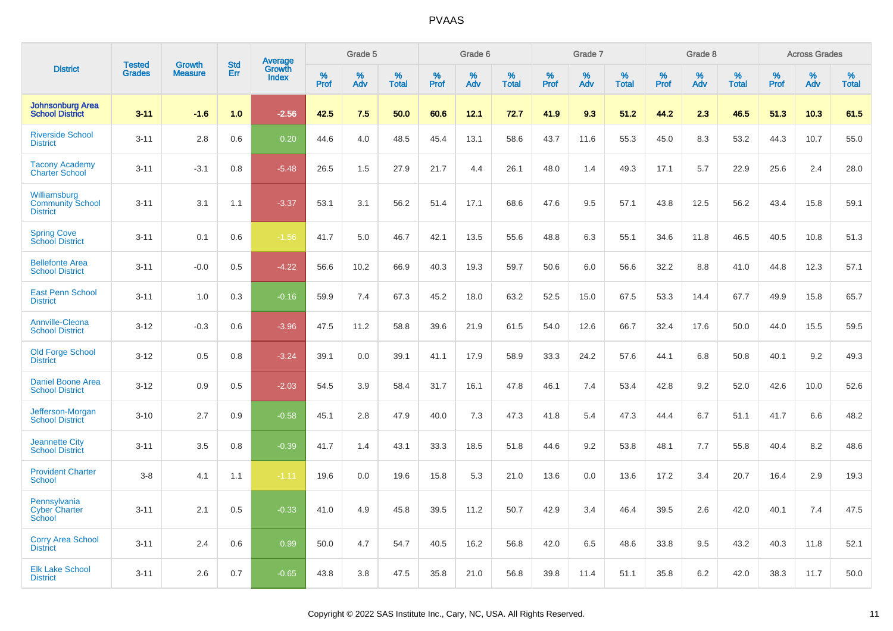PVAAS

| District | Tested Grades | Growth Measure | Std Err | Average Growth Index | Grade 5 | | | Grade 6 | | | Grade 7 | | | Grade 8 | | | Across Grades | | |
|---|---|---|---|---|---|---|---|---|---|---|---|---|---|---|---|---|---|---|---|
| | | | | | % Prof | % Adv | % Total | % Prof | % Adv | % Total | % Prof | % Adv | % Total | % Prof | % Adv | % Total | % Prof | % Adv | % Total |
| **Johnsonburg Area School District** | **3-11** | **-1.6** | **1.0** | **-2.56** | **42.5** | **7.5** | **50.0** | **60.6** | **12.1** | **72.7** | **41.9** | **9.3** | **51.2** | **44.2** | **2.3** | **46.5** | **51.3** | **10.3** | **61.5** |
| Riverside School District | 3-11 | 2.8 | 0.6 | 0.20 | 44.6 | 4.0 | 48.5 | 45.4 | 13.1 | 58.6 | 43.7 | 11.6 | 55.3 | 45.0 | 8.3 | 53.2 | 44.3 | 10.7 | 55.0 |
| Tacony Academy Charter School | 3-11 | -3.1 | 0.8 | -5.48 | 26.5 | 1.5 | 27.9 | 21.7 | 4.4 | 26.1 | 48.0 | 1.4 | 49.3 | 17.1 | 5.7 | 22.9 | 25.6 | 2.4 | 28.0 |
| Williamsburg Community School District | 3-11 | 3.1 | 1.1 | -3.37 | 53.1 | 3.1 | 56.2 | 51.4 | 17.1 | 68.6 | 47.6 | 9.5 | 57.1 | 43.8 | 12.5 | 56.2 | 43.4 | 15.8 | 59.1 |
| Spring Cove School District | 3-11 | 0.1 | 0.6 | -1.56 | 41.7 | 5.0 | 46.7 | 42.1 | 13.5 | 55.6 | 48.8 | 6.3 | 55.1 | 34.6 | 11.8 | 46.5 | 40.5 | 10.8 | 51.3 |
| Bellefonte Area School District | 3-11 | -0.0 | 0.5 | -4.22 | 56.6 | 10.2 | 66.9 | 40.3 | 19.3 | 59.7 | 50.6 | 6.0 | 56.6 | 32.2 | 8.8 | 41.0 | 44.8 | 12.3 | 57.1 |
| East Penn School District | 3-11 | 1.0 | 0.3 | -0.16 | 59.9 | 7.4 | 67.3 | 45.2 | 18.0 | 63.2 | 52.5 | 15.0 | 67.5 | 53.3 | 14.4 | 67.7 | 49.9 | 15.8 | 65.7 |
| Annville-Cleona School District | 3-12 | -0.3 | 0.6 | -3.96 | 47.5 | 11.2 | 58.8 | 39.6 | 21.9 | 61.5 | 54.0 | 12.6 | 66.7 | 32.4 | 17.6 | 50.0 | 44.0 | 15.5 | 59.5 |
| Old Forge School District | 3-12 | 0.5 | 0.8 | -3.24 | 39.1 | 0.0 | 39.1 | 41.1 | 17.9 | 58.9 | 33.3 | 24.2 | 57.6 | 44.1 | 6.8 | 50.8 | 40.1 | 9.2 | 49.3 |
| Daniel Boone Area School District | 3-12 | 0.9 | 0.5 | -2.03 | 54.5 | 3.9 | 58.4 | 31.7 | 16.1 | 47.8 | 46.1 | 7.4 | 53.4 | 42.8 | 9.2 | 52.0 | 42.6 | 10.0 | 52.6 |
| Jefferson-Morgan School District | 3-10 | 2.7 | 0.9 | -0.58 | 45.1 | 2.8 | 47.9 | 40.0 | 7.3 | 47.3 | 41.8 | 5.4 | 47.3 | 44.4 | 6.7 | 51.1 | 41.7 | 6.6 | 48.2 |
| Jeannette City School District | 3-11 | 3.5 | 0.8 | -0.39 | 41.7 | 1.4 | 43.1 | 33.3 | 18.5 | 51.8 | 44.6 | 9.2 | 53.8 | 48.1 | 7.7 | 55.8 | 40.4 | 8.2 | 48.6 |
| Provident Charter School | 3-8 | 4.1 | 1.1 | -1.11 | 19.6 | 0.0 | 19.6 | 15.8 | 5.3 | 21.0 | 13.6 | 0.0 | 13.6 | 17.2 | 3.4 | 20.7 | 16.4 | 2.9 | 19.3 |
| Pennsylvania Cyber Charter School | 3-11 | 2.1 | 0.5 | -0.33 | 41.0 | 4.9 | 45.8 | 39.5 | 11.2 | 50.7 | 42.9 | 3.4 | 46.4 | 39.5 | 2.6 | 42.0 | 40.1 | 7.4 | 47.5 |
| Corry Area School District | 3-11 | 2.4 | 0.6 | 0.99 | 50.0 | 4.7 | 54.7 | 40.5 | 16.2 | 56.8 | 42.0 | 6.5 | 48.6 | 33.8 | 9.5 | 43.2 | 40.3 | 11.8 | 52.1 |
| Elk Lake School District | 3-11 | 2.6 | 0.7 | -0.65 | 43.8 | 3.8 | 47.5 | 35.8 | 21.0 | 56.8 | 39.8 | 11.4 | 51.1 | 35.8 | 6.2 | 42.0 | 38.3 | 11.7 | 50.0 |

Copyright © 2022 SAS Institute Inc., Cary, NC, USA. All Rights Reserved.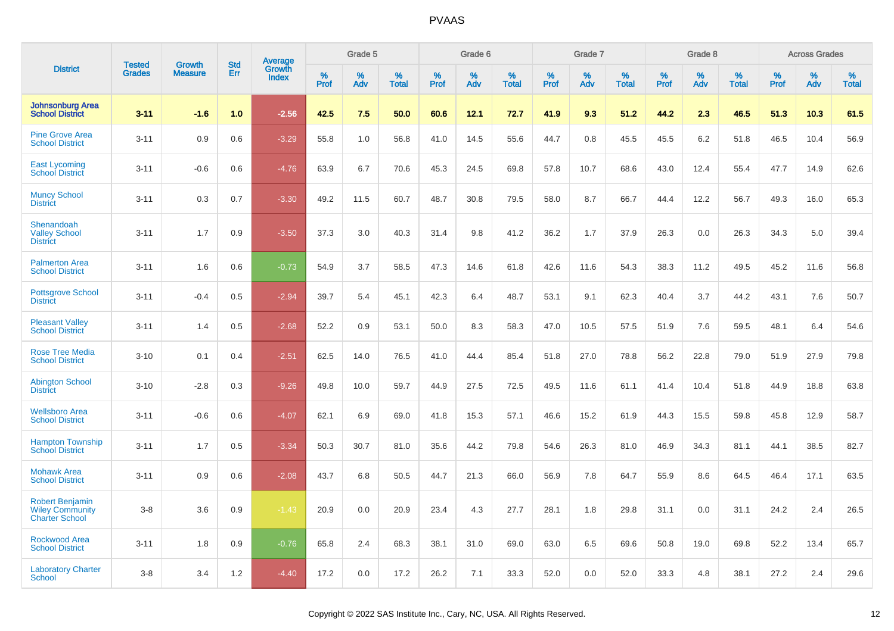| District | Tested Grades | Growth Measure | Std Err | Average Growth Index | Grade 5 | | | Grade 6 | | | Grade 7 | | | Grade 8 | | | Across Grades | | |
|---|---|---|---|---|---|---|---|---|---|---|---|---|---|---|---|---|---|---|---|
| | | | | | % Prof | % Adv | % Total | % Prof | % Adv | % Total | % Prof | % Adv | % Total | % Prof | % Adv | % Total | % Prof | % Adv | % Total |
| **Johnsonburg Area School District** | **3-11** | **-1.6** | **1.0** | **-2.56** | **42.5** | **7.5** | **50.0** | **60.6** | **12.1** | **72.7** | **41.9** | **9.3** | **51.2** | **44.2** | **2.3** | **46.5** | **51.3** | **10.3** | **61.5** |
| Pine Grove Area School District | 3-11 | 0.9 | 0.6 | -3.29 | 55.8 | 1.0 | 56.8 | 41.0 | 14.5 | 55.6 | 44.7 | 0.8 | 45.5 | 45.5 | 6.2 | 51.8 | 46.5 | 10.4 | 56.9 |
| East Lycoming School District | 3-11 | -0.6 | 0.6 | -4.76 | 63.9 | 6.7 | 70.6 | 45.3 | 24.5 | 69.8 | 57.8 | 10.7 | 68.6 | 43.0 | 12.4 | 55.4 | 47.7 | 14.9 | 62.6 |
| Muncy School District | 3-11 | 0.3 | 0.7 | -3.30 | 49.2 | 11.5 | 60.7 | 48.7 | 30.8 | 79.5 | 58.0 | 8.7 | 66.7 | 44.4 | 12.2 | 56.7 | 49.3 | 16.0 | 65.3 |
| Shenandoah Valley School District | 3-11 | 1.7 | 0.9 | -3.50 | 37.3 | 3.0 | 40.3 | 31.4 | 9.8 | 41.2 | 36.2 | 1.7 | 37.9 | 26.3 | 0.0 | 26.3 | 34.3 | 5.0 | 39.4 |
| Palmerton Area School District | 3-11 | 1.6 | 0.6 | -0.73 | 54.9 | 3.7 | 58.5 | 47.3 | 14.6 | 61.8 | 42.6 | 11.6 | 54.3 | 38.3 | 11.2 | 49.5 | 45.2 | 11.6 | 56.8 |
| Pottsgrove School District | 3-11 | -0.4 | 0.5 | -2.94 | 39.7 | 5.4 | 45.1 | 42.3 | 6.4 | 48.7 | 53.1 | 9.1 | 62.3 | 40.4 | 3.7 | 44.2 | 43.1 | 7.6 | 50.7 |
| Pleasant Valley School District | 3-11 | 1.4 | 0.5 | -2.68 | 52.2 | 0.9 | 53.1 | 50.0 | 8.3 | 58.3 | 47.0 | 10.5 | 57.5 | 51.9 | 7.6 | 59.5 | 48.1 | 6.4 | 54.6 |
| Rose Tree Media School District | 3-10 | 0.1 | 0.4 | -2.51 | 62.5 | 14.0 | 76.5 | 41.0 | 44.4 | 85.4 | 51.8 | 27.0 | 78.8 | 56.2 | 22.8 | 79.0 | 51.9 | 27.9 | 79.8 |
| Abington School District | 3-10 | -2.8 | 0.3 | -9.26 | 49.8 | 10.0 | 59.7 | 44.9 | 27.5 | 72.5 | 49.5 | 11.6 | 61.1 | 41.4 | 10.4 | 51.8 | 44.9 | 18.8 | 63.8 |
| Wellsboro Area School District | 3-11 | -0.6 | 0.6 | -4.07 | 62.1 | 6.9 | 69.0 | 41.8 | 15.3 | 57.1 | 46.6 | 15.2 | 61.9 | 44.3 | 15.5 | 59.8 | 45.8 | 12.9 | 58.7 |
| Hampton Township School District | 3-11 | 1.7 | 0.5 | -3.34 | 50.3 | 30.7 | 81.0 | 35.6 | 44.2 | 79.8 | 54.6 | 26.3 | 81.0 | 46.9 | 34.3 | 81.1 | 44.1 | 38.5 | 82.7 |
| Mohawk Area School District | 3-11 | 0.9 | 0.6 | -2.08 | 43.7 | 6.8 | 50.5 | 44.7 | 21.3 | 66.0 | 56.9 | 7.8 | 64.7 | 55.9 | 8.6 | 64.5 | 46.4 | 17.1 | 63.5 |
| Robert Benjamin Wiley Community Charter School | 3-8 | 3.6 | 0.9 | -1.43 | 20.9 | 0.0 | 20.9 | 23.4 | 4.3 | 27.7 | 28.1 | 1.8 | 29.8 | 31.1 | 0.0 | 31.1 | 24.2 | 2.4 | 26.5 |
| Rockwood Area School District | 3-11 | 1.8 | 0.9 | -0.76 | 65.8 | 2.4 | 68.3 | 38.1 | 31.0 | 69.0 | 63.0 | 6.5 | 69.6 | 50.8 | 19.0 | 69.8 | 52.2 | 13.4 | 65.7 |
| Laboratory Charter School | 3-8 | 3.4 | 1.2 | -4.40 | 17.2 | 0.0 | 17.2 | 26.2 | 7.1 | 33.3 | 52.0 | 0.0 | 52.0 | 33.3 | 4.8 | 38.1 | 27.2 | 2.4 | 29.6 |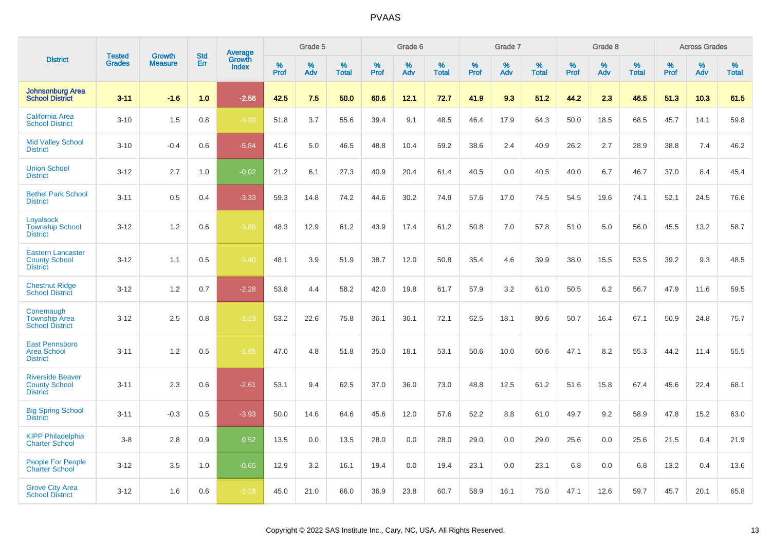# PVAAS

| District | Tested Grades | Growth Measure | Std Err | Average Growth Index | Grade 5 | | | Grade 6 | | | Grade 7 | | | Grade 8 | | | Across Grades | | |
|---|---|---|---|---|---|---|---|---|---|---|---|---|---|---|---|---|---|---|---|
| | | | | | % Prof | % Adv | % Total | % Prof | % Adv | % Total | % Prof | % Adv | % Total | % Prof | % Adv | % Total | % Prof | % Adv | % Total |
| **Johnsonburg Area School District** | **3-11** | **-1.6** | **1.0** | **-2.56** | **42.5** | **7.5** | **50.0** | **60.6** | **12.1** | **72.7** | **41.9** | **9.3** | **51.2** | **44.2** | **2.3** | **46.5** | **51.3** | **10.3** | **61.5** |
| California Area School District | 3-10 | 1.5 | 0.8 | -1.20 | 51.8 | 3.7 | 55.6 | 39.4 | 9.1 | 48.5 | 46.4 | 17.9 | 64.3 | 50.0 | 18.5 | 68.5 | 45.7 | 14.1 | 59.8 |
| Mid Valley School District | 3-10 | -0.4 | 0.6 | -5.84 | 41.6 | 5.0 | 46.5 | 48.8 | 10.4 | 59.2 | 38.6 | 2.4 | 40.9 | 26.2 | 2.7 | 28.9 | 38.8 | 7.4 | 46.2 |
| Union School District | 3-12 | 2.7 | 1.0 | -0.02 | 21.2 | 6.1 | 27.3 | 40.9 | 20.4 | 61.4 | 40.5 | 0.0 | 40.5 | 40.0 | 6.7 | 46.7 | 37.0 | 8.4 | 45.4 |
| Bethel Park School District | 3-11 | 0.5 | 0.4 | -3.33 | 59.3 | 14.8 | 74.2 | 44.6 | 30.2 | 74.9 | 57.6 | 17.0 | 74.5 | 54.5 | 19.6 | 74.1 | 52.1 | 24.5 | 76.6 |
| Loyalsock Township School District | 3-12 | 1.2 | 0.6 | -1.86 | 48.3 | 12.9 | 61.2 | 43.9 | 17.4 | 61.2 | 50.8 | 7.0 | 57.8 | 51.0 | 5.0 | 56.0 | 45.5 | 13.2 | 58.7 |
| Eastern Lancaster County School District | 3-12 | 1.1 | 0.5 | -1.40 | 48.1 | 3.9 | 51.9 | 38.7 | 12.0 | 50.8 | 35.4 | 4.6 | 39.9 | 38.0 | 15.5 | 53.5 | 39.2 | 9.3 | 48.5 |
| Chestnut Ridge School District | 3-12 | 1.2 | 0.7 | -2.28 | 53.8 | 4.4 | 58.2 | 42.0 | 19.8 | 61.7 | 57.9 | 3.2 | 61.0 | 50.5 | 6.2 | 56.7 | 47.9 | 11.6 | 59.5 |
| Conemaugh Township Area School District | 3-12 | 2.5 | 0.8 | -1.19 | 53.2 | 22.6 | 75.8 | 36.1 | 36.1 | 72.1 | 62.5 | 18.1 | 80.6 | 50.7 | 16.4 | 67.1 | 50.9 | 24.8 | 75.7 |
| East Pennsboro Area School District | 3-11 | 1.2 | 0.5 | -1.85 | 47.0 | 4.8 | 51.8 | 35.0 | 18.1 | 53.1 | 50.6 | 10.0 | 60.6 | 47.1 | 8.2 | 55.3 | 44.2 | 11.4 | 55.5 |
| Riverside Beaver County School District | 3-11 | 2.3 | 0.6 | -2.61 | 53.1 | 9.4 | 62.5 | 37.0 | 36.0 | 73.0 | 48.8 | 12.5 | 61.2 | 51.6 | 15.8 | 67.4 | 45.6 | 22.4 | 68.1 |
| Big Spring School District | 3-11 | -0.3 | 0.5 | -3.93 | 50.0 | 14.6 | 64.6 | 45.6 | 12.0 | 57.6 | 52.2 | 8.8 | 61.0 | 49.7 | 9.2 | 58.9 | 47.8 | 15.2 | 63.0 |
| KIPP Philadelphia Charter School | 3-8 | 2.8 | 0.9 | 0.52 | 13.5 | 0.0 | 13.5 | 28.0 | 0.0 | 28.0 | 29.0 | 0.0 | 29.0 | 25.6 | 0.0 | 25.6 | 21.5 | 0.4 | 21.9 |
| People For People Charter School | 3-12 | 3.5 | 1.0 | -0.65 | 12.9 | 3.2 | 16.1 | 19.4 | 0.0 | 19.4 | 23.1 | 0.0 | 23.1 | 6.8 | 0.0 | 6.8 | 13.2 | 0.4 | 13.6 |
| Grove City Area School District | 3-12 | 1.6 | 0.6 | -1.18 | 45.0 | 21.0 | 66.0 | 36.9 | 23.8 | 60.7 | 58.9 | 16.1 | 75.0 | 47.1 | 12.6 | 59.7 | 45.7 | 20.1 | 65.8 |

Copyright © 2022 SAS Institute Inc., Cary, NC, USA. All Rights Reserved.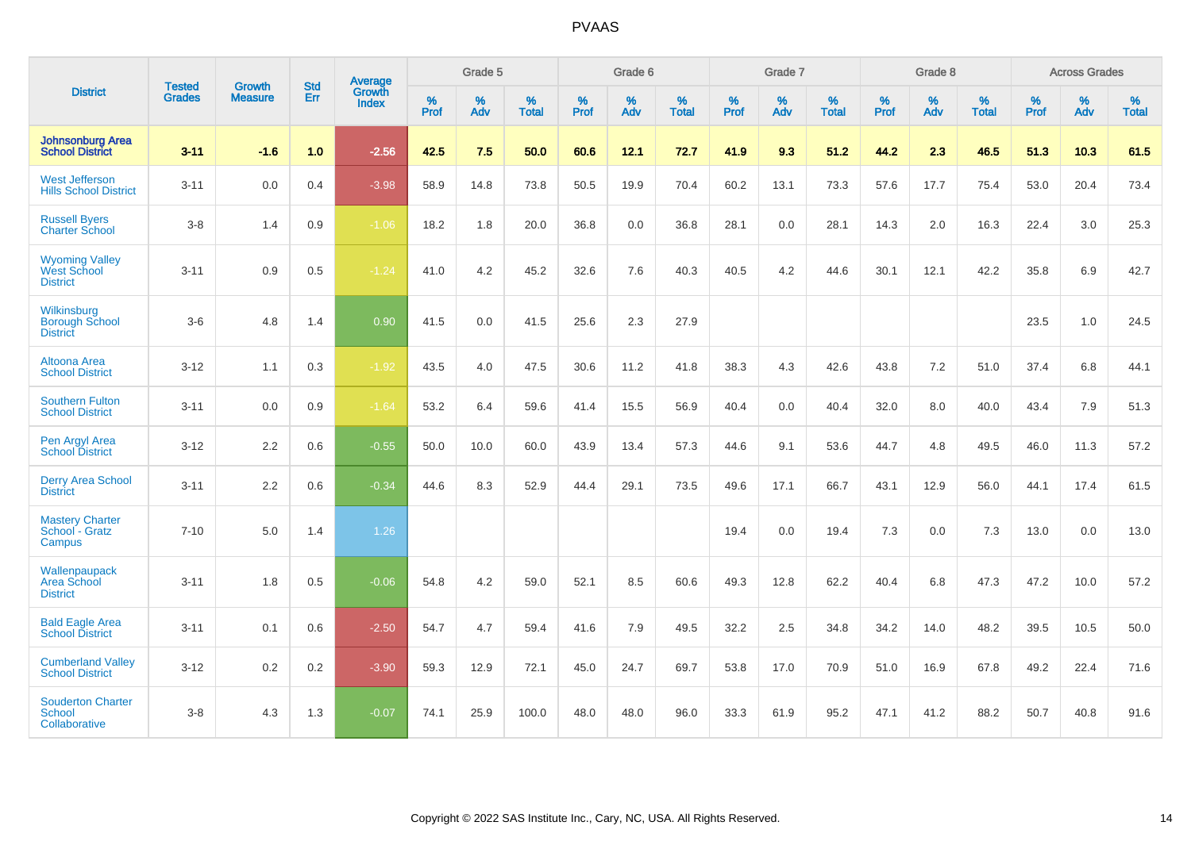# PVAAS

| District | Tested Grades | Growth Measure | Std Err | Average Growth Index | Grade 5 | | | Grade 6 | | | Grade 7 | | | Grade 8 | | | Across Grades | | |
|---|---|---|---|---|---|---|---|---|---|---|---|---|---|---|---|---|---|---|---|
| | | | | | % Prof | % Adv | % Total | % Prof | % Adv | % Total | % Prof | % Adv | % Total | % Prof | % Adv | % Total | % Prof | % Adv | % Total |
| **Johnsonburg Area School District** | **3-11** | **-1.6** | **1.0** | **-2.56** | **42.5** | **7.5** | **50.0** | **60.6** | **12.1** | **72.7** | **41.9** | **9.3** | **51.2** | **44.2** | **2.3** | **46.5** | **51.3** | **10.3** | **61.5** |
| West Jefferson Hills School District | 3-11 | 0.0 | 0.4 | -3.98 | 58.9 | 14.8 | 73.8 | 50.5 | 19.9 | 70.4 | 60.2 | 13.1 | 73.3 | 57.6 | 17.7 | 75.4 | 53.0 | 20.4 | 73.4 |
| Russell Byers Charter School | 3-8 | 1.4 | 0.9 | -1.06 | 18.2 | 1.8 | 20.0 | 36.8 | 0.0 | 36.8 | 28.1 | 0.0 | 28.1 | 14.3 | 2.0 | 16.3 | 22.4 | 3.0 | 25.3 |
| Wyoming Valley West School District | 3-11 | 0.9 | 0.5 | -1.24 | 41.0 | 4.2 | 45.2 | 32.6 | 7.6 | 40.3 | 40.5 | 4.2 | 44.6 | 30.1 | 12.1 | 42.2 | 35.8 | 6.9 | 42.7 |
| Wilkinsburg Borough School District | 3-6 | 4.8 | 1.4 | 0.90 | 41.5 | 0.0 | 41.5 | 25.6 | 2.3 | 27.9 | | | | | | | 23.5 | 1.0 | 24.5 |
| Altoona Area School District | 3-12 | 1.1 | 0.3 | -1.92 | 43.5 | 4.0 | 47.5 | 30.6 | 11.2 | 41.8 | 38.3 | 4.3 | 42.6 | 43.8 | 7.2 | 51.0 | 37.4 | 6.8 | 44.1 |
| Southern Fulton School District | 3-11 | 0.0 | 0.9 | -1.64 | 53.2 | 6.4 | 59.6 | 41.4 | 15.5 | 56.9 | 40.4 | 0.0 | 40.4 | 32.0 | 8.0 | 40.0 | 43.4 | 7.9 | 51.3 |
| Pen Argyl Area School District | 3-12 | 2.2 | 0.6 | -0.55 | 50.0 | 10.0 | 60.0 | 43.9 | 13.4 | 57.3 | 44.6 | 9.1 | 53.6 | 44.7 | 4.8 | 49.5 | 46.0 | 11.3 | 57.2 |
| Derry Area School District | 3-11 | 2.2 | 0.6 | -0.34 | 44.6 | 8.3 | 52.9 | 44.4 | 29.1 | 73.5 | 49.6 | 17.1 | 66.7 | 43.1 | 12.9 | 56.0 | 44.1 | 17.4 | 61.5 |
| Mastery Charter School - Gratz Campus | 7-10 | 5.0 | 1.4 | 1.26 | | | | | | | 19.4 | 0.0 | 19.4 | 7.3 | 0.0 | 7.3 | 13.0 | 0.0 | 13.0 |
| Wallenpaupack Area School District | 3-11 | 1.8 | 0.5 | -0.06 | 54.8 | 4.2 | 59.0 | 52.1 | 8.5 | 60.6 | 49.3 | 12.8 | 62.2 | 40.4 | 6.8 | 47.3 | 47.2 | 10.0 | 57.2 |
| Bald Eagle Area School District | 3-11 | 0.1 | 0.6 | -2.50 | 54.7 | 4.7 | 59.4 | 41.6 | 7.9 | 49.5 | 32.2 | 2.5 | 34.8 | 34.2 | 14.0 | 48.2 | 39.5 | 10.5 | 50.0 |
| Cumberland Valley School District | 3-12 | 0.2 | 0.2 | -3.90 | 59.3 | 12.9 | 72.1 | 45.0 | 24.7 | 69.7 | 53.8 | 17.0 | 70.9 | 51.0 | 16.9 | 67.8 | 49.2 | 22.4 | 71.6 |
| Souderton Charter School Collaborative | 3-8 | 4.3 | 1.3 | -0.07 | 74.1 | 25.9 | 100.0 | 48.0 | 48.0 | 96.0 | 33.3 | 61.9 | 95.2 | 47.1 | 41.2 | 88.2 | 50.7 | 40.8 | 91.6 |

Copyright © 2022 SAS Institute Inc., Cary, NC, USA. All Rights Reserved.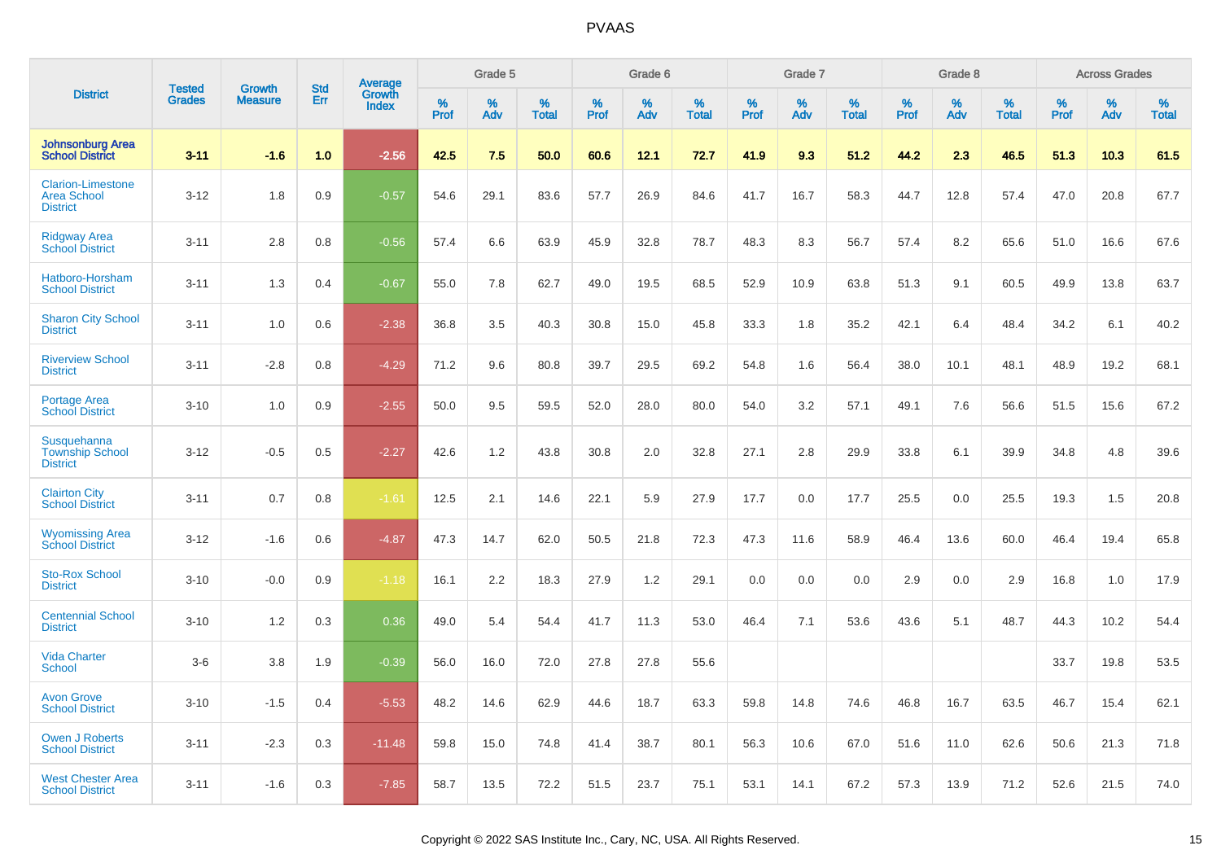# PVAAS

| District | Tested Grades | Growth Measure | Std Err | Average Growth Index | Grade 5 | | | Grade 6 | | | Grade 7 | | | Grade 8 | | | Across Grades | | |
|---|---|---|---|---|---|---|---|---|---|---|---|---|---|---|---|---|---|---|---|
| | | | | | % Prof | % Adv | % Total | % Prof | % Adv | % Total | % Prof | % Adv | % Total | % Prof | % Adv | % Total | % Prof | % Adv | % Total |
| **Johnsonburg Area School District** | **3-11** | **-1.6** | **1.0** | **-2.56** | **42.5** | **7.5** | **50.0** | **60.6** | **12.1** | **72.7** | **41.9** | **9.3** | **51.2** | **44.2** | **2.3** | **46.5** | **51.3** | **10.3** | **61.5** |
| Clarion-Limestone Area School District | 3-12 | 1.8 | 0.9 | -0.57 | 54.6 | 29.1 | 83.6 | 57.7 | 26.9 | 84.6 | 41.7 | 16.7 | 58.3 | 44.7 | 12.8 | 57.4 | 47.0 | 20.8 | 67.7 |
| Ridgway Area School District | 3-11 | 2.8 | 0.8 | -0.56 | 57.4 | 6.6 | 63.9 | 45.9 | 32.8 | 78.7 | 48.3 | 8.3 | 56.7 | 57.4 | 8.2 | 65.6 | 51.0 | 16.6 | 67.6 |
| Hatboro-Horsham School District | 3-11 | 1.3 | 0.4 | -0.67 | 55.0 | 7.8 | 62.7 | 49.0 | 19.5 | 68.5 | 52.9 | 10.9 | 63.8 | 51.3 | 9.1 | 60.5 | 49.9 | 13.8 | 63.7 |
| Sharon City School District | 3-11 | 1.0 | 0.6 | -2.38 | 36.8 | 3.5 | 40.3 | 30.8 | 15.0 | 45.8 | 33.3 | 1.8 | 35.2 | 42.1 | 6.4 | 48.4 | 34.2 | 6.1 | 40.2 |
| Riverview School District | 3-11 | -2.8 | 0.8 | -4.29 | 71.2 | 9.6 | 80.8 | 39.7 | 29.5 | 69.2 | 54.8 | 1.6 | 56.4 | 38.0 | 10.1 | 48.1 | 48.9 | 19.2 | 68.1 |
| Portage Area School District | 3-10 | 1.0 | 0.9 | -2.55 | 50.0 | 9.5 | 59.5 | 52.0 | 28.0 | 80.0 | 54.0 | 3.2 | 57.1 | 49.1 | 7.6 | 56.6 | 51.5 | 15.6 | 67.2 |
| Susquehanna Township School District | 3-12 | -0.5 | 0.5 | -2.27 | 42.6 | 1.2 | 43.8 | 30.8 | 2.0 | 32.8 | 27.1 | 2.8 | 29.9 | 33.8 | 6.1 | 39.9 | 34.8 | 4.8 | 39.6 |
| Clairton City School District | 3-11 | 0.7 | 0.8 | -1.61 | 12.5 | 2.1 | 14.6 | 22.1 | 5.9 | 27.9 | 17.7 | 0.0 | 17.7 | 25.5 | 0.0 | 25.5 | 19.3 | 1.5 | 20.8 |
| Wyomissing Area School District | 3-12 | -1.6 | 0.6 | -4.87 | 47.3 | 14.7 | 62.0 | 50.5 | 21.8 | 72.3 | 47.3 | 11.6 | 58.9 | 46.4 | 13.6 | 60.0 | 46.4 | 19.4 | 65.8 |
| Sto-Rox School District | 3-10 | -0.0 | 0.9 | -1.18 | 16.1 | 2.2 | 18.3 | 27.9 | 1.2 | 29.1 | 0.0 | 0.0 | 0.0 | 2.9 | 0.0 | 2.9 | 16.8 | 1.0 | 17.9 |
| Centennial School District | 3-10 | 1.2 | 0.3 | 0.36 | 49.0 | 5.4 | 54.4 | 41.7 | 11.3 | 53.0 | 46.4 | 7.1 | 53.6 | 43.6 | 5.1 | 48.7 | 44.3 | 10.2 | 54.4 |
| Vida Charter School | 3-6 | 3.8 | 1.9 | -0.39 | 56.0 | 16.0 | 72.0 | 27.8 | 27.8 | 55.6 | | | | | | | 33.7 | 19.8 | 53.5 |
| Avon Grove School District | 3-10 | -1.5 | 0.4 | -5.53 | 48.2 | 14.6 | 62.9 | 44.6 | 18.7 | 63.3 | 59.8 | 14.8 | 74.6 | 46.8 | 16.7 | 63.5 | 46.7 | 15.4 | 62.1 |
| Owen J Roberts School District | 3-11 | -2.3 | 0.3 | -11.48 | 59.8 | 15.0 | 74.8 | 41.4 | 38.7 | 80.1 | 56.3 | 10.6 | 67.0 | 51.6 | 11.0 | 62.6 | 50.6 | 21.3 | 71.8 |
| West Chester Area School District | 3-11 | -1.6 | 0.3 | -7.85 | 58.7 | 13.5 | 72.2 | 51.5 | 23.7 | 75.1 | 53.1 | 14.1 | 67.2 | 57.3 | 13.9 | 71.2 | 52.6 | 21.5 | 74.0 |

Copyright © 2022 SAS Institute Inc., Cary, NC, USA. All Rights Reserved.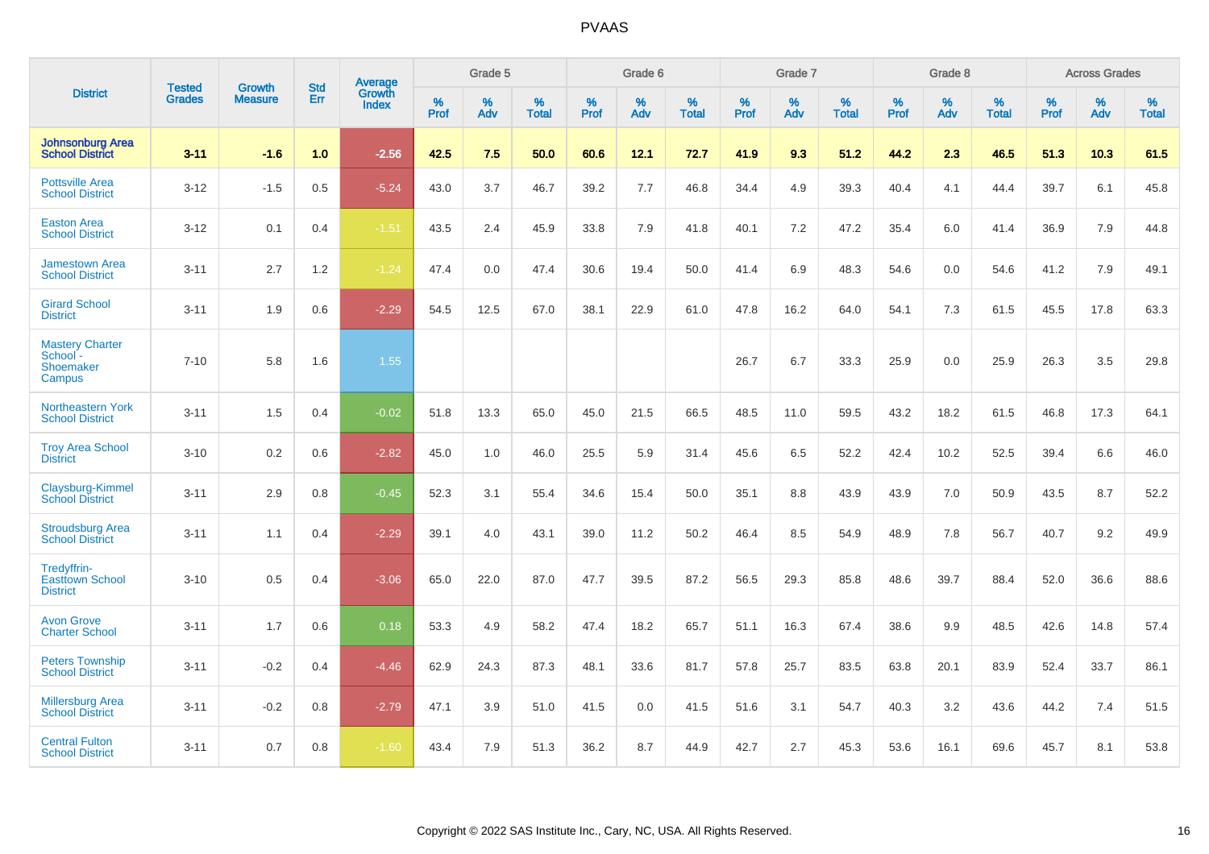# PVAAS

| District | Tested Grades | Growth Measure | Std Err | Average Growth Index | Grade 5 | | | Grade 6 | | | Grade 7 | | | Grade 8 | | | Across Grades | | |
|---|---|---|---|---|---|---|---|---|---|---|---|---|---|---|---|---|---|---|---|
| | | | | | % Prof | % Adv | % Total | % Prof | % Adv | % Total | % Prof | % Adv | % Total | % Prof | % Adv | % Total | % Prof | % Adv | % Total |
| **Johnsonburg Area School District** | **3-11** | **-1.6** | **1.0** | **-2.56** | **42.5** | **7.5** | **50.0** | **60.6** | **12.1** | **72.7** | **41.9** | **9.3** | **51.2** | **44.2** | **2.3** | **46.5** | **51.3** | **10.3** | **61.5** |
| Pottsville Area School District | 3-12 | -1.5 | 0.5 | -5.24 | 43.0 | 3.7 | 46.7 | 39.2 | 7.7 | 46.8 | 34.4 | 4.9 | 39.3 | 40.4 | 4.1 | 44.4 | 39.7 | 6.1 | 45.8 |
| Easton Area School District | 3-12 | 0.1 | 0.4 | -1.51 | 43.5 | 2.4 | 45.9 | 33.8 | 7.9 | 41.8 | 40.1 | 7.2 | 47.2 | 35.4 | 6.0 | 41.4 | 36.9 | 7.9 | 44.8 |
| Jamestown Area School District | 3-11 | 2.7 | 1.2 | -1.24 | 47.4 | 0.0 | 47.4 | 30.6 | 19.4 | 50.0 | 41.4 | 6.9 | 48.3 | 54.6 | 0.0 | 54.6 | 41.2 | 7.9 | 49.1 |
| Girard School District | 3-11 | 1.9 | 0.6 | -2.29 | 54.5 | 12.5 | 67.0 | 38.1 | 22.9 | 61.0 | 47.8 | 16.2 | 64.0 | 54.1 | 7.3 | 61.5 | 45.5 | 17.8 | 63.3 |
| Mastery Charter School - Shoemaker Campus | 7-10 | 5.8 | 1.6 | 1.55 | | | | | | | 26.7 | 6.7 | 33.3 | 25.9 | 0.0 | 25.9 | 26.3 | 3.5 | 29.8 |
| Northeastern York School District | 3-11 | 1.5 | 0.4 | -0.02 | 51.8 | 13.3 | 65.0 | 45.0 | 21.5 | 66.5 | 48.5 | 11.0 | 59.5 | 43.2 | 18.2 | 61.5 | 46.8 | 17.3 | 64.1 |
| Troy Area School District | 3-10 | 0.2 | 0.6 | -2.82 | 45.0 | 1.0 | 46.0 | 25.5 | 5.9 | 31.4 | 45.6 | 6.5 | 52.2 | 42.4 | 10.2 | 52.5 | 39.4 | 6.6 | 46.0 |
| Claysburg-Kimmel School District | 3-11 | 2.9 | 0.8 | -0.45 | 52.3 | 3.1 | 55.4 | 34.6 | 15.4 | 50.0 | 35.1 | 8.8 | 43.9 | 43.9 | 7.0 | 50.9 | 43.5 | 8.7 | 52.2 |
| Stroudsburg Area School District | 3-11 | 1.1 | 0.4 | -2.29 | 39.1 | 4.0 | 43.1 | 39.0 | 11.2 | 50.2 | 46.4 | 8.5 | 54.9 | 48.9 | 7.8 | 56.7 | 40.7 | 9.2 | 49.9 |
| Tredyffrin-Easttown School District | 3-10 | 0.5 | 0.4 | -3.06 | 65.0 | 22.0 | 87.0 | 47.7 | 39.5 | 87.2 | 56.5 | 29.3 | 85.8 | 48.6 | 39.7 | 88.4 | 52.0 | 36.6 | 88.6 |
| Avon Grove Charter School | 3-11 | 1.7 | 0.6 | 0.18 | 53.3 | 4.9 | 58.2 | 47.4 | 18.2 | 65.7 | 51.1 | 16.3 | 67.4 | 38.6 | 9.9 | 48.5 | 42.6 | 14.8 | 57.4 |
| Peters Township School District | 3-11 | -0.2 | 0.4 | -4.46 | 62.9 | 24.3 | 87.3 | 48.1 | 33.6 | 81.7 | 57.8 | 25.7 | 83.5 | 63.8 | 20.1 | 83.9 | 52.4 | 33.7 | 86.1 |
| Millersburg Area School District | 3-11 | -0.2 | 0.8 | -2.79 | 47.1 | 3.9 | 51.0 | 41.5 | 0.0 | 41.5 | 51.6 | 3.1 | 54.7 | 40.3 | 3.2 | 43.6 | 44.2 | 7.4 | 51.5 |
| Central Fulton School District | 3-11 | 0.7 | 0.8 | -1.60 | 43.4 | 7.9 | 51.3 | 36.2 | 8.7 | 44.9 | 42.7 | 2.7 | 45.3 | 53.6 | 16.1 | 69.6 | 45.7 | 8.1 | 53.8 |

Copyright © 2022 SAS Institute Inc., Cary, NC, USA. All Rights Reserved.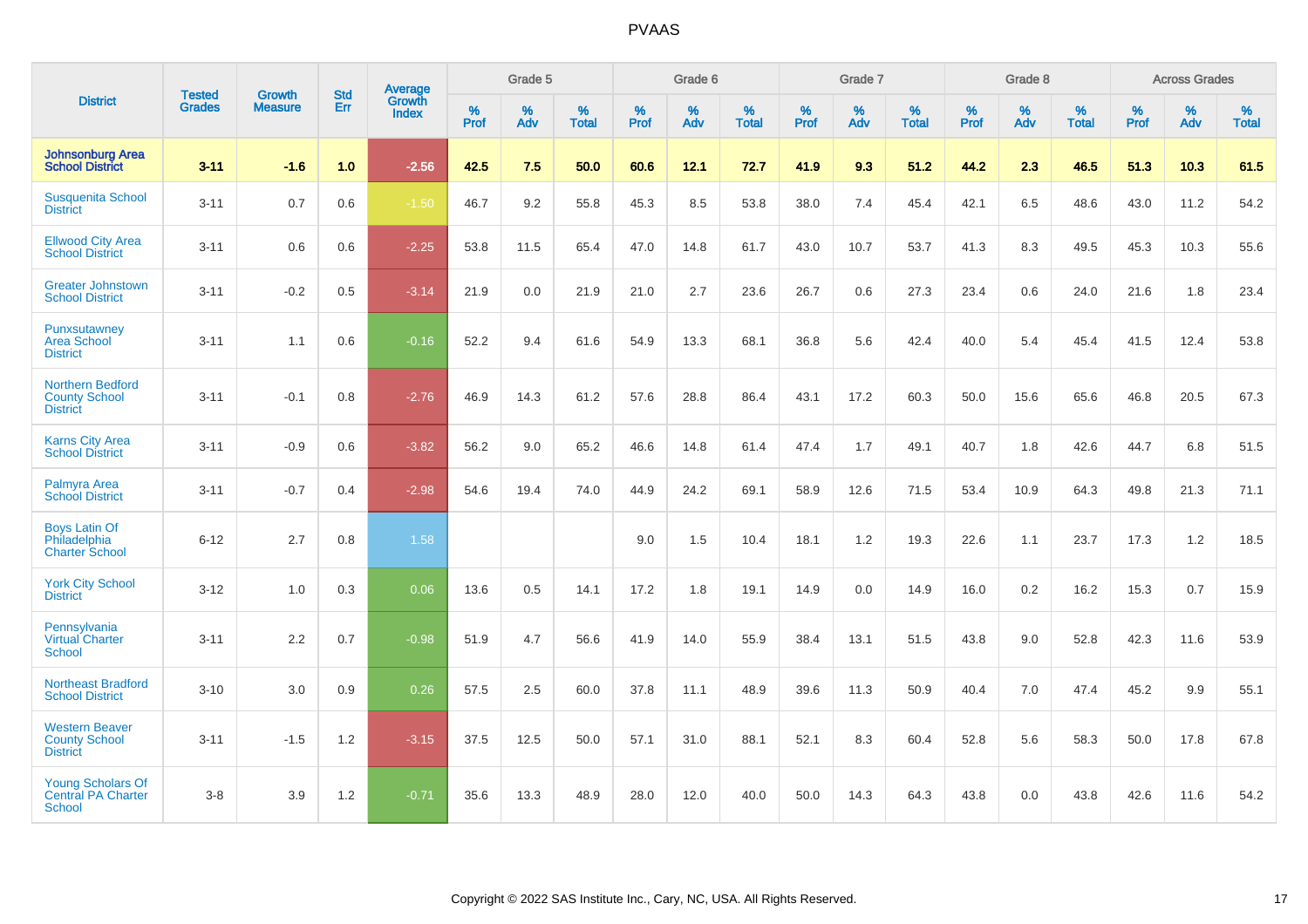# PVAAS

| District | Tested Grades | Growth Measure | Std Err | Average Growth Index | Grade 5 | | | Grade 6 | | | Grade 7 | | | Grade 8 | | | Across Grades | | |
|---|---|---|---|---|---|---|---|---|---|---|---|---|---|---|---|---|---|---|---|
| | | | | | % Prof | % Adv | % Total | % Prof | % Adv | % Total | % Prof | % Adv | % Total | % Prof | % Adv | % Total | % Prof | % Adv | % Total |
| **Johnsonburg Area School District** | **3-11** | **-1.6** | **1.0** | **-2.56** | **42.5** | **7.5** | **50.0** | **60.6** | **12.1** | **72.7** | **41.9** | **9.3** | **51.2** | **44.2** | **2.3** | **46.5** | **51.3** | **10.3** | **61.5** |
| Susquenita School District | 3-11 | 0.7 | 0.6 | -1.50 | 46.7 | 9.2 | 55.8 | 45.3 | 8.5 | 53.8 | 38.0 | 7.4 | 45.4 | 42.1 | 6.5 | 48.6 | 43.0 | 11.2 | 54.2 |
| Ellwood City Area School District | 3-11 | 0.6 | 0.6 | -2.25 | 53.8 | 11.5 | 65.4 | 47.0 | 14.8 | 61.7 | 43.0 | 10.7 | 53.7 | 41.3 | 8.3 | 49.5 | 45.3 | 10.3 | 55.6 |
| Greater Johnstown School District | 3-11 | -0.2 | 0.5 | -3.14 | 21.9 | 0.0 | 21.9 | 21.0 | 2.7 | 23.6 | 26.7 | 0.6 | 27.3 | 23.4 | 0.6 | 24.0 | 21.6 | 1.8 | 23.4 |
| Punxsutawney Area School District | 3-11 | 1.1 | 0.6 | -0.16 | 52.2 | 9.4 | 61.6 | 54.9 | 13.3 | 68.1 | 36.8 | 5.6 | 42.4 | 40.0 | 5.4 | 45.4 | 41.5 | 12.4 | 53.8 |
| Northern Bedford County School District | 3-11 | -0.1 | 0.8 | -2.76 | 46.9 | 14.3 | 61.2 | 57.6 | 28.8 | 86.4 | 43.1 | 17.2 | 60.3 | 50.0 | 15.6 | 65.6 | 46.8 | 20.5 | 67.3 |
| Karns City Area School District | 3-11 | -0.9 | 0.6 | -3.82 | 56.2 | 9.0 | 65.2 | 46.6 | 14.8 | 61.4 | 47.4 | 1.7 | 49.1 | 40.7 | 1.8 | 42.6 | 44.7 | 6.8 | 51.5 |
| Palmyra Area School District | 3-11 | -0.7 | 0.4 | -2.98 | 54.6 | 19.4 | 74.0 | 44.9 | 24.2 | 69.1 | 58.9 | 12.6 | 71.5 | 53.4 | 10.9 | 64.3 | 49.8 | 21.3 | 71.1 |
| Boys Latin Of Philadelphia Charter School | 6-12 | 2.7 | 0.8 | 1.58 | | | | 9.0 | 1.5 | 10.4 | 18.1 | 1.2 | 19.3 | 22.6 | 1.1 | 23.7 | 17.3 | 1.2 | 18.5 |
| York City School District | 3-12 | 1.0 | 0.3 | 0.06 | 13.6 | 0.5 | 14.1 | 17.2 | 1.8 | 19.1 | 14.9 | 0.0 | 14.9 | 16.0 | 0.2 | 16.2 | 15.3 | 0.7 | 15.9 |
| Pennsylvania Virtual Charter School | 3-11 | 2.2 | 0.7 | -0.98 | 51.9 | 4.7 | 56.6 | 41.9 | 14.0 | 55.9 | 38.4 | 13.1 | 51.5 | 43.8 | 9.0 | 52.8 | 42.3 | 11.6 | 53.9 |
| Northeast Bradford School District | 3-10 | 3.0 | 0.9 | 0.26 | 57.5 | 2.5 | 60.0 | 37.8 | 11.1 | 48.9 | 39.6 | 11.3 | 50.9 | 40.4 | 7.0 | 47.4 | 45.2 | 9.9 | 55.1 |
| Western Beaver County School District | 3-11 | -1.5 | 1.2 | -3.15 | 37.5 | 12.5 | 50.0 | 57.1 | 31.0 | 88.1 | 52.1 | 8.3 | 60.4 | 52.8 | 5.6 | 58.3 | 50.0 | 17.8 | 67.8 |
| Young Scholars Of Central PA Charter School | 3-8 | 3.9 | 1.2 | -0.71 | 35.6 | 13.3 | 48.9 | 28.0 | 12.0 | 40.0 | 50.0 | 14.3 | 64.3 | 43.8 | 0.0 | 43.8 | 42.6 | 11.6 | 54.2 |

Copyright © 2022 SAS Institute Inc., Cary, NC, USA. All Rights Reserved.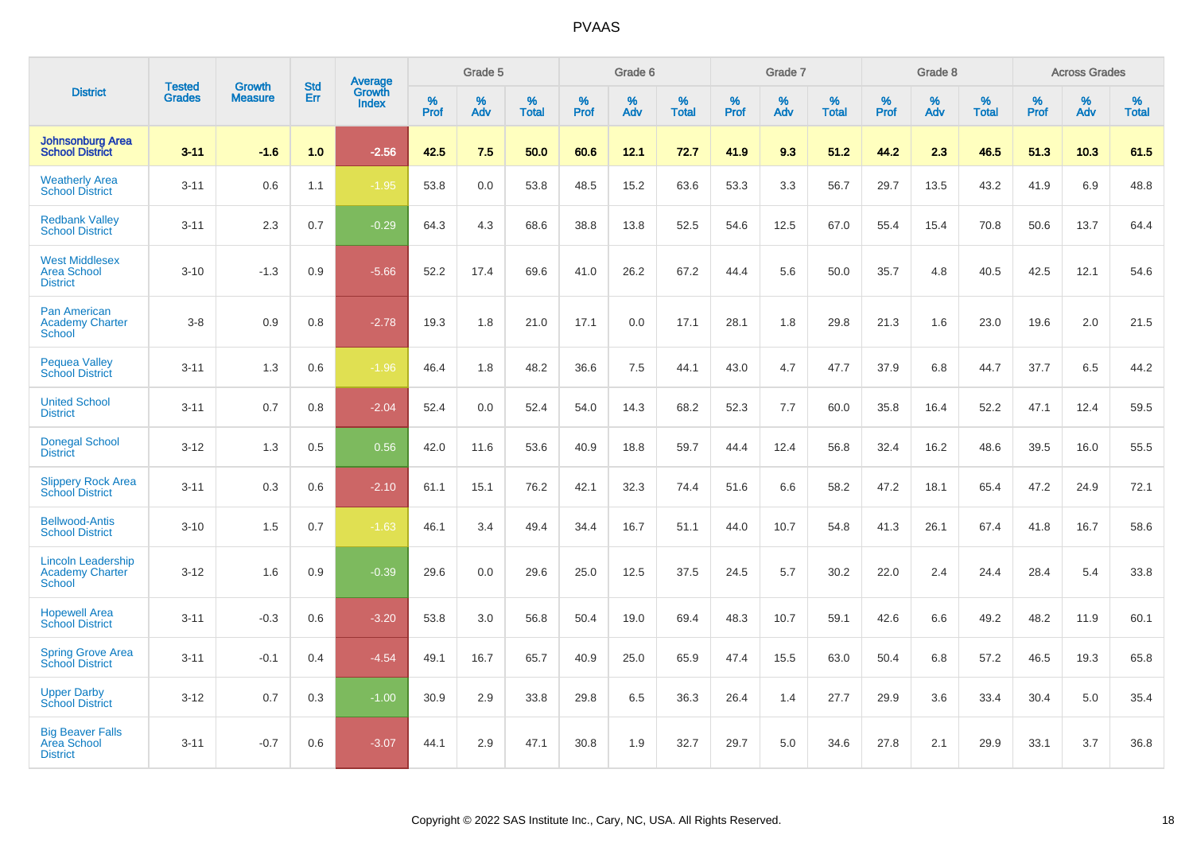# PVAAS

| District | Tested Grades | Growth Measure | Std Err | Average Growth Index | Grade 5 | | | Grade 6 | | | Grade 7 | | | Grade 8 | | | Across Grades | | |
|---|---|---|---|---|---|---|---|---|---|---|---|---|---|---|---|---|---|---|---|
| | | | | | % Prof | % Adv | % Total | % Prof | % Adv | % Total | % Prof | % Adv | % Total | % Prof | % Adv | % Total | % Prof | % Adv | % Total |
| **Johnsonburg Area School District** | **3-11** | **-1.6** | **1.0** | **-2.56** | **42.5** | **7.5** | **50.0** | **60.6** | **12.1** | **72.7** | **41.9** | **9.3** | **51.2** | **44.2** | **2.3** | **46.5** | **51.3** | **10.3** | **61.5** |
| Weatherly Area School District | 3-11 | 0.6 | 1.1 | -1.95 | 53.8 | 0.0 | 53.8 | 48.5 | 15.2 | 63.6 | 53.3 | 3.3 | 56.7 | 29.7 | 13.5 | 43.2 | 41.9 | 6.9 | 48.8 |
| Redbank Valley School District | 3-11 | 2.3 | 0.7 | -0.29 | 64.3 | 4.3 | 68.6 | 38.8 | 13.8 | 52.5 | 54.6 | 12.5 | 67.0 | 55.4 | 15.4 | 70.8 | 50.6 | 13.7 | 64.4 |
| West Middlesex Area School District | 3-10 | -1.3 | 0.9 | -5.66 | 52.2 | 17.4 | 69.6 | 41.0 | 26.2 | 67.2 | 44.4 | 5.6 | 50.0 | 35.7 | 4.8 | 40.5 | 42.5 | 12.1 | 54.6 |
| Pan American Academy Charter School | 3-8 | 0.9 | 0.8 | -2.78 | 19.3 | 1.8 | 21.0 | 17.1 | 0.0 | 17.1 | 28.1 | 1.8 | 29.8 | 21.3 | 1.6 | 23.0 | 19.6 | 2.0 | 21.5 |
| Pequea Valley School District | 3-11 | 1.3 | 0.6 | -1.96 | 46.4 | 1.8 | 48.2 | 36.6 | 7.5 | 44.1 | 43.0 | 4.7 | 47.7 | 37.9 | 6.8 | 44.7 | 37.7 | 6.5 | 44.2 |
| United School District | 3-11 | 0.7 | 0.8 | -2.04 | 52.4 | 0.0 | 52.4 | 54.0 | 14.3 | 68.2 | 52.3 | 7.7 | 60.0 | 35.8 | 16.4 | 52.2 | 47.1 | 12.4 | 59.5 |
| Donegal School District | 3-12 | 1.3 | 0.5 | 0.56 | 42.0 | 11.6 | 53.6 | 40.9 | 18.8 | 59.7 | 44.4 | 12.4 | 56.8 | 32.4 | 16.2 | 48.6 | 39.5 | 16.0 | 55.5 |
| Slippery Rock Area School District | 3-11 | 0.3 | 0.6 | -2.10 | 61.1 | 15.1 | 76.2 | 42.1 | 32.3 | 74.4 | 51.6 | 6.6 | 58.2 | 47.2 | 18.1 | 65.4 | 47.2 | 24.9 | 72.1 |
| Bellwood-Antis School District | 3-10 | 1.5 | 0.7 | -1.63 | 46.1 | 3.4 | 49.4 | 34.4 | 16.7 | 51.1 | 44.0 | 10.7 | 54.8 | 41.3 | 26.1 | 67.4 | 41.8 | 16.7 | 58.6 |
| Lincoln Leadership Academy Charter School | 3-12 | 1.6 | 0.9 | -0.39 | 29.6 | 0.0 | 29.6 | 25.0 | 12.5 | 37.5 | 24.5 | 5.7 | 30.2 | 22.0 | 2.4 | 24.4 | 28.4 | 5.4 | 33.8 |
| Hopewell Area School District | 3-11 | -0.3 | 0.6 | -3.20 | 53.8 | 3.0 | 56.8 | 50.4 | 19.0 | 69.4 | 48.3 | 10.7 | 59.1 | 42.6 | 6.6 | 49.2 | 48.2 | 11.9 | 60.1 |
| Spring Grove Area School District | 3-11 | -0.1 | 0.4 | -4.54 | 49.1 | 16.7 | 65.7 | 40.9 | 25.0 | 65.9 | 47.4 | 15.5 | 63.0 | 50.4 | 6.8 | 57.2 | 46.5 | 19.3 | 65.8 |
| Upper Darby School District | 3-12 | 0.7 | 0.3 | -1.00 | 30.9 | 2.9 | 33.8 | 29.8 | 6.5 | 36.3 | 26.4 | 1.4 | 27.7 | 29.9 | 3.6 | 33.4 | 30.4 | 5.0 | 35.4 |
| Big Beaver Falls Area School District | 3-11 | -0.7 | 0.6 | -3.07 | 44.1 | 2.9 | 47.1 | 30.8 | 1.9 | 32.7 | 29.7 | 5.0 | 34.6 | 27.8 | 2.1 | 29.9 | 33.1 | 3.7 | 36.8 |

Copyright © 2022 SAS Institute Inc., Cary, NC, USA. All Rights Reserved.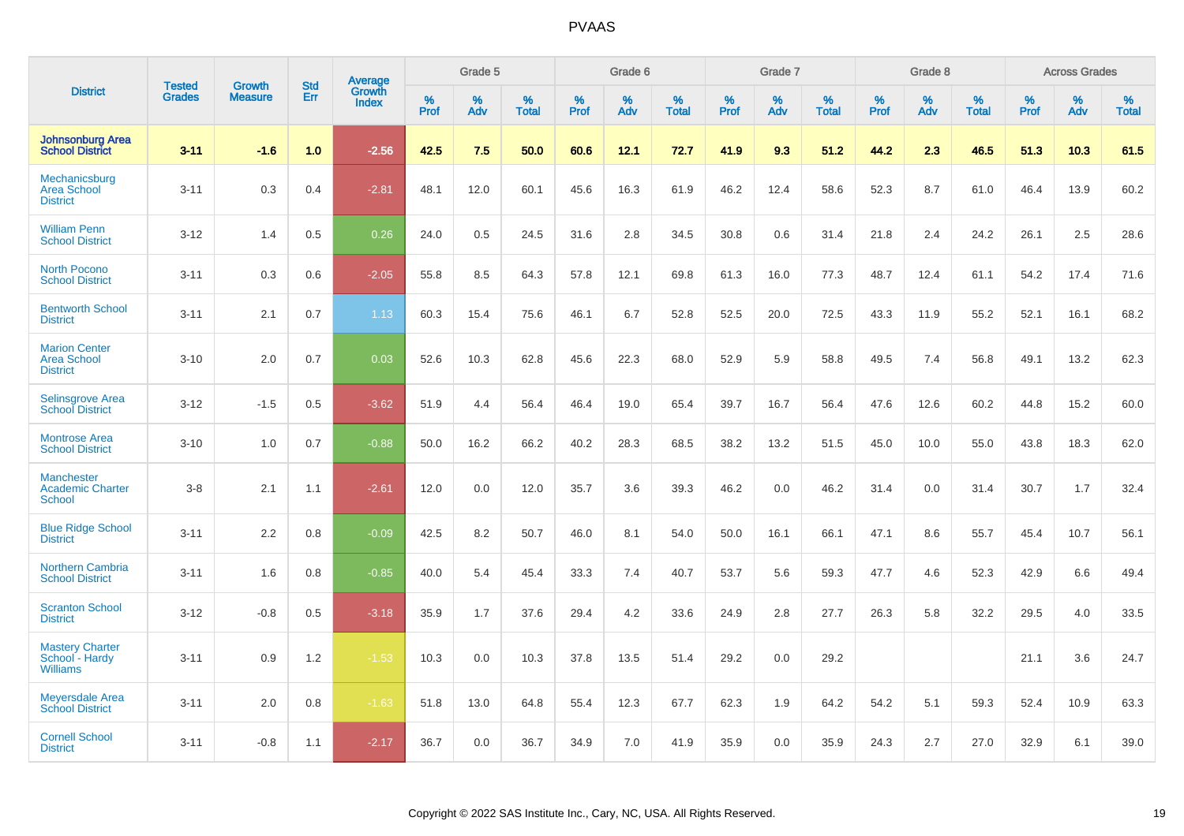| District | Tested Grades | Growth Measure | Std Err | Average Growth Index | Grade 5 | | | Grade 6 | | | Grade 7 | | | Grade 8 | | | Across Grades | | |
|---|---|---|---|---|---|---|---|---|---|---|---|---|---|---|---|---|---|---|---|
| | | | | | % Prof | % Adv | % Total | % Prof | % Adv | % Total | % Prof | % Adv | % Total | % Prof | % Adv | % Total | % Prof | % Adv | % Total |
| **Johnsonburg Area School District** | **3-11** | **-1.6** | **1.0** | **-2.56** | **42.5** | **7.5** | **50.0** | **60.6** | **12.1** | **72.7** | **41.9** | **9.3** | **51.2** | **44.2** | **2.3** | **46.5** | **51.3** | **10.3** | **61.5** |
| Mechanicsburg Area School District | 3-11 | 0.3 | 0.4 | -2.81 | 48.1 | 12.0 | 60.1 | 45.6 | 16.3 | 61.9 | 46.2 | 12.4 | 58.6 | 52.3 | 8.7 | 61.0 | 46.4 | 13.9 | 60.2 |
| William Penn School District | 3-12 | 1.4 | 0.5 | 0.26 | 24.0 | 0.5 | 24.5 | 31.6 | 2.8 | 34.5 | 30.8 | 0.6 | 31.4 | 21.8 | 2.4 | 24.2 | 26.1 | 2.5 | 28.6 |
| North Pocono School District | 3-11 | 0.3 | 0.6 | -2.05 | 55.8 | 8.5 | 64.3 | 57.8 | 12.1 | 69.8 | 61.3 | 16.0 | 77.3 | 48.7 | 12.4 | 61.1 | 54.2 | 17.4 | 71.6 |
| Bentworth School District | 3-11 | 2.1 | 0.7 | 1.13 | 60.3 | 15.4 | 75.6 | 46.1 | 6.7 | 52.8 | 52.5 | 20.0 | 72.5 | 43.3 | 11.9 | 55.2 | 52.1 | 16.1 | 68.2 |
| Marion Center Area School District | 3-10 | 2.0 | 0.7 | 0.03 | 52.6 | 10.3 | 62.8 | 45.6 | 22.3 | 68.0 | 52.9 | 5.9 | 58.8 | 49.5 | 7.4 | 56.8 | 49.1 | 13.2 | 62.3 |
| Selinsgrove Area School District | 3-12 | -1.5 | 0.5 | -3.62 | 51.9 | 4.4 | 56.4 | 46.4 | 19.0 | 65.4 | 39.7 | 16.7 | 56.4 | 47.6 | 12.6 | 60.2 | 44.8 | 15.2 | 60.0 |
| Montrose Area School District | 3-10 | 1.0 | 0.7 | -0.88 | 50.0 | 16.2 | 66.2 | 40.2 | 28.3 | 68.5 | 38.2 | 13.2 | 51.5 | 45.0 | 10.0 | 55.0 | 43.8 | 18.3 | 62.0 |
| Manchester Academic Charter School | 3-8 | 2.1 | 1.1 | -2.61 | 12.0 | 0.0 | 12.0 | 35.7 | 3.6 | 39.3 | 46.2 | 0.0 | 46.2 | 31.4 | 0.0 | 31.4 | 30.7 | 1.7 | 32.4 |
| Blue Ridge School District | 3-11 | 2.2 | 0.8 | -0.09 | 42.5 | 8.2 | 50.7 | 46.0 | 8.1 | 54.0 | 50.0 | 16.1 | 66.1 | 47.1 | 8.6 | 55.7 | 45.4 | 10.7 | 56.1 |
| Northern Cambria School District | 3-11 | 1.6 | 0.8 | -0.85 | 40.0 | 5.4 | 45.4 | 33.3 | 7.4 | 40.7 | 53.7 | 5.6 | 59.3 | 47.7 | 4.6 | 52.3 | 42.9 | 6.6 | 49.4 |
| Scranton School District | 3-12 | -0.8 | 0.5 | -3.18 | 35.9 | 1.7 | 37.6 | 29.4 | 4.2 | 33.6 | 24.9 | 2.8 | 27.7 | 26.3 | 5.8 | 32.2 | 29.5 | 4.0 | 33.5 |
| Mastery Charter School - Hardy Williams | 3-11 | 0.9 | 1.2 | -1.53 | 10.3 | 0.0 | 10.3 | 37.8 | 13.5 | 51.4 | 29.2 | 0.0 | 29.2 | | | | 21.1 | 3.6 | 24.7 |
| Meyersdale Area School District | 3-11 | 2.0 | 0.8 | -1.63 | 51.8 | 13.0 | 64.8 | 55.4 | 12.3 | 67.7 | 62.3 | 1.9 | 64.2 | 54.2 | 5.1 | 59.3 | 52.4 | 10.9 | 63.3 |
| Cornell School District | 3-11 | -0.8 | 1.1 | -2.17 | 36.7 | 0.0 | 36.7 | 34.9 | 7.0 | 41.9 | 35.9 | 0.0 | 35.9 | 24.3 | 2.7 | 27.0 | 32.9 | 6.1 | 39.0 |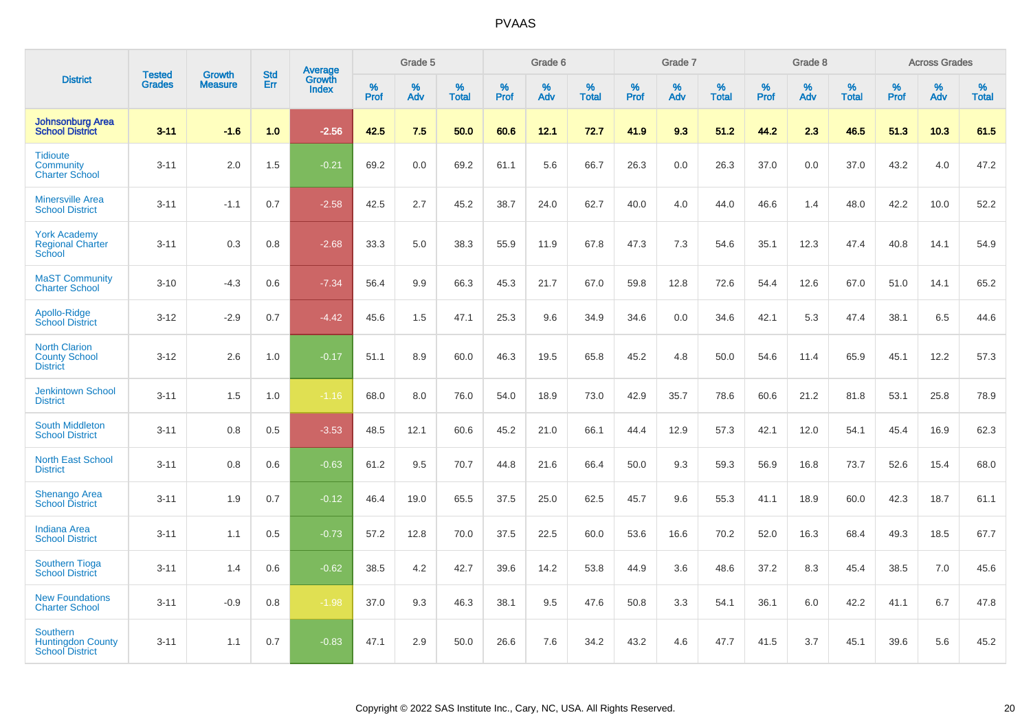# PVAAS

| District | Tested Grades | Growth Measure | Std Err | Average Growth Index | Grade 5 | | | Grade 6 | | | Grade 7 | | | Grade 8 | | | Across Grades | | |
|---|---|---|---|---|---|---|---|---|---|---|---|---|---|---|---|---|---|---|---|
| | | | | | % Prof | % Adv | % Total | % Prof | % Adv | % Total | % Prof | % Adv | % Total | % Prof | % Adv | % Total | % Prof | % Adv | % Total |
| **Johnsonburg Area School District** | **3-11** | **-1.6** | **1.0** | **-2.56** | **42.5** | **7.5** | **50.0** | **60.6** | **12.1** | **72.7** | **41.9** | **9.3** | **51.2** | **44.2** | **2.3** | **46.5** | **51.3** | **10.3** | **61.5** |
| Tidioute Community Charter School | 3-11 | 2.0 | 1.5 | -0.21 | 69.2 | 0.0 | 69.2 | 61.1 | 5.6 | 66.7 | 26.3 | 0.0 | 26.3 | 37.0 | 0.0 | 37.0 | 43.2 | 4.0 | 47.2 |
| Minersville Area School District | 3-11 | -1.1 | 0.7 | -2.58 | 42.5 | 2.7 | 45.2 | 38.7 | 24.0 | 62.7 | 40.0 | 4.0 | 44.0 | 46.6 | 1.4 | 48.0 | 42.2 | 10.0 | 52.2 |
| York Academy Regional Charter School | 3-11 | 0.3 | 0.8 | -2.68 | 33.3 | 5.0 | 38.3 | 55.9 | 11.9 | 67.8 | 47.3 | 7.3 | 54.6 | 35.1 | 12.3 | 47.4 | 40.8 | 14.1 | 54.9 |
| MaST Community Charter School | 3-10 | -4.3 | 0.6 | -7.34 | 56.4 | 9.9 | 66.3 | 45.3 | 21.7 | 67.0 | 59.8 | 12.8 | 72.6 | 54.4 | 12.6 | 67.0 | 51.0 | 14.1 | 65.2 |
| Apollo-Ridge School District | 3-12 | -2.9 | 0.7 | -4.42 | 45.6 | 1.5 | 47.1 | 25.3 | 9.6 | 34.9 | 34.6 | 0.0 | 34.6 | 42.1 | 5.3 | 47.4 | 38.1 | 6.5 | 44.6 |
| North Clarion County School District | 3-12 | 2.6 | 1.0 | -0.17 | 51.1 | 8.9 | 60.0 | 46.3 | 19.5 | 65.8 | 45.2 | 4.8 | 50.0 | 54.6 | 11.4 | 65.9 | 45.1 | 12.2 | 57.3 |
| Jenkintown School District | 3-11 | 1.5 | 1.0 | -1.16 | 68.0 | 8.0 | 76.0 | 54.0 | 18.9 | 73.0 | 42.9 | 35.7 | 78.6 | 60.6 | 21.2 | 81.8 | 53.1 | 25.8 | 78.9 |
| South Middleton School District | 3-11 | 0.8 | 0.5 | -3.53 | 48.5 | 12.1 | 60.6 | 45.2 | 21.0 | 66.1 | 44.4 | 12.9 | 57.3 | 42.1 | 12.0 | 54.1 | 45.4 | 16.9 | 62.3 |
| North East School District | 3-11 | 0.8 | 0.6 | -0.63 | 61.2 | 9.5 | 70.7 | 44.8 | 21.6 | 66.4 | 50.0 | 9.3 | 59.3 | 56.9 | 16.8 | 73.7 | 52.6 | 15.4 | 68.0 |
| Shenango Area School District | 3-11 | 1.9 | 0.7 | -0.12 | 46.4 | 19.0 | 65.5 | 37.5 | 25.0 | 62.5 | 45.7 | 9.6 | 55.3 | 41.1 | 18.9 | 60.0 | 42.3 | 18.7 | 61.1 |
| Indiana Area School District | 3-11 | 1.1 | 0.5 | -0.73 | 57.2 | 12.8 | 70.0 | 37.5 | 22.5 | 60.0 | 53.6 | 16.6 | 70.2 | 52.0 | 16.3 | 68.4 | 49.3 | 18.5 | 67.7 |
| Southern Tioga School District | 3-11 | 1.4 | 0.6 | -0.62 | 38.5 | 4.2 | 42.7 | 39.6 | 14.2 | 53.8 | 44.9 | 3.6 | 48.6 | 37.2 | 8.3 | 45.4 | 38.5 | 7.0 | 45.6 |
| New Foundations Charter School | 3-11 | -0.9 | 0.8 | -1.98 | 37.0 | 9.3 | 46.3 | 38.1 | 9.5 | 47.6 | 50.8 | 3.3 | 54.1 | 36.1 | 6.0 | 42.2 | 41.1 | 6.7 | 47.8 |
| Southern Huntingdon County School District | 3-11 | 1.1 | 0.7 | -0.83 | 47.1 | 2.9 | 50.0 | 26.6 | 7.6 | 34.2 | 43.2 | 4.6 | 47.7 | 41.5 | 3.7 | 45.1 | 39.6 | 5.6 | 45.2 |

Copyright © 2022 SAS Institute Inc., Cary, NC, USA. All Rights Reserved.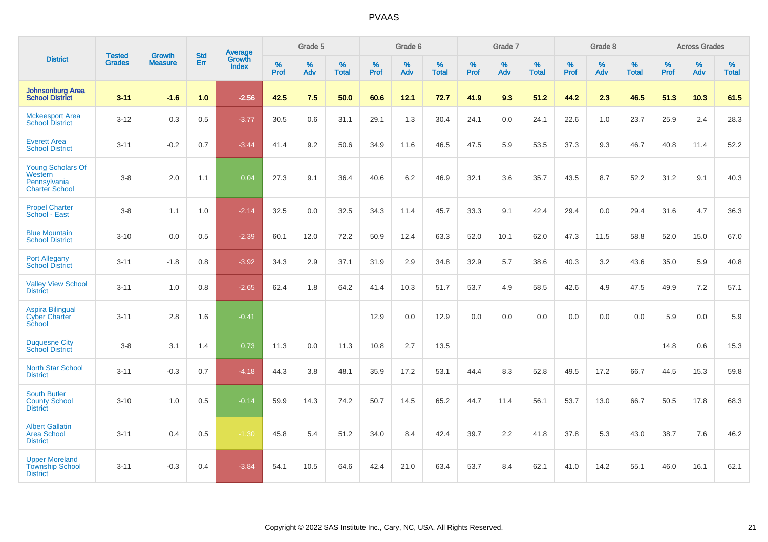# PVAAS

| District | Tested Grades | Growth Measure | Std Err | Average Growth Index | Grade 5 | | | Grade 6 | | | Grade 7 | | | Grade 8 | | | Across Grades | | |
|---|---|---|---|---|---|---|---|---|---|---|---|---|---|---|---|---|---|---|---|
| | | | | | % Prof | % Adv | % Total | % Prof | % Adv | % Total | % Prof | % Adv | % Total | % Prof | % Adv | % Total | % Prof | % Adv | % Total |
| **Johnsonburg Area School District** | **3-11** | **-1.6** | **1.0** | **-2.56** | **42.5** | **7.5** | **50.0** | **60.6** | **12.1** | **72.7** | **41.9** | **9.3** | **51.2** | **44.2** | **2.3** | **46.5** | **51.3** | **10.3** | **61.5** |
| Mckeesport Area School District | 3-12 | 0.3 | 0.5 | -3.77 | 30.5 | 0.6 | 31.1 | 29.1 | 1.3 | 30.4 | 24.1 | 0.0 | 24.1 | 22.6 | 1.0 | 23.7 | 25.9 | 2.4 | 28.3 |
| Everett Area School District | 3-11 | -0.2 | 0.7 | -3.44 | 41.4 | 9.2 | 50.6 | 34.9 | 11.6 | 46.5 | 47.5 | 5.9 | 53.5 | 37.3 | 9.3 | 46.7 | 40.8 | 11.4 | 52.2 |
| Young Scholars Of Western Pennsylvania Charter School | 3-8 | 2.0 | 1.1 | 0.04 | 27.3 | 9.1 | 36.4 | 40.6 | 6.2 | 46.9 | 32.1 | 3.6 | 35.7 | 43.5 | 8.7 | 52.2 | 31.2 | 9.1 | 40.3 |
| Propel Charter School - East | 3-8 | 1.1 | 1.0 | -2.14 | 32.5 | 0.0 | 32.5 | 34.3 | 11.4 | 45.7 | 33.3 | 9.1 | 42.4 | 29.4 | 0.0 | 29.4 | 31.6 | 4.7 | 36.3 |
| Blue Mountain School District | 3-10 | 0.0 | 0.5 | -2.39 | 60.1 | 12.0 | 72.2 | 50.9 | 12.4 | 63.3 | 52.0 | 10.1 | 62.0 | 47.3 | 11.5 | 58.8 | 52.0 | 15.0 | 67.0 |
| Port Allegany School District | 3-11 | -1.8 | 0.8 | -3.92 | 34.3 | 2.9 | 37.1 | 31.9 | 2.9 | 34.8 | 32.9 | 5.7 | 38.6 | 40.3 | 3.2 | 43.6 | 35.0 | 5.9 | 40.8 |
| Valley View School District | 3-11 | 1.0 | 0.8 | -2.65 | 62.4 | 1.8 | 64.2 | 41.4 | 10.3 | 51.7 | 53.7 | 4.9 | 58.5 | 42.6 | 4.9 | 47.5 | 49.9 | 7.2 | 57.1 |
| Aspira Bilingual Cyber Charter School | 3-11 | 2.8 | 1.6 | -0.41 | | | | 12.9 | 0.0 | 12.9 | 0.0 | 0.0 | 0.0 | 0.0 | 0.0 | 0.0 | 5.9 | 0.0 | 5.9 |
| Duquesne City School District | 3-8 | 3.1 | 1.4 | 0.73 | 11.3 | 0.0 | 11.3 | 10.8 | 2.7 | 13.5 | | | | | | | 14.8 | 0.6 | 15.3 |
| North Star School District | 3-11 | -0.3 | 0.7 | -4.18 | 44.3 | 3.8 | 48.1 | 35.9 | 17.2 | 53.1 | 44.4 | 8.3 | 52.8 | 49.5 | 17.2 | 66.7 | 44.5 | 15.3 | 59.8 |
| South Butler County School District | 3-10 | 1.0 | 0.5 | -0.14 | 59.9 | 14.3 | 74.2 | 50.7 | 14.5 | 65.2 | 44.7 | 11.4 | 56.1 | 53.7 | 13.0 | 66.7 | 50.5 | 17.8 | 68.3 |
| Albert Gallatin Area School District | 3-11 | 0.4 | 0.5 | -1.30 | 45.8 | 5.4 | 51.2 | 34.0 | 8.4 | 42.4 | 39.7 | 2.2 | 41.8 | 37.8 | 5.3 | 43.0 | 38.7 | 7.6 | 46.2 |
| Upper Moreland Township School District | 3-11 | -0.3 | 0.4 | -3.84 | 54.1 | 10.5 | 64.6 | 42.4 | 21.0 | 63.4 | 53.7 | 8.4 | 62.1 | 41.0 | 14.2 | 55.1 | 46.0 | 16.1 | 62.1 |

Copyright © 2022 SAS Institute Inc., Cary, NC, USA. All Rights Reserved.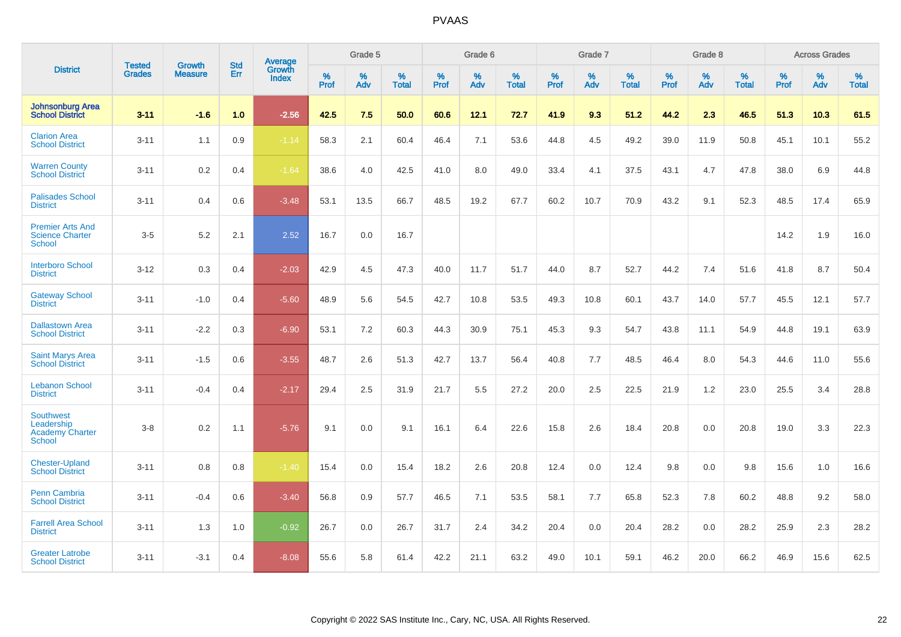# PVAAS

| District | Tested Grades | Growth Measure | Std Err | Average Growth Index | Grade 5 | | | Grade 6 | | | Grade 7 | | | Grade 8 | | | Across Grades | | |
|---|---|---|---|---|---|---|---|---|---|---|---|---|---|---|---|---|---|---|---|
| | | | | | % Prof | % Adv | % Total | % Prof | % Adv | % Total | % Prof | % Adv | % Total | % Prof | % Adv | % Total | % Prof | % Adv | % Total |
| **Johnsonburg Area School District** | **3-11** | **-1.6** | **1.0** | **-2.56** | **42.5** | **7.5** | **50.0** | **60.6** | **12.1** | **72.7** | **41.9** | **9.3** | **51.2** | **44.2** | **2.3** | **46.5** | **51.3** | **10.3** | **61.5** |
| Clarion Area School District | 3-11 | 1.1 | 0.9 | -1.14 | 58.3 | 2.1 | 60.4 | 46.4 | 7.1 | 53.6 | 44.8 | 4.5 | 49.2 | 39.0 | 11.9 | 50.8 | 45.1 | 10.1 | 55.2 |
| Warren County School District | 3-11 | 0.2 | 0.4 | -1.64 | 38.6 | 4.0 | 42.5 | 41.0 | 8.0 | 49.0 | 33.4 | 4.1 | 37.5 | 43.1 | 4.7 | 47.8 | 38.0 | 6.9 | 44.8 |
| Palisades School District | 3-11 | 0.4 | 0.6 | -3.48 | 53.1 | 13.5 | 66.7 | 48.5 | 19.2 | 67.7 | 60.2 | 10.7 | 70.9 | 43.2 | 9.1 | 52.3 | 48.5 | 17.4 | 65.9 |
| Premier Arts And Science Charter School | 3-5 | 5.2 | 2.1 | 2.52 | 16.7 | 0.0 | 16.7 | | | | | | | | | | 14.2 | 1.9 | 16.0 |
| Interboro School District | 3-12 | 0.3 | 0.4 | -2.03 | 42.9 | 4.5 | 47.3 | 40.0 | 11.7 | 51.7 | 44.0 | 8.7 | 52.7 | 44.2 | 7.4 | 51.6 | 41.8 | 8.7 | 50.4 |
| Gateway School District | 3-11 | -1.0 | 0.4 | -5.60 | 48.9 | 5.6 | 54.5 | 42.7 | 10.8 | 53.5 | 49.3 | 10.8 | 60.1 | 43.7 | 14.0 | 57.7 | 45.5 | 12.1 | 57.7 |
| Dallastown Area School District | 3-11 | -2.2 | 0.3 | -6.90 | 53.1 | 7.2 | 60.3 | 44.3 | 30.9 | 75.1 | 45.3 | 9.3 | 54.7 | 43.8 | 11.1 | 54.9 | 44.8 | 19.1 | 63.9 |
| Saint Marys Area School District | 3-11 | -1.5 | 0.6 | -3.55 | 48.7 | 2.6 | 51.3 | 42.7 | 13.7 | 56.4 | 40.8 | 7.7 | 48.5 | 46.4 | 8.0 | 54.3 | 44.6 | 11.0 | 55.6 |
| Lebanon School District | 3-11 | -0.4 | 0.4 | -2.17 | 29.4 | 2.5 | 31.9 | 21.7 | 5.5 | 27.2 | 20.0 | 2.5 | 22.5 | 21.9 | 1.2 | 23.0 | 25.5 | 3.4 | 28.8 |
| Southwest Leadership Academy Charter School | 3-8 | 0.2 | 1.1 | -5.76 | 9.1 | 0.0 | 9.1 | 16.1 | 6.4 | 22.6 | 15.8 | 2.6 | 18.4 | 20.8 | 0.0 | 20.8 | 19.0 | 3.3 | 22.3 |
| Chester-Upland School District | 3-11 | 0.8 | 0.8 | -1.40 | 15.4 | 0.0 | 15.4 | 18.2 | 2.6 | 20.8 | 12.4 | 0.0 | 12.4 | 9.8 | 0.0 | 9.8 | 15.6 | 1.0 | 16.6 |
| Penn Cambria School District | 3-11 | -0.4 | 0.6 | -3.40 | 56.8 | 0.9 | 57.7 | 46.5 | 7.1 | 53.5 | 58.1 | 7.7 | 65.8 | 52.3 | 7.8 | 60.2 | 48.8 | 9.2 | 58.0 |
| Farrell Area School District | 3-11 | 1.3 | 1.0 | -0.92 | 26.7 | 0.0 | 26.7 | 31.7 | 2.4 | 34.2 | 20.4 | 0.0 | 20.4 | 28.2 | 0.0 | 28.2 | 25.9 | 2.3 | 28.2 |
| Greater Latrobe School District | 3-11 | -3.1 | 0.4 | -8.08 | 55.6 | 5.8 | 61.4 | 42.2 | 21.1 | 63.2 | 49.0 | 10.1 | 59.1 | 46.2 | 20.0 | 66.2 | 46.9 | 15.6 | 62.5 |

Copyright © 2022 SAS Institute Inc., Cary, NC, USA. All Rights Reserved.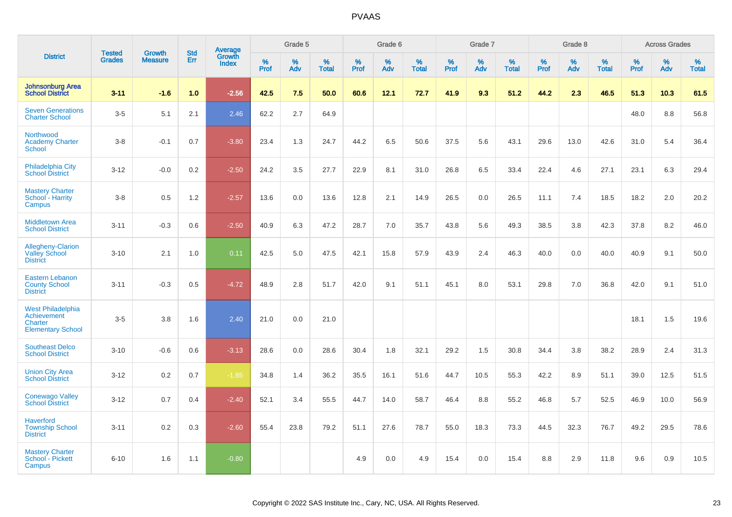# PVAAS

| District | Tested Grades | Growth Measure | Std Err | Average Growth Index | Grade 5 | | | Grade 6 | | | Grade 7 | | | Grade 8 | | | Across Grades | | |
|---|---|---|---|---|---|---|---|---|---|---|---|---|---|---|---|---|---|---|---|
| | | | | | % Prof | % Adv | % Total | % Prof | % Adv | % Total | % Prof | % Adv | % Total | % Prof | % Adv | % Total | % Prof | % Adv | % Total |
| **Johnsonburg Area School District** | **3-11** | **-1.6** | **1.0** | **-2.56** | **42.5** | **7.5** | **50.0** | **60.6** | **12.1** | **72.7** | **41.9** | **9.3** | **51.2** | **44.2** | **2.3** | **46.5** | **51.3** | **10.3** | **61.5** |
| Seven Generations Charter School | 3-5 | 5.1 | 2.1 | 2.46 | 62.2 | 2.7 | 64.9 | | | | | | | | | | 48.0 | 8.8 | 56.8 |
| Northwood Academy Charter School | 3-8 | -0.1 | 0.7 | -3.80 | 23.4 | 1.3 | 24.7 | 44.2 | 6.5 | 50.6 | 37.5 | 5.6 | 43.1 | 29.6 | 13.0 | 42.6 | 31.0 | 5.4 | 36.4 |
| Philadelphia City School District | 3-12 | -0.0 | 0.2 | -2.50 | 24.2 | 3.5 | 27.7 | 22.9 | 8.1 | 31.0 | 26.8 | 6.5 | 33.4 | 22.4 | 4.6 | 27.1 | 23.1 | 6.3 | 29.4 |
| Mastery Charter School - Harrity Campus | 3-8 | 0.5 | 1.2 | -2.57 | 13.6 | 0.0 | 13.6 | 12.8 | 2.1 | 14.9 | 26.5 | 0.0 | 26.5 | 11.1 | 7.4 | 18.5 | 18.2 | 2.0 | 20.2 |
| Middletown Area School District | 3-11 | -0.3 | 0.6 | -2.50 | 40.9 | 6.3 | 47.2 | 28.7 | 7.0 | 35.7 | 43.8 | 5.6 | 49.3 | 38.5 | 3.8 | 42.3 | 37.8 | 8.2 | 46.0 |
| Allegheny-Clarion Valley School District | 3-10 | 2.1 | 1.0 | 0.11 | 42.5 | 5.0 | 47.5 | 42.1 | 15.8 | 57.9 | 43.9 | 2.4 | 46.3 | 40.0 | 0.0 | 40.0 | 40.9 | 9.1 | 50.0 |
| Eastern Lebanon County School District | 3-11 | -0.3 | 0.5 | -4.72 | 48.9 | 2.8 | 51.7 | 42.0 | 9.1 | 51.1 | 45.1 | 8.0 | 53.1 | 29.8 | 7.0 | 36.8 | 42.0 | 9.1 | 51.0 |
| West Philadelphia Achievement Charter Elementary School | 3-5 | 3.8 | 1.6 | 2.40 | 21.0 | 0.0 | 21.0 | | | | | | | | | | 18.1 | 1.5 | 19.6 |
| Southeast Delco School District | 3-10 | -0.6 | 0.6 | -3.13 | 28.6 | 0.0 | 28.6 | 30.4 | 1.8 | 32.1 | 29.2 | 1.5 | 30.8 | 34.4 | 3.8 | 38.2 | 28.9 | 2.4 | 31.3 |
| Union City Area School District | 3-12 | 0.2 | 0.7 | -1.85 | 34.8 | 1.4 | 36.2 | 35.5 | 16.1 | 51.6 | 44.7 | 10.5 | 55.3 | 42.2 | 8.9 | 51.1 | 39.0 | 12.5 | 51.5 |
| Conewago Valley School District | 3-12 | 0.7 | 0.4 | -2.40 | 52.1 | 3.4 | 55.5 | 44.7 | 14.0 | 58.7 | 46.4 | 8.8 | 55.2 | 46.8 | 5.7 | 52.5 | 46.9 | 10.0 | 56.9 |
| Haverford Township School District | 3-11 | 0.2 | 0.3 | -2.60 | 55.4 | 23.8 | 79.2 | 51.1 | 27.6 | 78.7 | 55.0 | 18.3 | 73.3 | 44.5 | 32.3 | 76.7 | 49.2 | 29.5 | 78.6 |
| Mastery Charter School - Pickett Campus | 6-10 | 1.6 | 1.1 | -0.80 | | | | 4.9 | 0.0 | 4.9 | 15.4 | 0.0 | 15.4 | 8.8 | 2.9 | 11.8 | 9.6 | 0.9 | 10.5 |

Copyright © 2022 SAS Institute Inc., Cary, NC, USA. All Rights Reserved.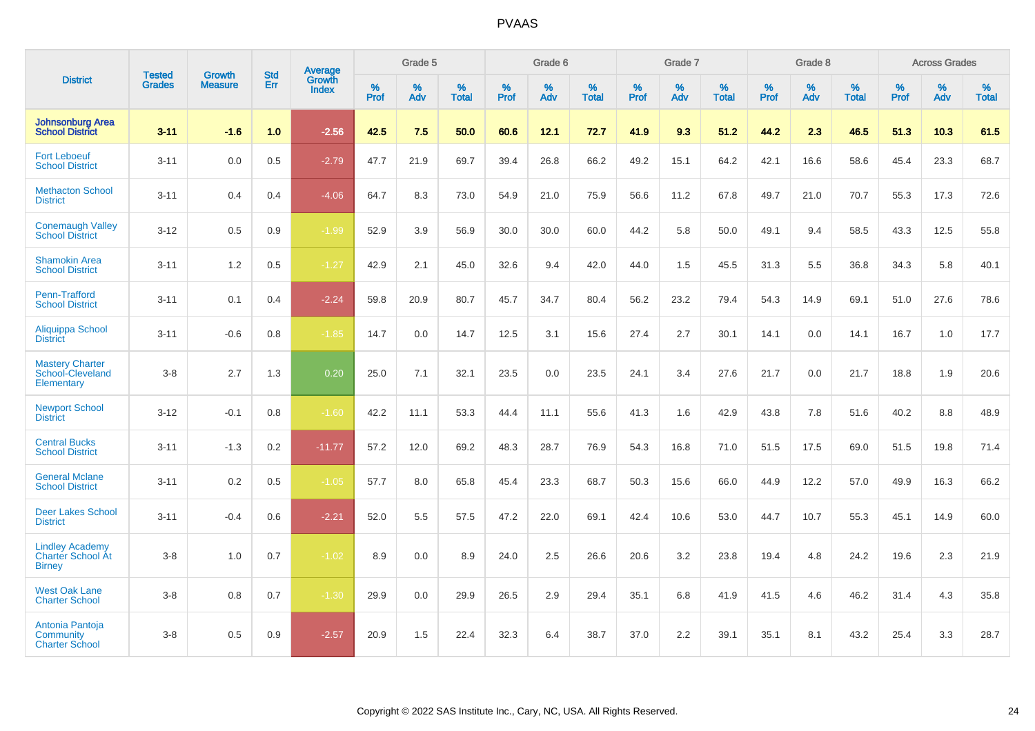# PVAAS

| District | Tested Grades | Growth Measure | Std Err | Average Growth Index | Grade 5 | | | Grade 6 | | | Grade 7 | | | Grade 8 | | | Across Grades | | |
|---|---|---|---|---|---|---|---|---|---|---|---|---|---|---|---|---|---|---|---|
| | | | | | % Prof | % Adv | % Total | % Prof | % Adv | % Total | % Prof | % Adv | % Total | % Prof | % Adv | % Total | % Prof | % Adv | % Total |
| **Johnsonburg Area School District** | **3-11** | **-1.6** | **1.0** | **-2.56** | **42.5** | **7.5** | **50.0** | **60.6** | **12.1** | **72.7** | **41.9** | **9.3** | **51.2** | **44.2** | **2.3** | **46.5** | **51.3** | **10.3** | **61.5** |
| Fort Leboeuf School District | 3-11 | 0.0 | 0.5 | -2.79 | 47.7 | 21.9 | 69.7 | 39.4 | 26.8 | 66.2 | 49.2 | 15.1 | 64.2 | 42.1 | 16.6 | 58.6 | 45.4 | 23.3 | 68.7 |
| Methacton School District | 3-11 | 0.4 | 0.4 | -4.06 | 64.7 | 8.3 | 73.0 | 54.9 | 21.0 | 75.9 | 56.6 | 11.2 | 67.8 | 49.7 | 21.0 | 70.7 | 55.3 | 17.3 | 72.6 |
| Conemaugh Valley School District | 3-12 | 0.5 | 0.9 | -1.99 | 52.9 | 3.9 | 56.9 | 30.0 | 30.0 | 60.0 | 44.2 | 5.8 | 50.0 | 49.1 | 9.4 | 58.5 | 43.3 | 12.5 | 55.8 |
| Shamokin Area School District | 3-11 | 1.2 | 0.5 | -1.27 | 42.9 | 2.1 | 45.0 | 32.6 | 9.4 | 42.0 | 44.0 | 1.5 | 45.5 | 31.3 | 5.5 | 36.8 | 34.3 | 5.8 | 40.1 |
| Penn-Trafford School District | 3-11 | 0.1 | 0.4 | -2.24 | 59.8 | 20.9 | 80.7 | 45.7 | 34.7 | 80.4 | 56.2 | 23.2 | 79.4 | 54.3 | 14.9 | 69.1 | 51.0 | 27.6 | 78.6 |
| Aliquippa School District | 3-11 | -0.6 | 0.8 | -1.85 | 14.7 | 0.0 | 14.7 | 12.5 | 3.1 | 15.6 | 27.4 | 2.7 | 30.1 | 14.1 | 0.0 | 14.1 | 16.7 | 1.0 | 17.7 |
| Mastery Charter School-Cleveland Elementary | 3-8 | 2.7 | 1.3 | 0.20 | 25.0 | 7.1 | 32.1 | 23.5 | 0.0 | 23.5 | 24.1 | 3.4 | 27.6 | 21.7 | 0.0 | 21.7 | 18.8 | 1.9 | 20.6 |
| Newport School District | 3-12 | -0.1 | 0.8 | -1.60 | 42.2 | 11.1 | 53.3 | 44.4 | 11.1 | 55.6 | 41.3 | 1.6 | 42.9 | 43.8 | 7.8 | 51.6 | 40.2 | 8.8 | 48.9 |
| Central Bucks School District | 3-11 | -1.3 | 0.2 | -11.77 | 57.2 | 12.0 | 69.2 | 48.3 | 28.7 | 76.9 | 54.3 | 16.8 | 71.0 | 51.5 | 17.5 | 69.0 | 51.5 | 19.8 | 71.4 |
| General Mclane School District | 3-11 | 0.2 | 0.5 | -1.05 | 57.7 | 8.0 | 65.8 | 45.4 | 23.3 | 68.7 | 50.3 | 15.6 | 66.0 | 44.9 | 12.2 | 57.0 | 49.9 | 16.3 | 66.2 |
| Deer Lakes School District | 3-11 | -0.4 | 0.6 | -2.21 | 52.0 | 5.5 | 57.5 | 47.2 | 22.0 | 69.1 | 42.4 | 10.6 | 53.0 | 44.7 | 10.7 | 55.3 | 45.1 | 14.9 | 60.0 |
| Lindley Academy Charter School At Birney | 3-8 | 1.0 | 0.7 | -1.02 | 8.9 | 0.0 | 8.9 | 24.0 | 2.5 | 26.6 | 20.6 | 3.2 | 23.8 | 19.4 | 4.8 | 24.2 | 19.6 | 2.3 | 21.9 |
| West Oak Lane Charter School | 3-8 | 0.8 | 0.7 | -1.30 | 29.9 | 0.0 | 29.9 | 26.5 | 2.9 | 29.4 | 35.1 | 6.8 | 41.9 | 41.5 | 4.6 | 46.2 | 31.4 | 4.3 | 35.8 |
| Antonia Pantoja Community Charter School | 3-8 | 0.5 | 0.9 | -2.57 | 20.9 | 1.5 | 22.4 | 32.3 | 6.4 | 38.7 | 37.0 | 2.2 | 39.1 | 35.1 | 8.1 | 43.2 | 25.4 | 3.3 | 28.7 |

Copyright © 2022 SAS Institute Inc., Cary, NC, USA. All Rights Reserved.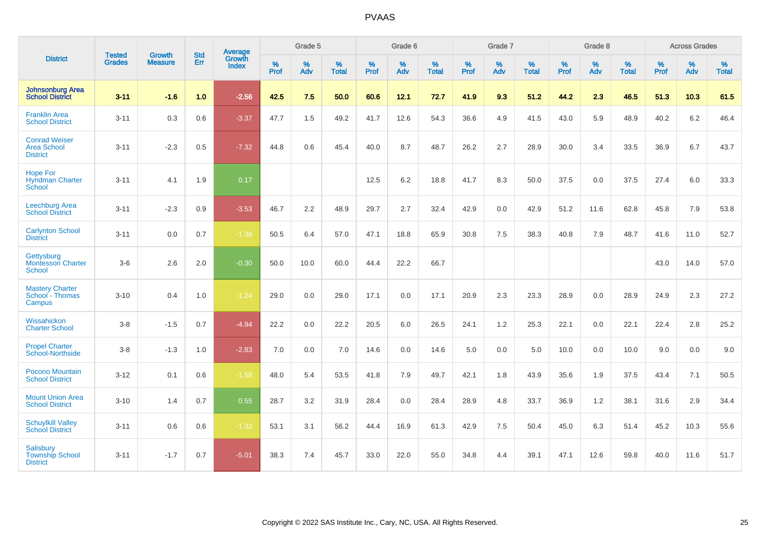# PVAAS

| District | Tested Grades | Growth Measure | Std Err | Average Growth Index | Grade 5 | | | Grade 6 | | | Grade 7 | | | Grade 8 | | | Across Grades | | |
|---|---|---|---|---|---|---|---|---|---|---|---|---|---|---|---|---|---|---|---|
| | | | | | % Prof | % Adv | % Total | % Prof | % Adv | % Total | % Prof | % Adv | % Total | % Prof | % Adv | % Total | % Prof | % Adv | % Total |
| **Johnsonburg Area School District** | **3-11** | **-1.6** | **1.0** | **-2.56** | **42.5** | **7.5** | **50.0** | **60.6** | **12.1** | **72.7** | **41.9** | **9.3** | **51.2** | **44.2** | **2.3** | **46.5** | **51.3** | **10.3** | **61.5** |
| Franklin Area School District | 3-11 | 0.3 | 0.6 | -3.37 | 47.7 | 1.5 | 49.2 | 41.7 | 12.6 | 54.3 | 36.6 | 4.9 | 41.5 | 43.0 | 5.9 | 48.9 | 40.2 | 6.2 | 46.4 |
| Conrad Weiser Area School District | 3-11 | -2.3 | 0.5 | -7.32 | 44.8 | 0.6 | 45.4 | 40.0 | 8.7 | 48.7 | 26.2 | 2.7 | 28.9 | 30.0 | 3.4 | 33.5 | 36.9 | 6.7 | 43.7 |
| Hope For Hyndman Charter School | 3-11 | 4.1 | 1.9 | 0.17 | | | | 12.5 | 6.2 | 18.8 | 41.7 | 8.3 | 50.0 | 37.5 | 0.0 | 37.5 | 27.4 | 6.0 | 33.3 |
| Leechburg Area School District | 3-11 | -2.3 | 0.9 | -3.53 | 46.7 | 2.2 | 48.9 | 29.7 | 2.7 | 32.4 | 42.9 | 0.0 | 42.9 | 51.2 | 11.6 | 62.8 | 45.8 | 7.9 | 53.8 |
| Carlynton School District | 3-11 | 0.0 | 0.7 | -1.38 | 50.5 | 6.4 | 57.0 | 47.1 | 18.8 | 65.9 | 30.8 | 7.5 | 38.3 | 40.8 | 7.9 | 48.7 | 41.6 | 11.0 | 52.7 |
| Gettysburg Montessori Charter School | 3-6 | 2.6 | 2.0 | -0.30 | 50.0 | 10.0 | 60.0 | 44.4 | 22.2 | 66.7 | | | | | | | 43.0 | 14.0 | 57.0 |
| Mastery Charter School - Thomas Campus | 3-10 | 0.4 | 1.0 | -1.24 | 29.0 | 0.0 | 29.0 | 17.1 | 0.0 | 17.1 | 20.9 | 2.3 | 23.3 | 28.9 | 0.0 | 28.9 | 24.9 | 2.3 | 27.2 |
| Wissahickon Charter School | 3-8 | -1.5 | 0.7 | -4.94 | 22.2 | 0.0 | 22.2 | 20.5 | 6.0 | 26.5 | 24.1 | 1.2 | 25.3 | 22.1 | 0.0 | 22.1 | 22.4 | 2.8 | 25.2 |
| Propel Charter School-Northside | 3-8 | -1.3 | 1.0 | -2.83 | 7.0 | 0.0 | 7.0 | 14.6 | 0.0 | 14.6 | 5.0 | 0.0 | 5.0 | 10.0 | 0.0 | 10.0 | 9.0 | 0.0 | 9.0 |
| Pocono Mountain School District | 3-12 | 0.1 | 0.6 | -1.58 | 48.0 | 5.4 | 53.5 | 41.8 | 7.9 | 49.7 | 42.1 | 1.8 | 43.9 | 35.6 | 1.9 | 37.5 | 43.4 | 7.1 | 50.5 |
| Mount Union Area School District | 3-10 | 1.4 | 0.7 | 0.55 | 28.7 | 3.2 | 31.9 | 28.4 | 0.0 | 28.4 | 28.9 | 4.8 | 33.7 | 36.9 | 1.2 | 38.1 | 31.6 | 2.9 | 34.4 |
| Schuylkill Valley School District | 3-11 | 0.6 | 0.6 | -1.32 | 53.1 | 3.1 | 56.2 | 44.4 | 16.9 | 61.3 | 42.9 | 7.5 | 50.4 | 45.0 | 6.3 | 51.4 | 45.2 | 10.3 | 55.6 |
| Salisbury Township School District | 3-11 | -1.7 | 0.7 | -5.01 | 38.3 | 7.4 | 45.7 | 33.0 | 22.0 | 55.0 | 34.8 | 4.4 | 39.1 | 47.1 | 12.6 | 59.8 | 40.0 | 11.6 | 51.7 |

Copyright © 2022 SAS Institute Inc., Cary, NC, USA. All Rights Reserved.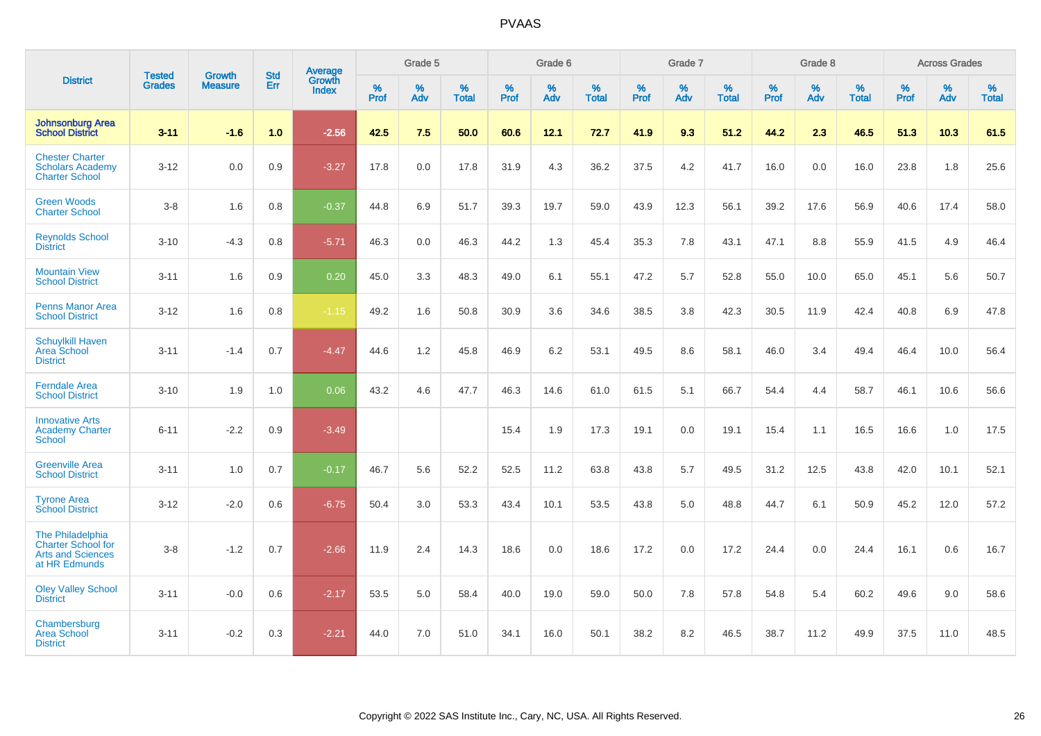# PVAAS

| District | Tested Grades | Growth Measure | Std Err | Average Growth Index | Grade 5 | | | Grade 6 | | | Grade 7 | | | Grade 8 | | | Across Grades | | |
|---|---|---|---|---|---|---|---|---|---|---|---|---|---|---|---|---|---|---|---|
| | | | | | % Prof | % Adv | % Total | % Prof | % Adv | % Total | % Prof | % Adv | % Total | % Prof | % Adv | % Total | % Prof | % Adv | % Total |
| **Johnsonburg Area School District** | **3-11** | **-1.6** | **1.0** | **-2.56** | **42.5** | **7.5** | **50.0** | **60.6** | **12.1** | **72.7** | **41.9** | **9.3** | **51.2** | **44.2** | **2.3** | **46.5** | **51.3** | **10.3** | **61.5** |
| Chester Charter Scholars Academy Charter School | 3-12 | 0.0 | 0.9 | -3.27 | 17.8 | 0.0 | 17.8 | 31.9 | 4.3 | 36.2 | 37.5 | 4.2 | 41.7 | 16.0 | 0.0 | 16.0 | 23.8 | 1.8 | 25.6 |
| Green Woods Charter School | 3-8 | 1.6 | 0.8 | -0.37 | 44.8 | 6.9 | 51.7 | 39.3 | 19.7 | 59.0 | 43.9 | 12.3 | 56.1 | 39.2 | 17.6 | 56.9 | 40.6 | 17.4 | 58.0 |
| Reynolds School District | 3-10 | -4.3 | 0.8 | -5.71 | 46.3 | 0.0 | 46.3 | 44.2 | 1.3 | 45.4 | 35.3 | 7.8 | 43.1 | 47.1 | 8.8 | 55.9 | 41.5 | 4.9 | 46.4 |
| Mountain View School District | 3-11 | 1.6 | 0.9 | 0.20 | 45.0 | 3.3 | 48.3 | 49.0 | 6.1 | 55.1 | 47.2 | 5.7 | 52.8 | 55.0 | 10.0 | 65.0 | 45.1 | 5.6 | 50.7 |
| Penns Manor Area School District | 3-12 | 1.6 | 0.8 | -1.15 | 49.2 | 1.6 | 50.8 | 30.9 | 3.6 | 34.6 | 38.5 | 3.8 | 42.3 | 30.5 | 11.9 | 42.4 | 40.8 | 6.9 | 47.8 |
| Schuylkill Haven Area School District | 3-11 | -1.4 | 0.7 | -4.47 | 44.6 | 1.2 | 45.8 | 46.9 | 6.2 | 53.1 | 49.5 | 8.6 | 58.1 | 46.0 | 3.4 | 49.4 | 46.4 | 10.0 | 56.4 |
| Ferndale Area School District | 3-10 | 1.9 | 1.0 | 0.06 | 43.2 | 4.6 | 47.7 | 46.3 | 14.6 | 61.0 | 61.5 | 5.1 | 66.7 | 54.4 | 4.4 | 58.7 | 46.1 | 10.6 | 56.6 |
| Innovative Arts Academy Charter School | 6-11 | -2.2 | 0.9 | -3.49 | | | | 15.4 | 1.9 | 17.3 | 19.1 | 0.0 | 19.1 | 15.4 | 1.1 | 16.5 | 16.6 | 1.0 | 17.5 |
| Greenville Area School District | 3-11 | 1.0 | 0.7 | -0.17 | 46.7 | 5.6 | 52.2 | 52.5 | 11.2 | 63.8 | 43.8 | 5.7 | 49.5 | 31.2 | 12.5 | 43.8 | 42.0 | 10.1 | 52.1 |
| Tyrone Area School District | 3-12 | -2.0 | 0.6 | -6.75 | 50.4 | 3.0 | 53.3 | 43.4 | 10.1 | 53.5 | 43.8 | 5.0 | 48.8 | 44.7 | 6.1 | 50.9 | 45.2 | 12.0 | 57.2 |
| The Philadelphia Charter School for Arts and Sciences at HR Edmunds | 3-8 | -1.2 | 0.7 | -2.66 | 11.9 | 2.4 | 14.3 | 18.6 | 0.0 | 18.6 | 17.2 | 0.0 | 17.2 | 24.4 | 0.0 | 24.4 | 16.1 | 0.6 | 16.7 |
| Oley Valley School District | 3-11 | -0.0 | 0.6 | -2.17 | 53.5 | 5.0 | 58.4 | 40.0 | 19.0 | 59.0 | 50.0 | 7.8 | 57.8 | 54.8 | 5.4 | 60.2 | 49.6 | 9.0 | 58.6 |
| Chambersburg Area School District | 3-11 | -0.2 | 0.3 | -2.21 | 44.0 | 7.0 | 51.0 | 34.1 | 16.0 | 50.1 | 38.2 | 8.2 | 46.5 | 38.7 | 11.2 | 49.9 | 37.5 | 11.0 | 48.5 |

Copyright © 2022 SAS Institute Inc., Cary, NC, USA. All Rights Reserved.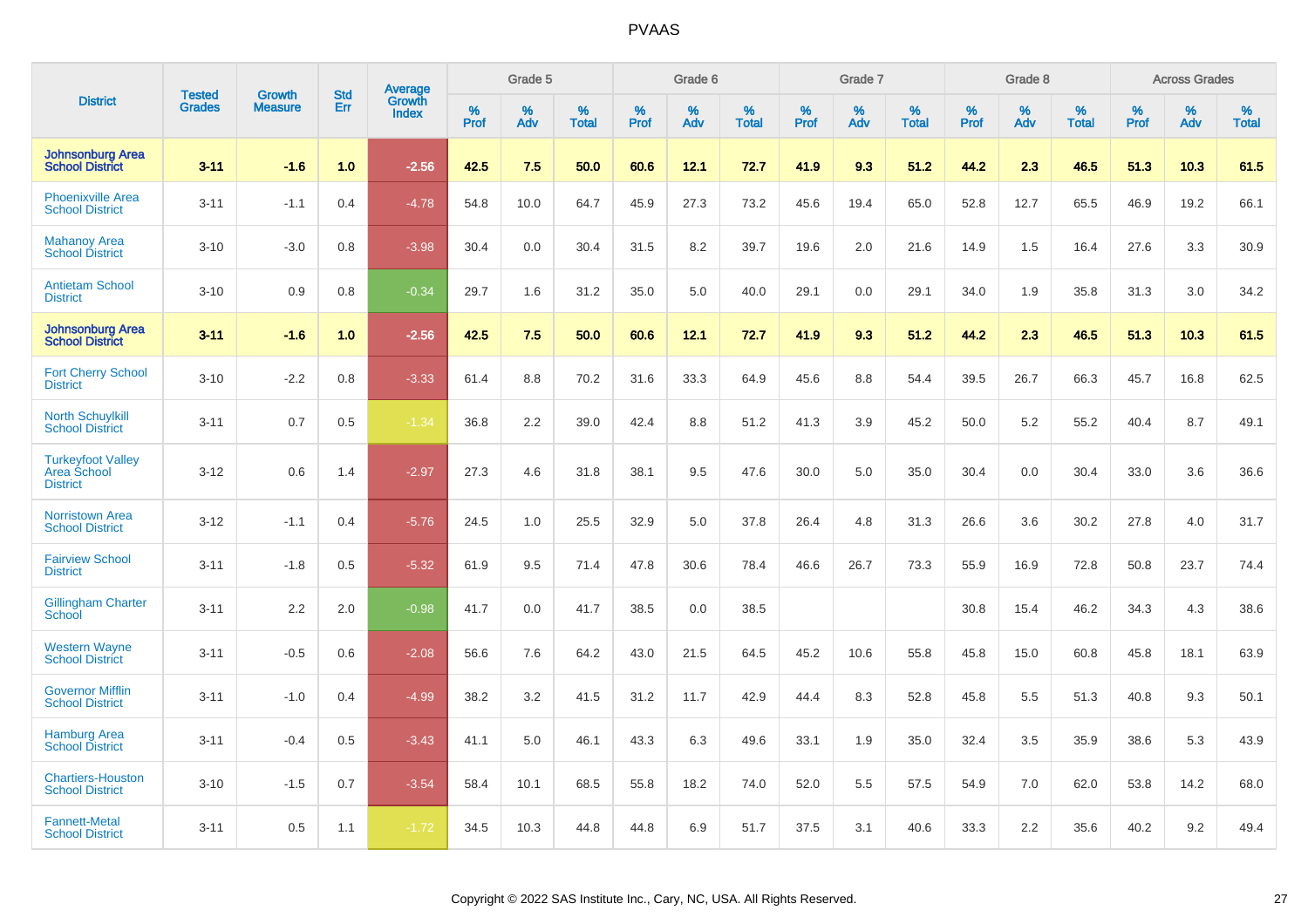# PVAAS

| District | Tested Grades | Growth Measure | Std Err | Average Growth Index | Grade 5 | | | Grade 6 | | | Grade 7 | | | Grade 8 | | | Across Grades | | |
|---|---|---|---|---|---|---|---|---|---|---|---|---|---|---|---|---|---|---|---|
| | | | | | % Prof | % Adv | % Total | % Prof | % Adv | % Total | % Prof | % Adv | % Total | % Prof | % Adv | % Total | % Prof | % Adv | % Total |
| **Johnsonburg Area School District** | **3-11** | **-1.6** | **1.0** | **-2.56** | **42.5** | **7.5** | **50.0** | **60.6** | **12.1** | **72.7** | **41.9** | **9.3** | **51.2** | **44.2** | **2.3** | **46.5** | **51.3** | **10.3** | **61.5** |
| Phoenixville Area School District | 3-11 | -1.1 | 0.4 | -4.78 | 54.8 | 10.0 | 64.7 | 45.9 | 27.3 | 73.2 | 45.6 | 19.4 | 65.0 | 52.8 | 12.7 | 65.5 | 46.9 | 19.2 | 66.1 |
| Mahanoy Area School District | 3-10 | -3.0 | 0.8 | -3.98 | 30.4 | 0.0 | 30.4 | 31.5 | 8.2 | 39.7 | 19.6 | 2.0 | 21.6 | 14.9 | 1.5 | 16.4 | 27.6 | 3.3 | 30.9 |
| Antietam School District | 3-10 | 0.9 | 0.8 | -0.34 | 29.7 | 1.6 | 31.2 | 35.0 | 5.0 | 40.0 | 29.1 | 0.0 | 29.1 | 34.0 | 1.9 | 35.8 | 31.3 | 3.0 | 34.2 |
| **Johnsonburg Area School District** | **3-11** | **-1.6** | **1.0** | **-2.56** | **42.5** | **7.5** | **50.0** | **60.6** | **12.1** | **72.7** | **41.9** | **9.3** | **51.2** | **44.2** | **2.3** | **46.5** | **51.3** | **10.3** | **61.5** |
| Fort Cherry School District | 3-10 | -2.2 | 0.8 | -3.33 | 61.4 | 8.8 | 70.2 | 31.6 | 33.3 | 64.9 | 45.6 | 8.8 | 54.4 | 39.5 | 26.7 | 66.3 | 45.7 | 16.8 | 62.5 |
| North Schuylkill School District | 3-11 | 0.7 | 0.5 | -1.34 | 36.8 | 2.2 | 39.0 | 42.4 | 8.8 | 51.2 | 41.3 | 3.9 | 45.2 | 50.0 | 5.2 | 55.2 | 40.4 | 8.7 | 49.1 |
| Turkeyfoot Valley Area School District | 3-12 | 0.6 | 1.4 | -2.97 | 27.3 | 4.6 | 31.8 | 38.1 | 9.5 | 47.6 | 30.0 | 5.0 | 35.0 | 30.4 | 0.0 | 30.4 | 33.0 | 3.6 | 36.6 |
| Norristown Area School District | 3-12 | -1.1 | 0.4 | -5.76 | 24.5 | 1.0 | 25.5 | 32.9 | 5.0 | 37.8 | 26.4 | 4.8 | 31.3 | 26.6 | 3.6 | 30.2 | 27.8 | 4.0 | 31.7 |
| Fairview School District | 3-11 | -1.8 | 0.5 | -5.32 | 61.9 | 9.5 | 71.4 | 47.8 | 30.6 | 78.4 | 46.6 | 26.7 | 73.3 | 55.9 | 16.9 | 72.8 | 50.8 | 23.7 | 74.4 |
| Gillingham Charter School | 3-11 | 2.2 | 2.0 | -0.98 | 41.7 | 0.0 | 41.7 | 38.5 | 0.0 | 38.5 | | | | 30.8 | 15.4 | 46.2 | 34.3 | 4.3 | 38.6 |
| Western Wayne School District | 3-11 | -0.5 | 0.6 | -2.08 | 56.6 | 7.6 | 64.2 | 43.0 | 21.5 | 64.5 | 45.2 | 10.6 | 55.8 | 45.8 | 15.0 | 60.8 | 45.8 | 18.1 | 63.9 |
| Governor Mifflin School District | 3-11 | -1.0 | 0.4 | -4.99 | 38.2 | 3.2 | 41.5 | 31.2 | 11.7 | 42.9 | 44.4 | 8.3 | 52.8 | 45.8 | 5.5 | 51.3 | 40.8 | 9.3 | 50.1 |
| Hamburg Area School District | 3-11 | -0.4 | 0.5 | -3.43 | 41.1 | 5.0 | 46.1 | 43.3 | 6.3 | 49.6 | 33.1 | 1.9 | 35.0 | 32.4 | 3.5 | 35.9 | 38.6 | 5.3 | 43.9 |
| Chartiers-Houston School District | 3-10 | -1.5 | 0.7 | -3.54 | 58.4 | 10.1 | 68.5 | 55.8 | 18.2 | 74.0 | 52.0 | 5.5 | 57.5 | 54.9 | 7.0 | 62.0 | 53.8 | 14.2 | 68.0 |
| Fannett-Metal School District | 3-11 | 0.5 | 1.1 | -1.72 | 34.5 | 10.3 | 44.8 | 44.8 | 6.9 | 51.7 | 37.5 | 3.1 | 40.6 | 33.3 | 2.2 | 35.6 | 40.2 | 9.2 | 49.4 |

Copyright © 2022 SAS Institute Inc., Cary, NC, USA. All Rights Reserved.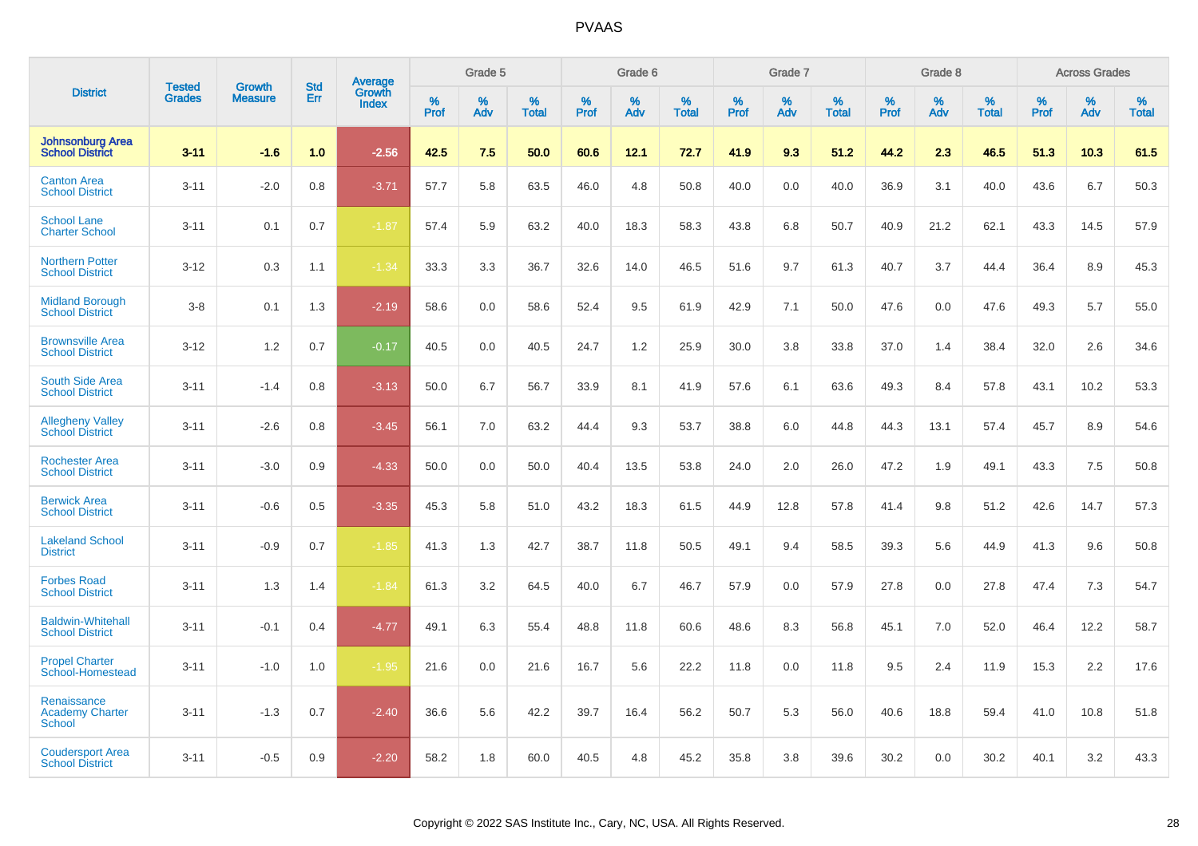# PVAAS

| District | Tested Grades | Growth Measure | Std Err | Average Growth Index | Grade 5 | | | Grade 6 | | | Grade 7 | | | Grade 8 | | | Across Grades | | |
|---|---|---|---|---|---|---|---|---|---|---|---|---|---|---|---|---|---|---|---|
| | | | | | % Prof | % Adv | % Total | % Prof | % Adv | % Total | % Prof | % Adv | % Total | % Prof | % Adv | % Total | % Prof | % Adv | % Total |
| **Johnsonburg Area School District** | **3-11** | **-1.6** | **1.0** | **-2.56** | **42.5** | **7.5** | **50.0** | **60.6** | **12.1** | **72.7** | **41.9** | **9.3** | **51.2** | **44.2** | **2.3** | **46.5** | **51.3** | **10.3** | **61.5** |
| Canton Area School District | 3-11 | -2.0 | 0.8 | -3.71 | 57.7 | 5.8 | 63.5 | 46.0 | 4.8 | 50.8 | 40.0 | 0.0 | 40.0 | 36.9 | 3.1 | 40.0 | 43.6 | 6.7 | 50.3 |
| School Lane Charter School | 3-11 | 0.1 | 0.7 | -1.87 | 57.4 | 5.9 | 63.2 | 40.0 | 18.3 | 58.3 | 43.8 | 6.8 | 50.7 | 40.9 | 21.2 | 62.1 | 43.3 | 14.5 | 57.9 |
| Northern Potter School District | 3-12 | 0.3 | 1.1 | -1.34 | 33.3 | 3.3 | 36.7 | 32.6 | 14.0 | 46.5 | 51.6 | 9.7 | 61.3 | 40.7 | 3.7 | 44.4 | 36.4 | 8.9 | 45.3 |
| Midland Borough School District | 3-8 | 0.1 | 1.3 | -2.19 | 58.6 | 0.0 | 58.6 | 52.4 | 9.5 | 61.9 | 42.9 | 7.1 | 50.0 | 47.6 | 0.0 | 47.6 | 49.3 | 5.7 | 55.0 |
| Brownsville Area School District | 3-12 | 1.2 | 0.7 | -0.17 | 40.5 | 0.0 | 40.5 | 24.7 | 1.2 | 25.9 | 30.0 | 3.8 | 33.8 | 37.0 | 1.4 | 38.4 | 32.0 | 2.6 | 34.6 |
| South Side Area School District | 3-11 | -1.4 | 0.8 | -3.13 | 50.0 | 6.7 | 56.7 | 33.9 | 8.1 | 41.9 | 57.6 | 6.1 | 63.6 | 49.3 | 8.4 | 57.8 | 43.1 | 10.2 | 53.3 |
| Allegheny Valley School District | 3-11 | -2.6 | 0.8 | -3.45 | 56.1 | 7.0 | 63.2 | 44.4 | 9.3 | 53.7 | 38.8 | 6.0 | 44.8 | 44.3 | 13.1 | 57.4 | 45.7 | 8.9 | 54.6 |
| Rochester Area School District | 3-11 | -3.0 | 0.9 | -4.33 | 50.0 | 0.0 | 50.0 | 40.4 | 13.5 | 53.8 | 24.0 | 2.0 | 26.0 | 47.2 | 1.9 | 49.1 | 43.3 | 7.5 | 50.8 |
| Berwick Area School District | 3-11 | -0.6 | 0.5 | -3.35 | 45.3 | 5.8 | 51.0 | 43.2 | 18.3 | 61.5 | 44.9 | 12.8 | 57.8 | 41.4 | 9.8 | 51.2 | 42.6 | 14.7 | 57.3 |
| Lakeland School District | 3-11 | -0.9 | 0.7 | -1.85 | 41.3 | 1.3 | 42.7 | 38.7 | 11.8 | 50.5 | 49.1 | 9.4 | 58.5 | 39.3 | 5.6 | 44.9 | 41.3 | 9.6 | 50.8 |
| Forbes Road School District | 3-11 | 1.3 | 1.4 | -1.84 | 61.3 | 3.2 | 64.5 | 40.0 | 6.7 | 46.7 | 57.9 | 0.0 | 57.9 | 27.8 | 0.0 | 27.8 | 47.4 | 7.3 | 54.7 |
| Baldwin-Whitehall School District | 3-11 | -0.1 | 0.4 | -4.77 | 49.1 | 6.3 | 55.4 | 48.8 | 11.8 | 60.6 | 48.6 | 8.3 | 56.8 | 45.1 | 7.0 | 52.0 | 46.4 | 12.2 | 58.7 |
| Propel Charter School-Homestead | 3-11 | -1.0 | 1.0 | -1.95 | 21.6 | 0.0 | 21.6 | 16.7 | 5.6 | 22.2 | 11.8 | 0.0 | 11.8 | 9.5 | 2.4 | 11.9 | 15.3 | 2.2 | 17.6 |
| Renaissance Academy Charter School | 3-11 | -1.3 | 0.7 | -2.40 | 36.6 | 5.6 | 42.2 | 39.7 | 16.4 | 56.2 | 50.7 | 5.3 | 56.0 | 40.6 | 18.8 | 59.4 | 41.0 | 10.8 | 51.8 |
| Coudersport Area School District | 3-11 | -0.5 | 0.9 | -2.20 | 58.2 | 1.8 | 60.0 | 40.5 | 4.8 | 45.2 | 35.8 | 3.8 | 39.6 | 30.2 | 0.0 | 30.2 | 40.1 | 3.2 | 43.3 |

Copyright © 2022 SAS Institute Inc., Cary, NC, USA. All Rights Reserved.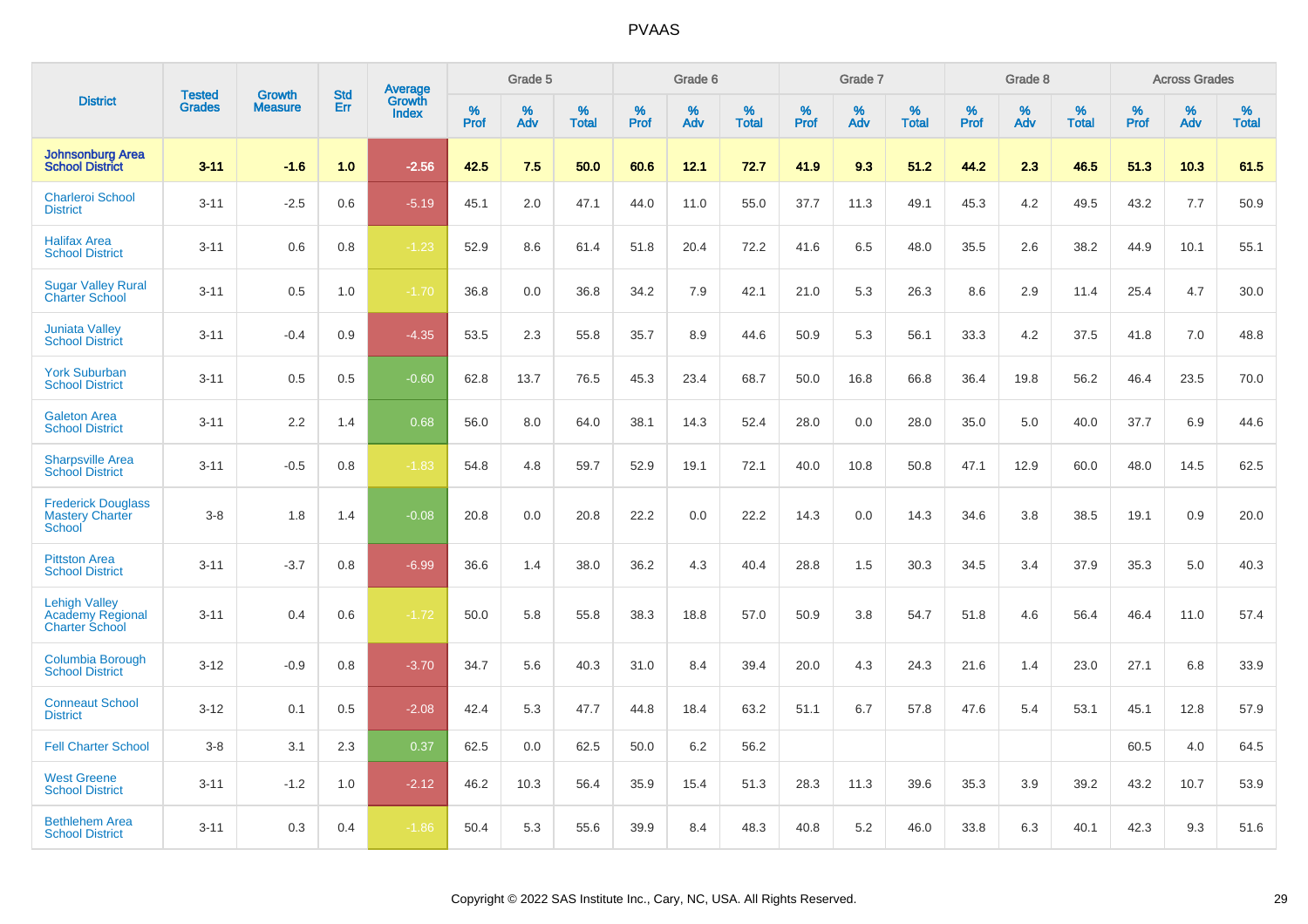# PVAAS

| District | Tested Grades | Growth Measure | Std Err | Average Growth Index | Grade 5 | | | Grade 6 | | | Grade 7 | | | Grade 8 | | | Across Grades | | |
|---|---|---|---|---|---|---|---|---|---|---|---|---|---|---|---|---|---|---|---|
| | | | | | % Prof | % Adv | % Total | % Prof | % Adv | % Total | % Prof | % Adv | % Total | % Prof | % Adv | % Total | % Prof | % Adv | % Total |
| **Johnsonburg Area School District** | **3-11** | **-1.6** | **1.0** | **-2.56** | **42.5** | **7.5** | **50.0** | **60.6** | **12.1** | **72.7** | **41.9** | **9.3** | **51.2** | **44.2** | **2.3** | **46.5** | **51.3** | **10.3** | **61.5** |
| Charleroi School District | 3-11 | -2.5 | 0.6 | -5.19 | 45.1 | 2.0 | 47.1 | 44.0 | 11.0 | 55.0 | 37.7 | 11.3 | 49.1 | 45.3 | 4.2 | 49.5 | 43.2 | 7.7 | 50.9 |
| Halifax Area School District | 3-11 | 0.6 | 0.8 | -1.23 | 52.9 | 8.6 | 61.4 | 51.8 | 20.4 | 72.2 | 41.6 | 6.5 | 48.0 | 35.5 | 2.6 | 38.2 | 44.9 | 10.1 | 55.1 |
| Sugar Valley Rural Charter School | 3-11 | 0.5 | 1.0 | -1.70 | 36.8 | 0.0 | 36.8 | 34.2 | 7.9 | 42.1 | 21.0 | 5.3 | 26.3 | 8.6 | 2.9 | 11.4 | 25.4 | 4.7 | 30.0 |
| Juniata Valley School District | 3-11 | -0.4 | 0.9 | -4.35 | 53.5 | 2.3 | 55.8 | 35.7 | 8.9 | 44.6 | 50.9 | 5.3 | 56.1 | 33.3 | 4.2 | 37.5 | 41.8 | 7.0 | 48.8 |
| York Suburban School District | 3-11 | 0.5 | 0.5 | -0.60 | 62.8 | 13.7 | 76.5 | 45.3 | 23.4 | 68.7 | 50.0 | 16.8 | 66.8 | 36.4 | 19.8 | 56.2 | 46.4 | 23.5 | 70.0 |
| Galeton Area School District | 3-11 | 2.2 | 1.4 | 0.68 | 56.0 | 8.0 | 64.0 | 38.1 | 14.3 | 52.4 | 28.0 | 0.0 | 28.0 | 35.0 | 5.0 | 40.0 | 37.7 | 6.9 | 44.6 |
| Sharpsville Area School District | 3-11 | -0.5 | 0.8 | -1.83 | 54.8 | 4.8 | 59.7 | 52.9 | 19.1 | 72.1 | 40.0 | 10.8 | 50.8 | 47.1 | 12.9 | 60.0 | 48.0 | 14.5 | 62.5 |
| Frederick Douglass Mastery Charter School | 3-8 | 1.8 | 1.4 | -0.08 | 20.8 | 0.0 | 20.8 | 22.2 | 0.0 | 22.2 | 14.3 | 0.0 | 14.3 | 34.6 | 3.8 | 38.5 | 19.1 | 0.9 | 20.0 |
| Pittston Area School District | 3-11 | -3.7 | 0.8 | -6.99 | 36.6 | 1.4 | 38.0 | 36.2 | 4.3 | 40.4 | 28.8 | 1.5 | 30.3 | 34.5 | 3.4 | 37.9 | 35.3 | 5.0 | 40.3 |
| Lehigh Valley Academy Regional Charter School | 3-11 | 0.4 | 0.6 | -1.72 | 50.0 | 5.8 | 55.8 | 38.3 | 18.8 | 57.0 | 50.9 | 3.8 | 54.7 | 51.8 | 4.6 | 56.4 | 46.4 | 11.0 | 57.4 |
| Columbia Borough School District | 3-12 | -0.9 | 0.8 | -3.70 | 34.7 | 5.6 | 40.3 | 31.0 | 8.4 | 39.4 | 20.0 | 4.3 | 24.3 | 21.6 | 1.4 | 23.0 | 27.1 | 6.8 | 33.9 |
| Conneaut School District | 3-12 | 0.1 | 0.5 | -2.08 | 42.4 | 5.3 | 47.7 | 44.8 | 18.4 | 63.2 | 51.1 | 6.7 | 57.8 | 47.6 | 5.4 | 53.1 | 45.1 | 12.8 | 57.9 |
| Fell Charter School | 3-8 | 3.1 | 2.3 | 0.37 | 62.5 | 0.0 | 62.5 | 50.0 | 6.2 | 56.2 | | | | | | | 60.5 | 4.0 | 64.5 |
| West Greene School District | 3-11 | -1.2 | 1.0 | -2.12 | 46.2 | 10.3 | 56.4 | 35.9 | 15.4 | 51.3 | 28.3 | 11.3 | 39.6 | 35.3 | 3.9 | 39.2 | 43.2 | 10.7 | 53.9 |
| Bethlehem Area School District | 3-11 | 0.3 | 0.4 | -1.86 | 50.4 | 5.3 | 55.6 | 39.9 | 8.4 | 48.3 | 40.8 | 5.2 | 46.0 | 33.8 | 6.3 | 40.1 | 42.3 | 9.3 | 51.6 |

Copyright © 2022 SAS Institute Inc., Cary, NC, USA. All Rights Reserved.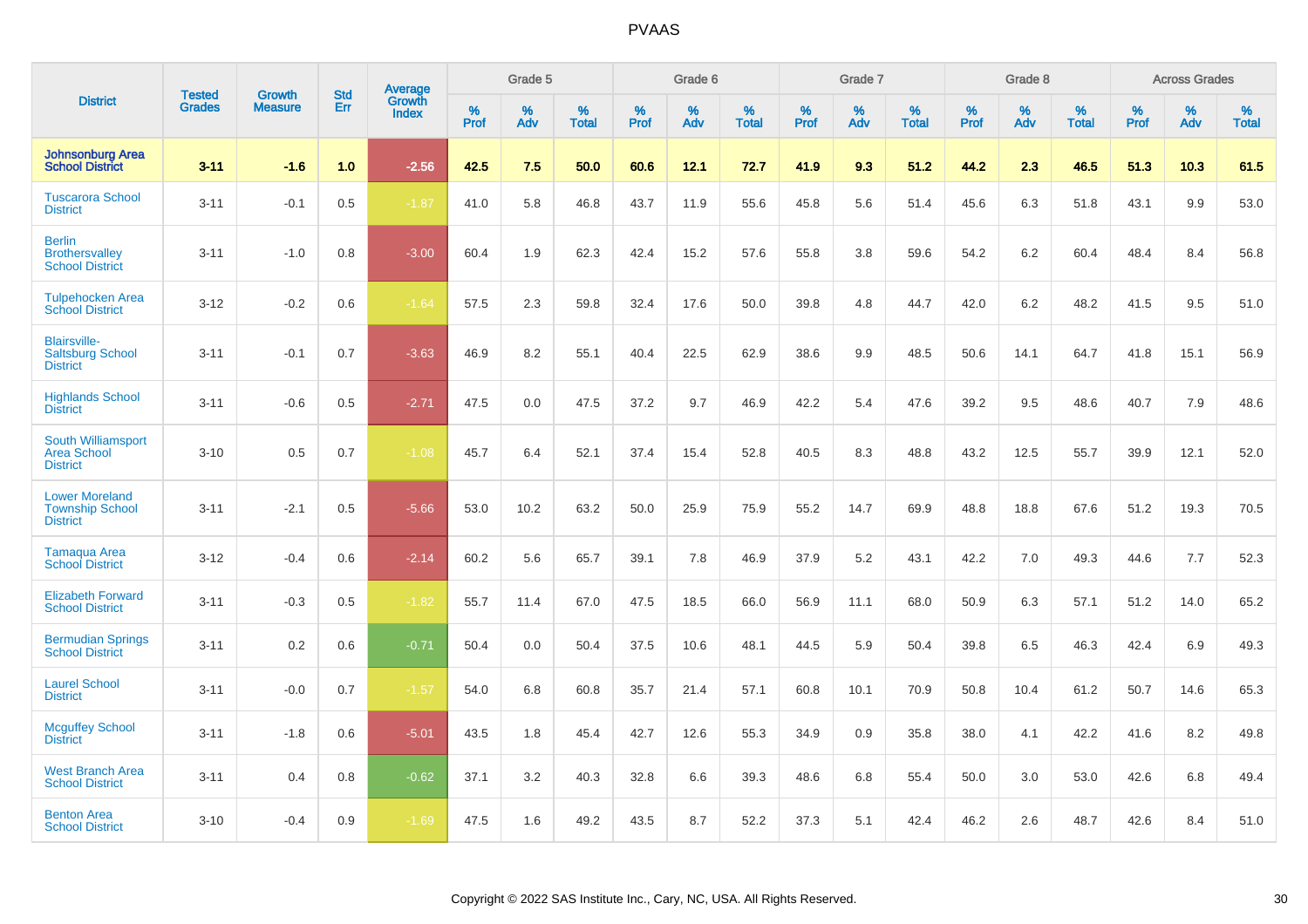| District | Tested Grades | Growth Measure | Std Err | Average Growth Index | Grade 5 | | | Grade 6 | | | Grade 7 | | | Grade 8 | | | Across Grades | | |
|---|---|---|---|---|---|---|---|---|---|---|---|---|---|---|---|---|---|---|---|
| | | | | | % Prof | % Adv | % Total | % Prof | % Adv | % Total | % Prof | % Adv | % Total | % Prof | % Adv | % Total | % Prof | % Adv | % Total |
| **Johnsonburg Area School District** | **3-11** | **-1.6** | **1.0** | **-2.56** | **42.5** | **7.5** | **50.0** | **60.6** | **12.1** | **72.7** | **41.9** | **9.3** | **51.2** | **44.2** | **2.3** | **46.5** | **51.3** | **10.3** | **61.5** |
| Tuscarora School District | 3-11 | -0.1 | 0.5 | -1.87 | 41.0 | 5.8 | 46.8 | 43.7 | 11.9 | 55.6 | 45.8 | 5.6 | 51.4 | 45.6 | 6.3 | 51.8 | 43.1 | 9.9 | 53.0 |
| Berlin Brothersvalley School District | 3-11 | -1.0 | 0.8 | -3.00 | 60.4 | 1.9 | 62.3 | 42.4 | 15.2 | 57.6 | 55.8 | 3.8 | 59.6 | 54.2 | 6.2 | 60.4 | 48.4 | 8.4 | 56.8 |
| Tulpehocken Area School District | 3-12 | -0.2 | 0.6 | -1.64 | 57.5 | 2.3 | 59.8 | 32.4 | 17.6 | 50.0 | 39.8 | 4.8 | 44.7 | 42.0 | 6.2 | 48.2 | 41.5 | 9.5 | 51.0 |
| Blairsville-Saltsburg School District | 3-11 | -0.1 | 0.7 | -3.63 | 46.9 | 8.2 | 55.1 | 40.4 | 22.5 | 62.9 | 38.6 | 9.9 | 48.5 | 50.6 | 14.1 | 64.7 | 41.8 | 15.1 | 56.9 |
| Highlands School District | 3-11 | -0.6 | 0.5 | -2.71 | 47.5 | 0.0 | 47.5 | 37.2 | 9.7 | 46.9 | 42.2 | 5.4 | 47.6 | 39.2 | 9.5 | 48.6 | 40.7 | 7.9 | 48.6 |
| South Williamsport Area School District | 3-10 | 0.5 | 0.7 | -1.08 | 45.7 | 6.4 | 52.1 | 37.4 | 15.4 | 52.8 | 40.5 | 8.3 | 48.8 | 43.2 | 12.5 | 55.7 | 39.9 | 12.1 | 52.0 |
| Lower Moreland Township School District | 3-11 | -2.1 | 0.5 | -5.66 | 53.0 | 10.2 | 63.2 | 50.0 | 25.9 | 75.9 | 55.2 | 14.7 | 69.9 | 48.8 | 18.8 | 67.6 | 51.2 | 19.3 | 70.5 |
| Tamaqua Area School District | 3-12 | -0.4 | 0.6 | -2.14 | 60.2 | 5.6 | 65.7 | 39.1 | 7.8 | 46.9 | 37.9 | 5.2 | 43.1 | 42.2 | 7.0 | 49.3 | 44.6 | 7.7 | 52.3 |
| Elizabeth Forward School District | 3-11 | -0.3 | 0.5 | -1.82 | 55.7 | 11.4 | 67.0 | 47.5 | 18.5 | 66.0 | 56.9 | 11.1 | 68.0 | 50.9 | 6.3 | 57.1 | 51.2 | 14.0 | 65.2 |
| Bermudian Springs School District | 3-11 | 0.2 | 0.6 | -0.71 | 50.4 | 0.0 | 50.4 | 37.5 | 10.6 | 48.1 | 44.5 | 5.9 | 50.4 | 39.8 | 6.5 | 46.3 | 42.4 | 6.9 | 49.3 |
| Laurel School District | 3-11 | -0.0 | 0.7 | -1.57 | 54.0 | 6.8 | 60.8 | 35.7 | 21.4 | 57.1 | 60.8 | 10.1 | 70.9 | 50.8 | 10.4 | 61.2 | 50.7 | 14.6 | 65.3 |
| Mcguffey School District | 3-11 | -1.8 | 0.6 | -5.01 | 43.5 | 1.8 | 45.4 | 42.7 | 12.6 | 55.3 | 34.9 | 0.9 | 35.8 | 38.0 | 4.1 | 42.2 | 41.6 | 8.2 | 49.8 |
| West Branch Area School District | 3-11 | 0.4 | 0.8 | -0.62 | 37.1 | 3.2 | 40.3 | 32.8 | 6.6 | 39.3 | 48.6 | 6.8 | 55.4 | 50.0 | 3.0 | 53.0 | 42.6 | 6.8 | 49.4 |
| Benton Area School District | 3-10 | -0.4 | 0.9 | -1.69 | 47.5 | 1.6 | 49.2 | 43.5 | 8.7 | 52.2 | 37.3 | 5.1 | 42.4 | 46.2 | 2.6 | 48.7 | 42.6 | 8.4 | 51.0 |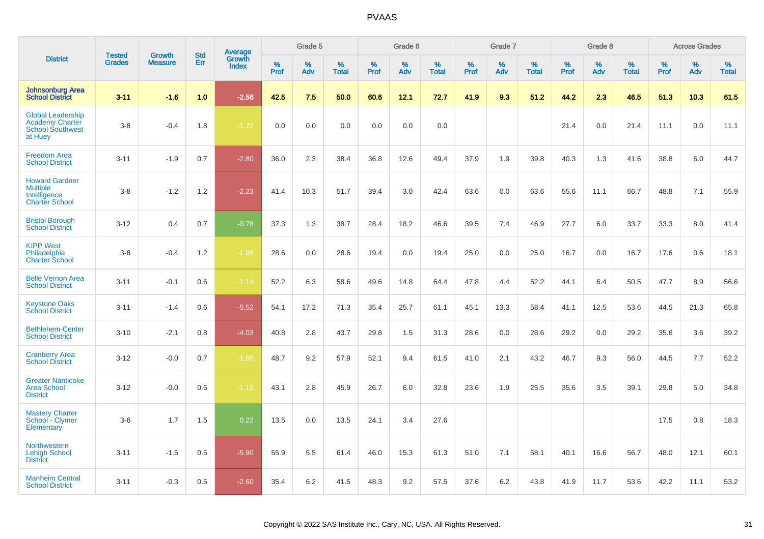# PVAAS

| District | Tested Grades | Growth Measure | Std Err | Average Growth Index | Grade 5 | | | Grade 6 | | | Grade 7 | | | Grade 8 | | | Across Grades | | |
|---|---|---|---|---|---|---|---|---|---|---|---|---|---|---|---|---|---|---|---|
| | | | | | % Prof | % Adv | % Total | % Prof | % Adv | % Total | % Prof | % Adv | % Total | % Prof | % Adv | % Total | % Prof | % Adv | % Total |
| **Johnsonburg Area School District** | **3-11** | **-1.6** | **1.0** | **-2.56** | **42.5** | **7.5** | **50.0** | **60.6** | **12.1** | **72.7** | **41.9** | **9.3** | **51.2** | **44.2** | **2.3** | **46.5** | **51.3** | **10.3** | **61.5** |
| Global Leadership Academy Charter School Southwest at Huey | 3-8 | -0.4 | 1.8 | -1.72 | 0.0 | 0.0 | 0.0 | 0.0 | 0.0 | 0.0 | | | | 21.4 | 0.0 | 21.4 | 11.1 | 0.0 | 11.1 |
| Freedom Area School District | 3-11 | -1.9 | 0.7 | -2.80 | 36.0 | 2.3 | 38.4 | 36.8 | 12.6 | 49.4 | 37.9 | 1.9 | 39.8 | 40.3 | 1.3 | 41.6 | 38.8 | 6.0 | 44.7 |
| Howard Gardner Multiple Intelligence Charter School | 3-8 | -1.2 | 1.2 | -2.23 | 41.4 | 10.3 | 51.7 | 39.4 | 3.0 | 42.4 | 63.6 | 0.0 | 63.6 | 55.6 | 11.1 | 66.7 | 48.8 | 7.1 | 55.9 |
| Bristol Borough School District | 3-12 | 0.4 | 0.7 | -0.78 | 37.3 | 1.3 | 38.7 | 28.4 | 18.2 | 46.6 | 39.5 | 7.4 | 46.9 | 27.7 | 6.0 | 33.7 | 33.3 | 8.0 | 41.4 |
| KIPP West Philadelphia Charter School | 3-8 | -0.4 | 1.2 | -1.95 | 28.6 | 0.0 | 28.6 | 19.4 | 0.0 | 19.4 | 25.0 | 0.0 | 25.0 | 16.7 | 0.0 | 16.7 | 17.6 | 0.6 | 18.1 |
| Belle Vernon Area School District | 3-11 | -0.1 | 0.6 | -1.14 | 52.2 | 6.3 | 58.6 | 49.6 | 14.8 | 64.4 | 47.8 | 4.4 | 52.2 | 44.1 | 6.4 | 50.5 | 47.7 | 8.9 | 56.6 |
| Keystone Oaks School District | 3-11 | -1.4 | 0.6 | -5.52 | 54.1 | 17.2 | 71.3 | 35.4 | 25.7 | 61.1 | 45.1 | 13.3 | 58.4 | 41.1 | 12.5 | 53.6 | 44.5 | 21.3 | 65.8 |
| Bethlehem-Center School District | 3-10 | -2.1 | 0.8 | -4.03 | 40.8 | 2.8 | 43.7 | 29.8 | 1.5 | 31.3 | 28.6 | 0.0 | 28.6 | 29.2 | 0.0 | 29.2 | 35.6 | 3.6 | 39.2 |
| Cranberry Area School District | 3-12 | -0.0 | 0.7 | -1.98 | 48.7 | 9.2 | 57.9 | 52.1 | 9.4 | 61.5 | 41.0 | 2.1 | 43.2 | 46.7 | 9.3 | 56.0 | 44.5 | 7.7 | 52.2 |
| Greater Nanticoke Area School District | 3-12 | -0.0 | 0.6 | -1.16 | 43.1 | 2.8 | 45.9 | 26.7 | 6.0 | 32.8 | 23.6 | 1.9 | 25.5 | 35.6 | 3.5 | 39.1 | 29.8 | 5.0 | 34.8 |
| Mastery Charter School - Clymer Elementary | 3-6 | 1.7 | 1.5 | 0.22 | 13.5 | 0.0 | 13.5 | 24.1 | 3.4 | 27.6 | | | | | | | 17.5 | 0.8 | 18.3 |
| Northwestern Lehigh School District | 3-11 | -1.5 | 0.5 | -5.90 | 55.9 | 5.5 | 61.4 | 46.0 | 15.3 | 61.3 | 51.0 | 7.1 | 58.1 | 40.1 | 16.6 | 56.7 | 48.0 | 12.1 | 60.1 |
| Manheim Central School District | 3-11 | -0.3 | 0.5 | -2.60 | 35.4 | 6.2 | 41.5 | 48.3 | 9.2 | 57.5 | 37.6 | 6.2 | 43.8 | 41.9 | 11.7 | 53.6 | 42.2 | 11.1 | 53.2 |

Copyright © 2022 SAS Institute Inc., Cary, NC, USA. All Rights Reserved.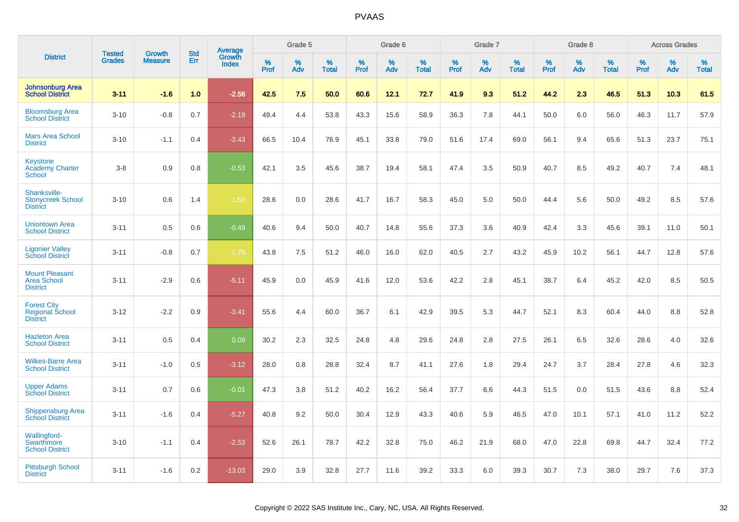# PVAAS

| District | Tested Grades | Growth Measure | Std Err | Average Growth Index | Grade 5 | | | Grade 6 | | | Grade 7 | | | Grade 8 | | | Across Grades | | |
|---|---|---|---|---|---|---|---|---|---|---|---|---|---|---|---|---|---|---|---|
| | | | | | % Prof | % Adv | % Total | % Prof | % Adv | % Total | % Prof | % Adv | % Total | % Prof | % Adv | % Total | % Prof | % Adv | % Total |
| **Johnsonburg Area School District** | **3-11** | **-1.6** | **1.0** | **-2.56** | **42.5** | **7.5** | **50.0** | **60.6** | **12.1** | **72.7** | **41.9** | **9.3** | **51.2** | **44.2** | **2.3** | **46.5** | **51.3** | **10.3** | **61.5** |
| Bloomsburg Area School District | 3-10 | -0.8 | 0.7 | -2.19 | 49.4 | 4.4 | 53.8 | 43.3 | 15.6 | 58.9 | 36.3 | 7.8 | 44.1 | 50.0 | 6.0 | 56.0 | 46.3 | 11.7 | 57.9 |
| Mars Area School District | 3-10 | -1.1 | 0.4 | -3.43 | 66.5 | 10.4 | 76.9 | 45.1 | 33.8 | 79.0 | 51.6 | 17.4 | 69.0 | 56.1 | 9.4 | 65.6 | 51.3 | 23.7 | 75.1 |
| Keystone Academy Charter School | 3-8 | 0.9 | 0.8 | -0.53 | 42.1 | 3.5 | 45.6 | 38.7 | 19.4 | 58.1 | 47.4 | 3.5 | 50.9 | 40.7 | 8.5 | 49.2 | 40.7 | 7.4 | 48.1 |
| Shanksville-Stonycreek School District | 3-10 | 0.6 | 1.4 | -1.55 | 28.6 | 0.0 | 28.6 | 41.7 | 16.7 | 58.3 | 45.0 | 5.0 | 50.0 | 44.4 | 5.6 | 50.0 | 49.2 | 8.5 | 57.6 |
| Uniontown Area School District | 3-11 | 0.5 | 0.6 | -0.49 | 40.6 | 9.4 | 50.0 | 40.7 | 14.8 | 55.6 | 37.3 | 3.6 | 40.9 | 42.4 | 3.3 | 45.6 | 39.1 | 11.0 | 50.1 |
| Ligonier Valley School District | 3-11 | -0.8 | 0.7 | -1.79 | 43.8 | 7.5 | 51.2 | 46.0 | 16.0 | 62.0 | 40.5 | 2.7 | 43.2 | 45.9 | 10.2 | 56.1 | 44.7 | 12.8 | 57.6 |
| Mount Pleasant Area School District | 3-11 | -2.9 | 0.6 | -5.11 | 45.9 | 0.0 | 45.9 | 41.6 | 12.0 | 53.6 | 42.2 | 2.8 | 45.1 | 38.7 | 6.4 | 45.2 | 42.0 | 8.5 | 50.5 |
| Forest City Regional School District | 3-12 | -2.2 | 0.9 | -3.41 | 55.6 | 4.4 | 60.0 | 36.7 | 6.1 | 42.9 | 39.5 | 5.3 | 44.7 | 52.1 | 8.3 | 60.4 | 44.0 | 8.8 | 52.8 |
| Hazleton Area School District | 3-11 | 0.5 | 0.4 | 0.09 | 30.2 | 2.3 | 32.5 | 24.8 | 4.8 | 29.6 | 24.8 | 2.8 | 27.5 | 26.1 | 6.5 | 32.6 | 28.6 | 4.0 | 32.6 |
| Wilkes-Barre Area School District | 3-11 | -1.0 | 0.5 | -3.12 | 28.0 | 0.8 | 28.8 | 32.4 | 8.7 | 41.1 | 27.6 | 1.8 | 29.4 | 24.7 | 3.7 | 28.4 | 27.8 | 4.6 | 32.3 |
| Upper Adams School District | 3-11 | 0.7 | 0.6 | -0.01 | 47.3 | 3.8 | 51.2 | 40.2 | 16.2 | 56.4 | 37.7 | 6.6 | 44.3 | 51.5 | 0.0 | 51.5 | 43.6 | 8.8 | 52.4 |
| Shippensburg Area School District | 3-11 | -1.6 | 0.4 | -5.27 | 40.8 | 9.2 | 50.0 | 30.4 | 12.9 | 43.3 | 40.6 | 5.9 | 46.5 | 47.0 | 10.1 | 57.1 | 41.0 | 11.2 | 52.2 |
| Wallingford-Swarthmore School District | 3-10 | -1.1 | 0.4 | -2.53 | 52.6 | 26.1 | 78.7 | 42.2 | 32.8 | 75.0 | 46.2 | 21.9 | 68.0 | 47.0 | 22.8 | 69.8 | 44.7 | 32.4 | 77.2 |
| Pittsburgh School District | 3-11 | -1.6 | 0.2 | -13.03 | 29.0 | 3.9 | 32.8 | 27.7 | 11.6 | 39.2 | 33.3 | 6.0 | 39.3 | 30.7 | 7.3 | 38.0 | 29.7 | 7.6 | 37.3 |

Copyright © 2022 SAS Institute Inc., Cary, NC, USA. All Rights Reserved.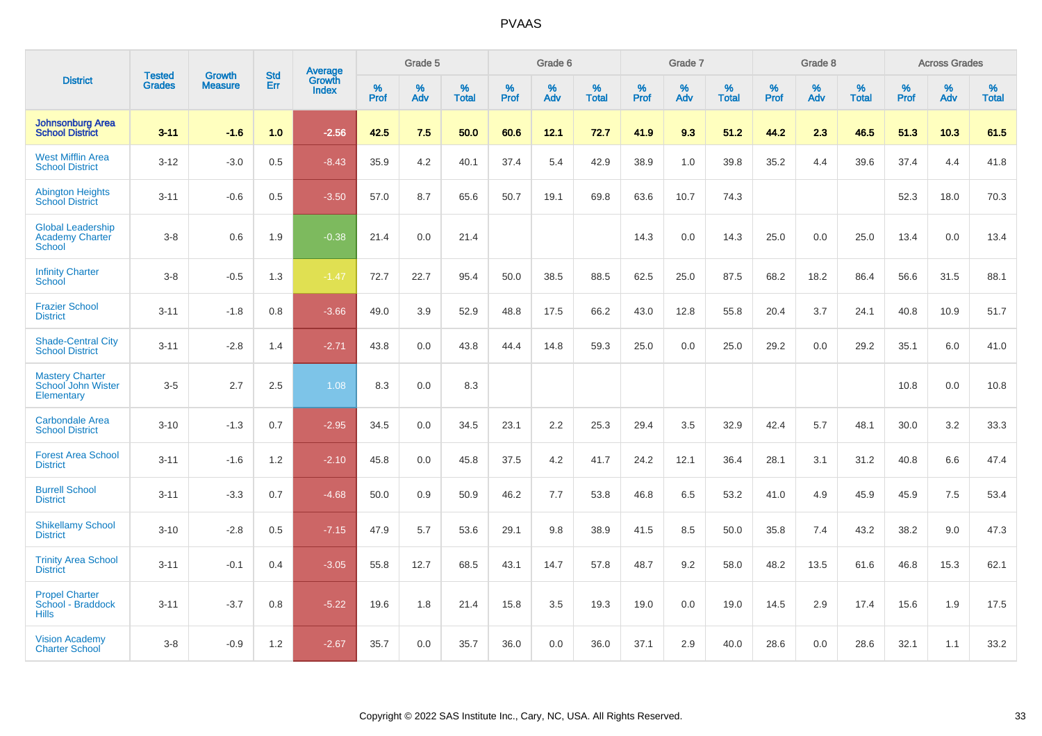# PVAAS

| District | Tested Grades | Growth Measure | Std Err | Average Growth Index | Grade 5 | | | Grade 6 | | | Grade 7 | | | Grade 8 | | | Across Grades | | |
|---|---|---|---|---|---|---|---|---|---|---|---|---|---|---|---|---|---|---|---|
| | | | | | % Prof | % Adv | % Total | % Prof | % Adv | % Total | % Prof | % Adv | % Total | % Prof | % Adv | % Total | % Prof | % Adv | % Total |
| **Johnsonburg Area School District** | **3-11** | **-1.6** | **1.0** | **-2.56** | **42.5** | **7.5** | **50.0** | **60.6** | **12.1** | **72.7** | **41.9** | **9.3** | **51.2** | **44.2** | **2.3** | **46.5** | **51.3** | **10.3** | **61.5** |
| West Mifflin Area School District | 3-12 | -3.0 | 0.5 | -8.43 | 35.9 | 4.2 | 40.1 | 37.4 | 5.4 | 42.9 | 38.9 | 1.0 | 39.8 | 35.2 | 4.4 | 39.6 | 37.4 | 4.4 | 41.8 |
| Abington Heights School District | 3-11 | -0.6 | 0.5 | -3.50 | 57.0 | 8.7 | 65.6 | 50.7 | 19.1 | 69.8 | 63.6 | 10.7 | 74.3 | | | | 52.3 | 18.0 | 70.3 |
| Global Leadership Academy Charter School | 3-8 | 0.6 | 1.9 | -0.38 | 21.4 | 0.0 | 21.4 | | | | 14.3 | 0.0 | 14.3 | 25.0 | 0.0 | 25.0 | 13.4 | 0.0 | 13.4 |
| Infinity Charter School | 3-8 | -0.5 | 1.3 | -1.47 | 72.7 | 22.7 | 95.4 | 50.0 | 38.5 | 88.5 | 62.5 | 25.0 | 87.5 | 68.2 | 18.2 | 86.4 | 56.6 | 31.5 | 88.1 |
| Frazier School District | 3-11 | -1.8 | 0.8 | -3.66 | 49.0 | 3.9 | 52.9 | 48.8 | 17.5 | 66.2 | 43.0 | 12.8 | 55.8 | 20.4 | 3.7 | 24.1 | 40.8 | 10.9 | 51.7 |
| Shade-Central City School District | 3-11 | -2.8 | 1.4 | -2.71 | 43.8 | 0.0 | 43.8 | 44.4 | 14.8 | 59.3 | 25.0 | 0.0 | 25.0 | 29.2 | 0.0 | 29.2 | 35.1 | 6.0 | 41.0 |
| Mastery Charter School John Wister Elementary | 3-5 | 2.7 | 2.5 | 1.08 | 8.3 | 0.0 | 8.3 | | | | | | | | | | 10.8 | 0.0 | 10.8 |
| Carbondale Area School District | 3-10 | -1.3 | 0.7 | -2.95 | 34.5 | 0.0 | 34.5 | 23.1 | 2.2 | 25.3 | 29.4 | 3.5 | 32.9 | 42.4 | 5.7 | 48.1 | 30.0 | 3.2 | 33.3 |
| Forest Area School District | 3-11 | -1.6 | 1.2 | -2.10 | 45.8 | 0.0 | 45.8 | 37.5 | 4.2 | 41.7 | 24.2 | 12.1 | 36.4 | 28.1 | 3.1 | 31.2 | 40.8 | 6.6 | 47.4 |
| Burrell School District | 3-11 | -3.3 | 0.7 | -4.68 | 50.0 | 0.9 | 50.9 | 46.2 | 7.7 | 53.8 | 46.8 | 6.5 | 53.2 | 41.0 | 4.9 | 45.9 | 45.9 | 7.5 | 53.4 |
| Shikellamy School District | 3-10 | -2.8 | 0.5 | -7.15 | 47.9 | 5.7 | 53.6 | 29.1 | 9.8 | 38.9 | 41.5 | 8.5 | 50.0 | 35.8 | 7.4 | 43.2 | 38.2 | 9.0 | 47.3 |
| Trinity Area School District | 3-11 | -0.1 | 0.4 | -3.05 | 55.8 | 12.7 | 68.5 | 43.1 | 14.7 | 57.8 | 48.7 | 9.2 | 58.0 | 48.2 | 13.5 | 61.6 | 46.8 | 15.3 | 62.1 |
| Propel Charter School - Braddock Hills | 3-11 | -3.7 | 0.8 | -5.22 | 19.6 | 1.8 | 21.4 | 15.8 | 3.5 | 19.3 | 19.0 | 0.0 | 19.0 | 14.5 | 2.9 | 17.4 | 15.6 | 1.9 | 17.5 |
| Vision Academy Charter School | 3-8 | -0.9 | 1.2 | -2.67 | 35.7 | 0.0 | 35.7 | 36.0 | 0.0 | 36.0 | 37.1 | 2.9 | 40.0 | 28.6 | 0.0 | 28.6 | 32.1 | 1.1 | 33.2 |

Copyright © 2022 SAS Institute Inc., Cary, NC, USA. All Rights Reserved.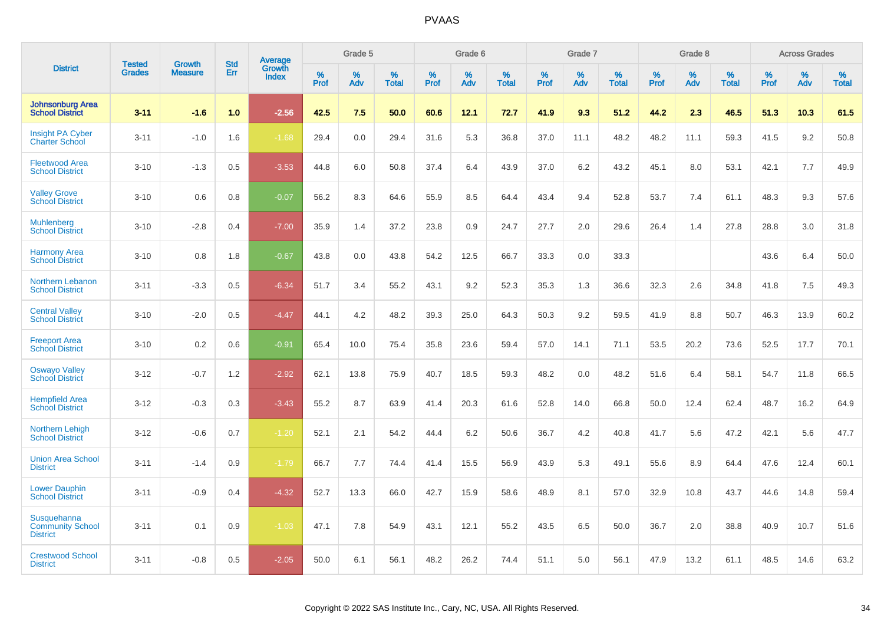# PVAAS

| District | Tested Grades | Growth Measure | Std Err | Average Growth Index | Grade 5 | | | Grade 6 | | | Grade 7 | | | Grade 8 | | | Across Grades | | |
|---|---|---|---|---|---|---|---|---|---|---|---|---|---|---|---|---|---|---|---|
| | | | | | % Prof | % Adv | % Total | % Prof | % Adv | % Total | % Prof | % Adv | % Total | % Prof | % Adv | % Total | % Prof | % Adv | % Total |
| **Johnsonburg Area School District** | **3-11** | **-1.6** | **1.0** | **-2.56** | **42.5** | **7.5** | **50.0** | **60.6** | **12.1** | **72.7** | **41.9** | **9.3** | **51.2** | **44.2** | **2.3** | **46.5** | **51.3** | **10.3** | **61.5** |
| Insight PA Cyber Charter School | 3-11 | -1.0 | 1.6 | -1.68 | 29.4 | 0.0 | 29.4 | 31.6 | 5.3 | 36.8 | 37.0 | 11.1 | 48.2 | 48.2 | 11.1 | 59.3 | 41.5 | 9.2 | 50.8 |
| Fleetwood Area School District | 3-10 | -1.3 | 0.5 | -3.53 | 44.8 | 6.0 | 50.8 | 37.4 | 6.4 | 43.9 | 37.0 | 6.2 | 43.2 | 45.1 | 8.0 | 53.1 | 42.1 | 7.7 | 49.9 |
| Valley Grove School District | 3-10 | 0.6 | 0.8 | -0.07 | 56.2 | 8.3 | 64.6 | 55.9 | 8.5 | 64.4 | 43.4 | 9.4 | 52.8 | 53.7 | 7.4 | 61.1 | 48.3 | 9.3 | 57.6 |
| Muhlenberg School District | 3-10 | -2.8 | 0.4 | -7.00 | 35.9 | 1.4 | 37.2 | 23.8 | 0.9 | 24.7 | 27.7 | 2.0 | 29.6 | 26.4 | 1.4 | 27.8 | 28.8 | 3.0 | 31.8 |
| Harmony Area School District | 3-10 | 0.8 | 1.8 | -0.67 | 43.8 | 0.0 | 43.8 | 54.2 | 12.5 | 66.7 | 33.3 | 0.0 | 33.3 | | | | 43.6 | 6.4 | 50.0 |
| Northern Lebanon School District | 3-11 | -3.3 | 0.5 | -6.34 | 51.7 | 3.4 | 55.2 | 43.1 | 9.2 | 52.3 | 35.3 | 1.3 | 36.6 | 32.3 | 2.6 | 34.8 | 41.8 | 7.5 | 49.3 |
| Central Valley School District | 3-10 | -2.0 | 0.5 | -4.47 | 44.1 | 4.2 | 48.2 | 39.3 | 25.0 | 64.3 | 50.3 | 9.2 | 59.5 | 41.9 | 8.8 | 50.7 | 46.3 | 13.9 | 60.2 |
| Freeport Area School District | 3-10 | 0.2 | 0.6 | -0.91 | 65.4 | 10.0 | 75.4 | 35.8 | 23.6 | 59.4 | 57.0 | 14.1 | 71.1 | 53.5 | 20.2 | 73.6 | 52.5 | 17.7 | 70.1 |
| Oswayo Valley School District | 3-12 | -0.7 | 1.2 | -2.92 | 62.1 | 13.8 | 75.9 | 40.7 | 18.5 | 59.3 | 48.2 | 0.0 | 48.2 | 51.6 | 6.4 | 58.1 | 54.7 | 11.8 | 66.5 |
| Hempfield Area School District | 3-12 | -0.3 | 0.3 | -3.43 | 55.2 | 8.7 | 63.9 | 41.4 | 20.3 | 61.6 | 52.8 | 14.0 | 66.8 | 50.0 | 12.4 | 62.4 | 48.7 | 16.2 | 64.9 |
| Northern Lehigh School District | 3-12 | -0.6 | 0.7 | -1.20 | 52.1 | 2.1 | 54.2 | 44.4 | 6.2 | 50.6 | 36.7 | 4.2 | 40.8 | 41.7 | 5.6 | 47.2 | 42.1 | 5.6 | 47.7 |
| Union Area School District | 3-11 | -1.4 | 0.9 | -1.79 | 66.7 | 7.7 | 74.4 | 41.4 | 15.5 | 56.9 | 43.9 | 5.3 | 49.1 | 55.6 | 8.9 | 64.4 | 47.6 | 12.4 | 60.1 |
| Lower Dauphin School District | 3-11 | -0.9 | 0.4 | -4.32 | 52.7 | 13.3 | 66.0 | 42.7 | 15.9 | 58.6 | 48.9 | 8.1 | 57.0 | 32.9 | 10.8 | 43.7 | 44.6 | 14.8 | 59.4 |
| Susquehanna Community School District | 3-11 | 0.1 | 0.9 | -1.03 | 47.1 | 7.8 | 54.9 | 43.1 | 12.1 | 55.2 | 43.5 | 6.5 | 50.0 | 36.7 | 2.0 | 38.8 | 40.9 | 10.7 | 51.6 |
| Crestwood School District | 3-11 | -0.8 | 0.5 | -2.05 | 50.0 | 6.1 | 56.1 | 48.2 | 26.2 | 74.4 | 51.1 | 5.0 | 56.1 | 47.9 | 13.2 | 61.1 | 48.5 | 14.6 | 63.2 |

Copyright © 2022 SAS Institute Inc., Cary, NC, USA. All Rights Reserved.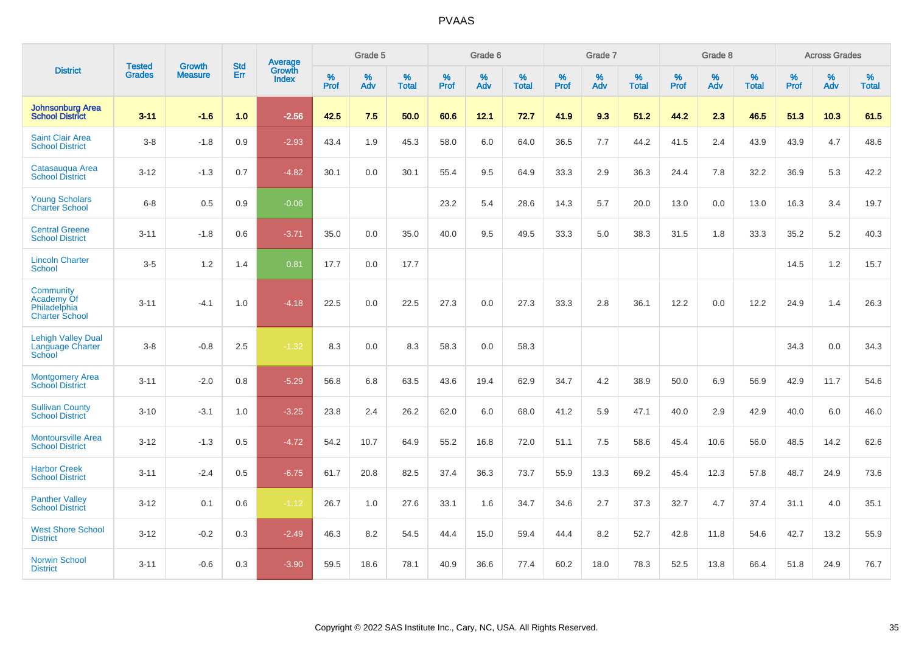| District | Tested Grades | Growth Measure | Std Err | Average Growth Index | Grade 5 | | | Grade 6 | | | Grade 7 | | | Grade 8 | | | Across Grades | | |
|---|---|---|---|---|---|---|---|---|---|---|---|---|---|---|---|---|---|---|---|
| | | | | | % Prof | % Adv | % Total | % Prof | % Adv | % Total | % Prof | % Adv | % Total | % Prof | % Adv | % Total | % Prof | % Adv | % Total |
| **Johnsonburg Area School District** | **3-11** | **-1.6** | **1.0** | **-2.56** | **42.5** | **7.5** | **50.0** | **60.6** | **12.1** | **72.7** | **41.9** | **9.3** | **51.2** | **44.2** | **2.3** | **46.5** | **51.3** | **10.3** | **61.5** |
| Saint Clair Area School District | 3-8 | -1.8 | 0.9 | -2.93 | 43.4 | 1.9 | 45.3 | 58.0 | 6.0 | 64.0 | 36.5 | 7.7 | 44.2 | 41.5 | 2.4 | 43.9 | 43.9 | 4.7 | 48.6 |
| Catasauqua Area School District | 3-12 | -1.3 | 0.7 | -4.82 | 30.1 | 0.0 | 30.1 | 55.4 | 9.5 | 64.9 | 33.3 | 2.9 | 36.3 | 24.4 | 7.8 | 32.2 | 36.9 | 5.3 | 42.2 |
| Young Scholars Charter School | 6-8 | 0.5 | 0.9 | -0.06 | | | | 23.2 | 5.4 | 28.6 | 14.3 | 5.7 | 20.0 | 13.0 | 0.0 | 13.0 | 16.3 | 3.4 | 19.7 |
| Central Greene School District | 3-11 | -1.8 | 0.6 | -3.71 | 35.0 | 0.0 | 35.0 | 40.0 | 9.5 | 49.5 | 33.3 | 5.0 | 38.3 | 31.5 | 1.8 | 33.3 | 35.2 | 5.2 | 40.3 |
| Lincoln Charter School | 3-5 | 1.2 | 1.4 | 0.81 | 17.7 | 0.0 | 17.7 | | | | | | | | | | 14.5 | 1.2 | 15.7 |
| Community Academy Of Philadelphia Charter School | 3-11 | -4.1 | 1.0 | -4.18 | 22.5 | 0.0 | 22.5 | 27.3 | 0.0 | 27.3 | 33.3 | 2.8 | 36.1 | 12.2 | 0.0 | 12.2 | 24.9 | 1.4 | 26.3 |
| Lehigh Valley Dual Language Charter School | 3-8 | -0.8 | 2.5 | -1.32 | 8.3 | 0.0 | 8.3 | 58.3 | 0.0 | 58.3 | | | | | | | 34.3 | 0.0 | 34.3 |
| Montgomery Area School District | 3-11 | -2.0 | 0.8 | -5.29 | 56.8 | 6.8 | 63.5 | 43.6 | 19.4 | 62.9 | 34.7 | 4.2 | 38.9 | 50.0 | 6.9 | 56.9 | 42.9 | 11.7 | 54.6 |
| Sullivan County School District | 3-10 | -3.1 | 1.0 | -3.25 | 23.8 | 2.4 | 26.2 | 62.0 | 6.0 | 68.0 | 41.2 | 5.9 | 47.1 | 40.0 | 2.9 | 42.9 | 40.0 | 6.0 | 46.0 |
| Montoursville Area School District | 3-12 | -1.3 | 0.5 | -4.72 | 54.2 | 10.7 | 64.9 | 55.2 | 16.8 | 72.0 | 51.1 | 7.5 | 58.6 | 45.4 | 10.6 | 56.0 | 48.5 | 14.2 | 62.6 |
| Harbor Creek School District | 3-11 | -2.4 | 0.5 | -6.75 | 61.7 | 20.8 | 82.5 | 37.4 | 36.3 | 73.7 | 55.9 | 13.3 | 69.2 | 45.4 | 12.3 | 57.8 | 48.7 | 24.9 | 73.6 |
| Panther Valley School District | 3-12 | 0.1 | 0.6 | -1.12 | 26.7 | 1.0 | 27.6 | 33.1 | 1.6 | 34.7 | 34.6 | 2.7 | 37.3 | 32.7 | 4.7 | 37.4 | 31.1 | 4.0 | 35.1 |
| West Shore School District | 3-12 | -0.2 | 0.3 | -2.49 | 46.3 | 8.2 | 54.5 | 44.4 | 15.0 | 59.4 | 44.4 | 8.2 | 52.7 | 42.8 | 11.8 | 54.6 | 42.7 | 13.2 | 55.9 |
| Norwin School District | 3-11 | -0.6 | 0.3 | -3.90 | 59.5 | 18.6 | 78.1 | 40.9 | 36.6 | 77.4 | 60.2 | 18.0 | 78.3 | 52.5 | 13.8 | 66.4 | 51.8 | 24.9 | 76.7 |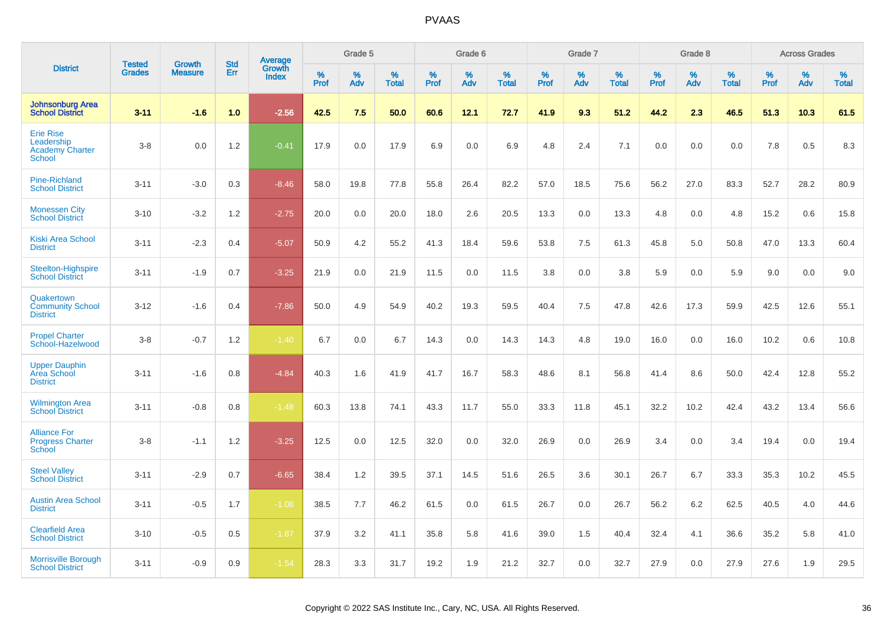| District | Tested Grades | Growth Measure | Std Err | Average Growth Index | Grade 5 | | | Grade 6 | | | Grade 7 | | | Grade 8 | | | Across Grades | | |
|---|---|---|---|---|---|---|---|---|---|---|---|---|---|---|---|---|---|---|---|
| | | | | | % Prof | % Adv | % Total | % Prof | % Adv | % Total | % Prof | % Adv | % Total | % Prof | % Adv | % Total | % Prof | % Adv | % Total |
| **Johnsonburg Area School District** | **3-11** | **-1.6** | **1.0** | **-2.56** | **42.5** | **7.5** | **50.0** | **60.6** | **12.1** | **72.7** | **41.9** | **9.3** | **51.2** | **44.2** | **2.3** | **46.5** | **51.3** | **10.3** | **61.5** |
| Erie Rise Leadership Academy Charter School | 3-8 | 0.0 | 1.2 | -0.41 | 17.9 | 0.0 | 17.9 | 6.9 | 0.0 | 6.9 | 4.8 | 2.4 | 7.1 | 0.0 | 0.0 | 0.0 | 7.8 | 0.5 | 8.3 |
| Pine-Richland School District | 3-11 | -3.0 | 0.3 | -8.46 | 58.0 | 19.8 | 77.8 | 55.8 | 26.4 | 82.2 | 57.0 | 18.5 | 75.6 | 56.2 | 27.0 | 83.3 | 52.7 | 28.2 | 80.9 |
| Monessen City School District | 3-10 | -3.2 | 1.2 | -2.75 | 20.0 | 0.0 | 20.0 | 18.0 | 2.6 | 20.5 | 13.3 | 0.0 | 13.3 | 4.8 | 0.0 | 4.8 | 15.2 | 0.6 | 15.8 |
| Kiski Area School District | 3-11 | -2.3 | 0.4 | -5.07 | 50.9 | 4.2 | 55.2 | 41.3 | 18.4 | 59.6 | 53.8 | 7.5 | 61.3 | 45.8 | 5.0 | 50.8 | 47.0 | 13.3 | 60.4 |
| Steelton-Highspire School District | 3-11 | -1.9 | 0.7 | -3.25 | 21.9 | 0.0 | 21.9 | 11.5 | 0.0 | 11.5 | 3.8 | 0.0 | 3.8 | 5.9 | 0.0 | 5.9 | 9.0 | 0.0 | 9.0 |
| Quakertown Community School District | 3-12 | -1.6 | 0.4 | -7.86 | 50.0 | 4.9 | 54.9 | 40.2 | 19.3 | 59.5 | 40.4 | 7.5 | 47.8 | 42.6 | 17.3 | 59.9 | 42.5 | 12.6 | 55.1 |
| Propel Charter School-Hazelwood | 3-8 | -0.7 | 1.2 | -1.40 | 6.7 | 0.0 | 6.7 | 14.3 | 0.0 | 14.3 | 14.3 | 4.8 | 19.0 | 16.0 | 0.0 | 16.0 | 10.2 | 0.6 | 10.8 |
| Upper Dauphin Area School District | 3-11 | -1.6 | 0.8 | -4.84 | 40.3 | 1.6 | 41.9 | 41.7 | 16.7 | 58.3 | 48.6 | 8.1 | 56.8 | 41.4 | 8.6 | 50.0 | 42.4 | 12.8 | 55.2 |
| Wilmington Area School District | 3-11 | -0.8 | 0.8 | -1.48 | 60.3 | 13.8 | 74.1 | 43.3 | 11.7 | 55.0 | 33.3 | 11.8 | 45.1 | 32.2 | 10.2 | 42.4 | 43.2 | 13.4 | 56.6 |
| Alliance For Progress Charter School | 3-8 | -1.1 | 1.2 | -3.25 | 12.5 | 0.0 | 12.5 | 32.0 | 0.0 | 32.0 | 26.9 | 0.0 | 26.9 | 3.4 | 0.0 | 3.4 | 19.4 | 0.0 | 19.4 |
| Steel Valley School District | 3-11 | -2.9 | 0.7 | -6.65 | 38.4 | 1.2 | 39.5 | 37.1 | 14.5 | 51.6 | 26.5 | 3.6 | 30.1 | 26.7 | 6.7 | 33.3 | 35.3 | 10.2 | 45.5 |
| Austin Area School District | 3-11 | -0.5 | 1.7 | -1.08 | 38.5 | 7.7 | 46.2 | 61.5 | 0.0 | 61.5 | 26.7 | 0.0 | 26.7 | 56.2 | 6.2 | 62.5 | 40.5 | 4.0 | 44.6 |
| Clearfield Area School District | 3-10 | -0.5 | 0.5 | -1.87 | 37.9 | 3.2 | 41.1 | 35.8 | 5.8 | 41.6 | 39.0 | 1.5 | 40.4 | 32.4 | 4.1 | 36.6 | 35.2 | 5.8 | 41.0 |
| Morrisville Borough School District | 3-11 | -0.9 | 0.9 | -1.54 | 28.3 | 3.3 | 31.7 | 19.2 | 1.9 | 21.2 | 32.7 | 0.0 | 32.7 | 27.9 | 0.0 | 27.9 | 27.6 | 1.9 | 29.5 |

Copyright © 2022 SAS Institute Inc., Cary, NC, USA. All Rights Reserved.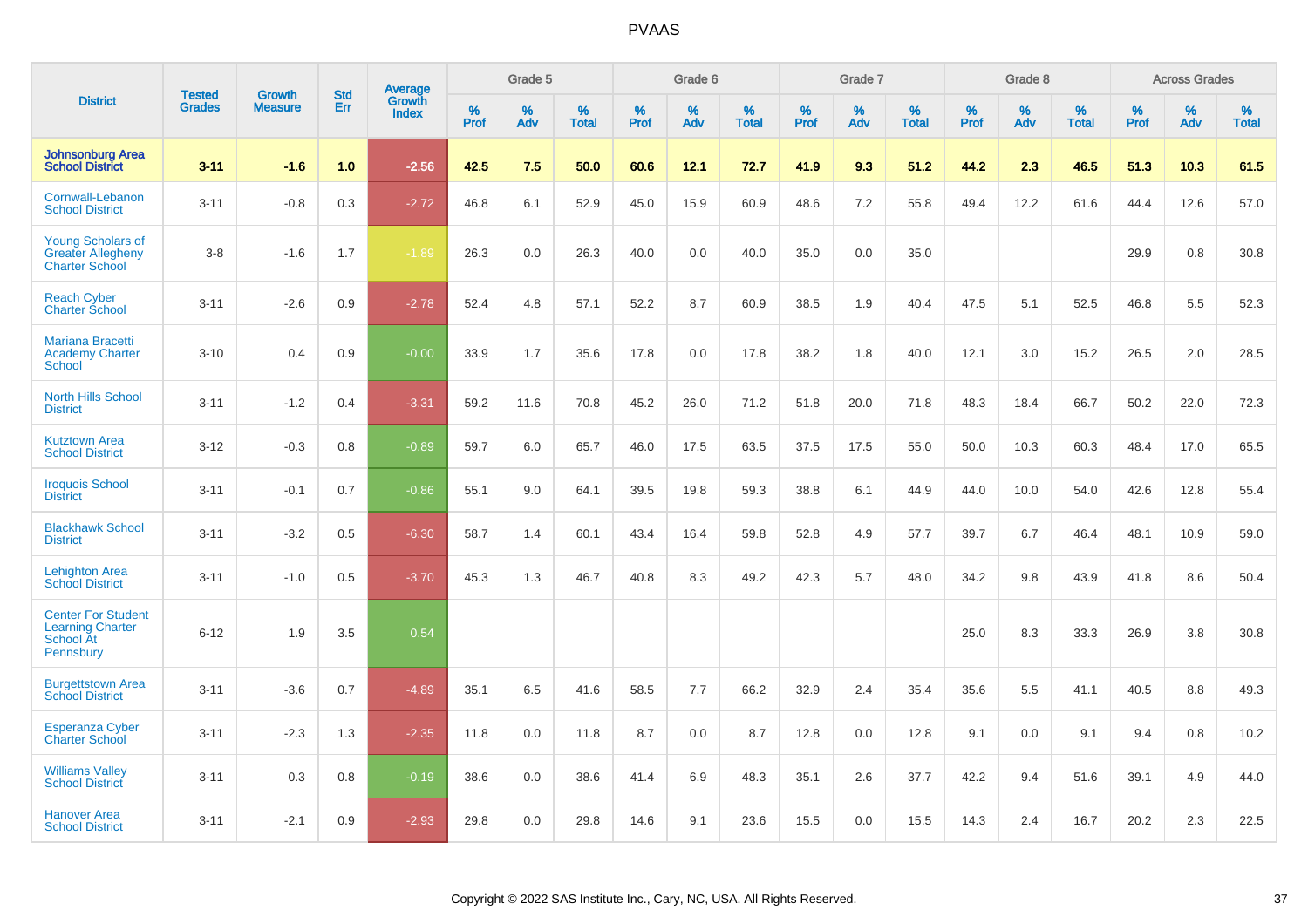# PVAAS

| District | Tested Grades | Growth Measure | Std Err | Average Growth Index | Grade 5 | | | Grade 6 | | | Grade 7 | | | Grade 8 | | | Across Grades | | |
|---|---|---|---|---|---|---|---|---|---|---|---|---|---|---|---|---|---|---|---|
| | | | | | % Prof | % Adv | % Total | % Prof | % Adv | % Total | % Prof | % Adv | % Total | % Prof | % Adv | % Total | % Prof | % Adv | % Total |
| **Johnsonburg Area School District** | **3-11** | **-1.6** | **1.0** | **-2.56** | **42.5** | **7.5** | **50.0** | **60.6** | **12.1** | **72.7** | **41.9** | **9.3** | **51.2** | **44.2** | **2.3** | **46.5** | **51.3** | **10.3** | **61.5** |
| Cornwall-Lebanon School District | 3-11 | -0.8 | 0.3 | -2.72 | 46.8 | 6.1 | 52.9 | 45.0 | 15.9 | 60.9 | 48.6 | 7.2 | 55.8 | 49.4 | 12.2 | 61.6 | 44.4 | 12.6 | 57.0 |
| Young Scholars of Greater Allegheny Charter School | 3-8 | -1.6 | 1.7 | -1.89 | 26.3 | 0.0 | 26.3 | 40.0 | 0.0 | 40.0 | 35.0 | 0.0 | 35.0 | | | | 29.9 | 0.8 | 30.8 |
| Reach Cyber Charter School | 3-11 | -2.6 | 0.9 | -2.78 | 52.4 | 4.8 | 57.1 | 52.2 | 8.7 | 60.9 | 38.5 | 1.9 | 40.4 | 47.5 | 5.1 | 52.5 | 46.8 | 5.5 | 52.3 |
| Mariana Bracetti Academy Charter School | 3-10 | 0.4 | 0.9 | -0.00 | 33.9 | 1.7 | 35.6 | 17.8 | 0.0 | 17.8 | 38.2 | 1.8 | 40.0 | 12.1 | 3.0 | 15.2 | 26.5 | 2.0 | 28.5 |
| North Hills School District | 3-11 | -1.2 | 0.4 | -3.31 | 59.2 | 11.6 | 70.8 | 45.2 | 26.0 | 71.2 | 51.8 | 20.0 | 71.8 | 48.3 | 18.4 | 66.7 | 50.2 | 22.0 | 72.3 |
| Kutztown Area School District | 3-12 | -0.3 | 0.8 | -0.89 | 59.7 | 6.0 | 65.7 | 46.0 | 17.5 | 63.5 | 37.5 | 17.5 | 55.0 | 50.0 | 10.3 | 60.3 | 48.4 | 17.0 | 65.5 |
| Iroquois School District | 3-11 | -0.1 | 0.7 | -0.86 | 55.1 | 9.0 | 64.1 | 39.5 | 19.8 | 59.3 | 38.8 | 6.1 | 44.9 | 44.0 | 10.0 | 54.0 | 42.6 | 12.8 | 55.4 |
| Blackhawk School District | 3-11 | -3.2 | 0.5 | -6.30 | 58.7 | 1.4 | 60.1 | 43.4 | 16.4 | 59.8 | 52.8 | 4.9 | 57.7 | 39.7 | 6.7 | 46.4 | 48.1 | 10.9 | 59.0 |
| Lehighton Area School District | 3-11 | -1.0 | 0.5 | -3.70 | 45.3 | 1.3 | 46.7 | 40.8 | 8.3 | 49.2 | 42.3 | 5.7 | 48.0 | 34.2 | 9.8 | 43.9 | 41.8 | 8.6 | 50.4 |
| Center For Student Learning Charter School At Pennsbury | 6-12 | 1.9 | 3.5 | 0.54 | | | | | | | | | | 25.0 | 8.3 | 33.3 | 26.9 | 3.8 | 30.8 |
| Burgettstown Area School District | 3-11 | -3.6 | 0.7 | -4.89 | 35.1 | 6.5 | 41.6 | 58.5 | 7.7 | 66.2 | 32.9 | 2.4 | 35.4 | 35.6 | 5.5 | 41.1 | 40.5 | 8.8 | 49.3 |
| Esperanza Cyber Charter School | 3-11 | -2.3 | 1.3 | -2.35 | 11.8 | 0.0 | 11.8 | 8.7 | 0.0 | 8.7 | 12.8 | 0.0 | 12.8 | 9.1 | 0.0 | 9.1 | 9.4 | 0.8 | 10.2 |
| Williams Valley School District | 3-11 | 0.3 | 0.8 | -0.19 | 38.6 | 0.0 | 38.6 | 41.4 | 6.9 | 48.3 | 35.1 | 2.6 | 37.7 | 42.2 | 9.4 | 51.6 | 39.1 | 4.9 | 44.0 |
| Hanover Area School District | 3-11 | -2.1 | 0.9 | -2.93 | 29.8 | 0.0 | 29.8 | 14.6 | 9.1 | 23.6 | 15.5 | 0.0 | 15.5 | 14.3 | 2.4 | 16.7 | 20.2 | 2.3 | 22.5 |

Copyright © 2022 SAS Institute Inc., Cary, NC, USA. All Rights Reserved.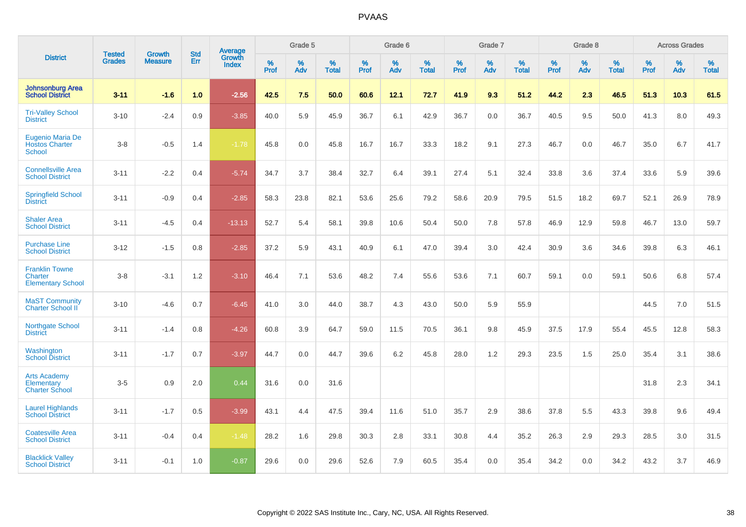# PVAAS

| District | Tested Grades | Growth Measure | Std Err | Average Growth Index | Grade 5 | | | Grade 6 | | | Grade 7 | | | Grade 8 | | | Across Grades | | |
|---|---|---|---|---|---|---|---|---|---|---|---|---|---|---|---|---|---|---|---|
| | | | | | % Prof | % Adv | % Total | % Prof | % Adv | % Total | % Prof | % Adv | % Total | % Prof | % Adv | % Total | % Prof | % Adv | % Total |
| **Johnsonburg Area School District** | **3-11** | **-1.6** | **1.0** | **-2.56** | **42.5** | **7.5** | **50.0** | **60.6** | **12.1** | **72.7** | **41.9** | **9.3** | **51.2** | **44.2** | **2.3** | **46.5** | **51.3** | **10.3** | **61.5** |
| Tri-Valley School District | 3-10 | -2.4 | 0.9 | -3.85 | 40.0 | 5.9 | 45.9 | 36.7 | 6.1 | 42.9 | 36.7 | 0.0 | 36.7 | 40.5 | 9.5 | 50.0 | 41.3 | 8.0 | 49.3 |
| Eugenio Maria De Hostos Charter School | 3-8 | -0.5 | 1.4 | -1.78 | 45.8 | 0.0 | 45.8 | 16.7 | 16.7 | 33.3 | 18.2 | 9.1 | 27.3 | 46.7 | 0.0 | 46.7 | 35.0 | 6.7 | 41.7 |
| Connellsville Area School District | 3-11 | -2.2 | 0.4 | -5.74 | 34.7 | 3.7 | 38.4 | 32.7 | 6.4 | 39.1 | 27.4 | 5.1 | 32.4 | 33.8 | 3.6 | 37.4 | 33.6 | 5.9 | 39.6 |
| Springfield School District | 3-11 | -0.9 | 0.4 | -2.85 | 58.3 | 23.8 | 82.1 | 53.6 | 25.6 | 79.2 | 58.6 | 20.9 | 79.5 | 51.5 | 18.2 | 69.7 | 52.1 | 26.9 | 78.9 |
| Shaler Area School District | 3-11 | -4.5 | 0.4 | -13.13 | 52.7 | 5.4 | 58.1 | 39.8 | 10.6 | 50.4 | 50.0 | 7.8 | 57.8 | 46.9 | 12.9 | 59.8 | 46.7 | 13.0 | 59.7 |
| Purchase Line School District | 3-12 | -1.5 | 0.8 | -2.85 | 37.2 | 5.9 | 43.1 | 40.9 | 6.1 | 47.0 | 39.4 | 3.0 | 42.4 | 30.9 | 3.6 | 34.6 | 39.8 | 6.3 | 46.1 |
| Franklin Towne Charter Elementary School | 3-8 | -3.1 | 1.2 | -3.10 | 46.4 | 7.1 | 53.6 | 48.2 | 7.4 | 55.6 | 53.6 | 7.1 | 60.7 | 59.1 | 0.0 | 59.1 | 50.6 | 6.8 | 57.4 |
| MaST Community Charter School II | 3-10 | -4.6 | 0.7 | -6.45 | 41.0 | 3.0 | 44.0 | 38.7 | 4.3 | 43.0 | 50.0 | 5.9 | 55.9 | | | | 44.5 | 7.0 | 51.5 |
| Northgate School District | 3-11 | -1.4 | 0.8 | -4.26 | 60.8 | 3.9 | 64.7 | 59.0 | 11.5 | 70.5 | 36.1 | 9.8 | 45.9 | 37.5 | 17.9 | 55.4 | 45.5 | 12.8 | 58.3 |
| Washington School District | 3-11 | -1.7 | 0.7 | -3.97 | 44.7 | 0.0 | 44.7 | 39.6 | 6.2 | 45.8 | 28.0 | 1.2 | 29.3 | 23.5 | 1.5 | 25.0 | 35.4 | 3.1 | 38.6 |
| Arts Academy Elementary Charter School | 3-5 | 0.9 | 2.0 | 0.44 | 31.6 | 0.0 | 31.6 | | | | | | | | | | 31.8 | 2.3 | 34.1 |
| Laurel Highlands School District | 3-11 | -1.7 | 0.5 | -3.99 | 43.1 | 4.4 | 47.5 | 39.4 | 11.6 | 51.0 | 35.7 | 2.9 | 38.6 | 37.8 | 5.5 | 43.3 | 39.8 | 9.6 | 49.4 |
| Coatesville Area School District | 3-11 | -0.4 | 0.4 | -1.48 | 28.2 | 1.6 | 29.8 | 30.3 | 2.8 | 33.1 | 30.8 | 4.4 | 35.2 | 26.3 | 2.9 | 29.3 | 28.5 | 3.0 | 31.5 |
| Blacklick Valley School District | 3-11 | -0.1 | 1.0 | -0.87 | 29.6 | 0.0 | 29.6 | 52.6 | 7.9 | 60.5 | 35.4 | 0.0 | 35.4 | 34.2 | 0.0 | 34.2 | 43.2 | 3.7 | 46.9 |

Copyright © 2022 SAS Institute Inc., Cary, NC, USA. All Rights Reserved.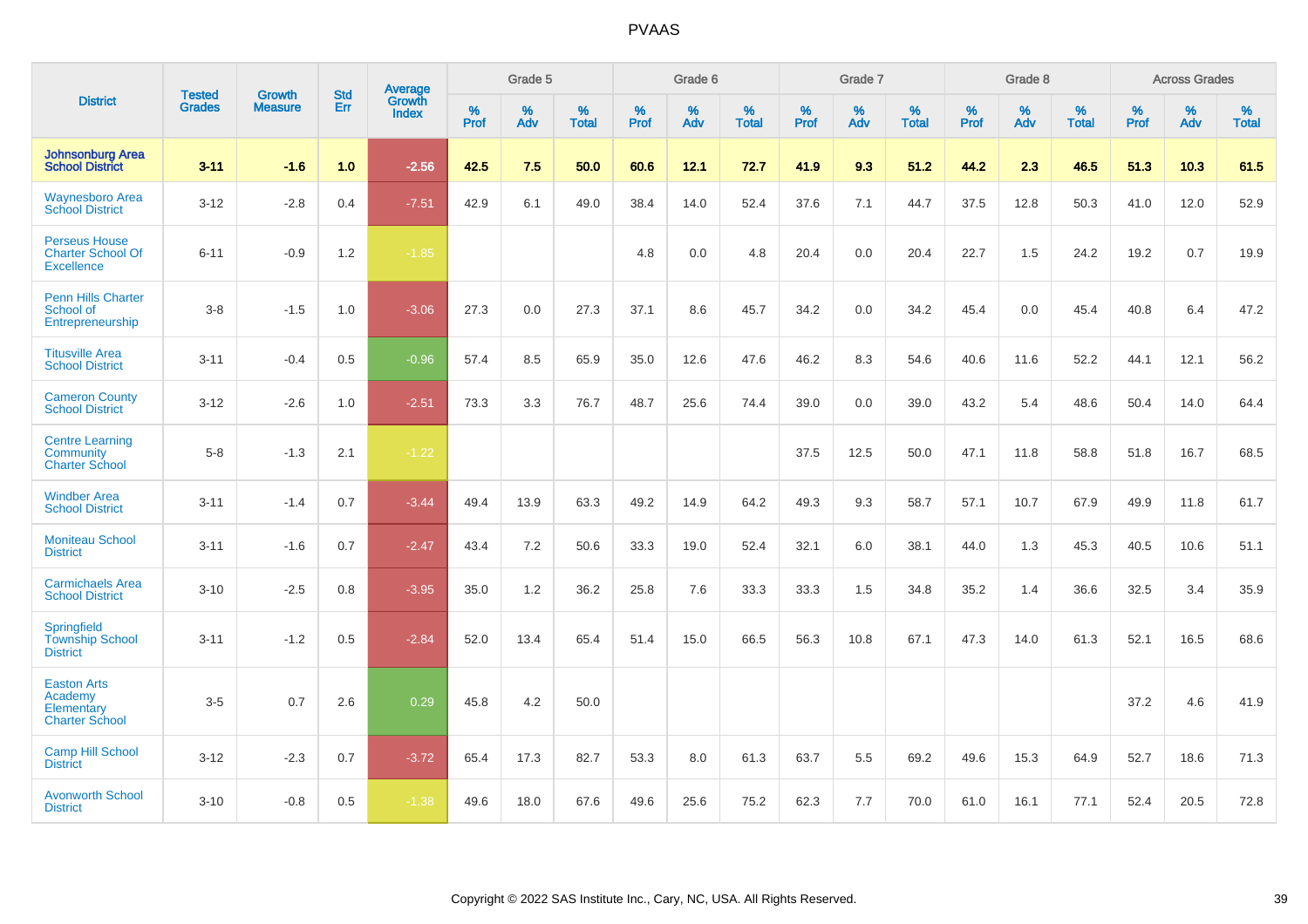| District | Tested Grades | Growth Measure | Std Err | Average Growth Index | Grade 5 | | | Grade 6 | | | Grade 7 | | | Grade 8 | | | Across Grades | | |
|---|---|---|---|---|---|---|---|---|---|---|---|---|---|---|---|---|---|---|---|
| | | | | | % Prof | % Adv | % Total | % Prof | % Adv | % Total | % Prof | % Adv | % Total | % Prof | % Adv | % Total | % Prof | % Adv | % Total |
| **Johnsonburg Area School District** | **3-11** | **-1.6** | **1.0** | **-2.56** | **42.5** | **7.5** | **50.0** | **60.6** | **12.1** | **72.7** | **41.9** | **9.3** | **51.2** | **44.2** | **2.3** | **46.5** | **51.3** | **10.3** | **61.5** |
| Waynesboro Area School District | 3-12 | -2.8 | 0.4 | -7.51 | 42.9 | 6.1 | 49.0 | 38.4 | 14.0 | 52.4 | 37.6 | 7.1 | 44.7 | 37.5 | 12.8 | 50.3 | 41.0 | 12.0 | 52.9 |
| Perseus House Charter School Of Excellence | 6-11 | -0.9 | 1.2 | -1.85 | | | | 4.8 | 0.0 | 4.8 | 20.4 | 0.0 | 20.4 | 22.7 | 1.5 | 24.2 | 19.2 | 0.7 | 19.9 |
| Penn Hills Charter School of Entrepreneurship | 3-8 | -1.5 | 1.0 | -3.06 | 27.3 | 0.0 | 27.3 | 37.1 | 8.6 | 45.7 | 34.2 | 0.0 | 34.2 | 45.4 | 0.0 | 45.4 | 40.8 | 6.4 | 47.2 |
| Titusville Area School District | 3-11 | -0.4 | 0.5 | -0.96 | 57.4 | 8.5 | 65.9 | 35.0 | 12.6 | 47.6 | 46.2 | 8.3 | 54.6 | 40.6 | 11.6 | 52.2 | 44.1 | 12.1 | 56.2 |
| Cameron County School District | 3-12 | -2.6 | 1.0 | -2.51 | 73.3 | 3.3 | 76.7 | 48.7 | 25.6 | 74.4 | 39.0 | 0.0 | 39.0 | 43.2 | 5.4 | 48.6 | 50.4 | 14.0 | 64.4 |
| Centre Learning Community Charter School | 5-8 | -1.3 | 2.1 | -1.22 | | | | | | | 37.5 | 12.5 | 50.0 | 47.1 | 11.8 | 58.8 | 51.8 | 16.7 | 68.5 |
| Windber Area School District | 3-11 | -1.4 | 0.7 | -3.44 | 49.4 | 13.9 | 63.3 | 49.2 | 14.9 | 64.2 | 49.3 | 9.3 | 58.7 | 57.1 | 10.7 | 67.9 | 49.9 | 11.8 | 61.7 |
| Moniteau School District | 3-11 | -1.6 | 0.7 | -2.47 | 43.4 | 7.2 | 50.6 | 33.3 | 19.0 | 52.4 | 32.1 | 6.0 | 38.1 | 44.0 | 1.3 | 45.3 | 40.5 | 10.6 | 51.1 |
| Carmichaels Area School District | 3-10 | -2.5 | 0.8 | -3.95 | 35.0 | 1.2 | 36.2 | 25.8 | 7.6 | 33.3 | 33.3 | 1.5 | 34.8 | 35.2 | 1.4 | 36.6 | 32.5 | 3.4 | 35.9 |
| Springfield Township School District | 3-11 | -1.2 | 0.5 | -2.84 | 52.0 | 13.4 | 65.4 | 51.4 | 15.0 | 66.5 | 56.3 | 10.8 | 67.1 | 47.3 | 14.0 | 61.3 | 52.1 | 16.5 | 68.6 |
| Easton Arts Academy Elementary Charter School | 3-5 | 0.7 | 2.6 | 0.29 | 45.8 | 4.2 | 50.0 | | | | | | | | | | 37.2 | 4.6 | 41.9 |
| Camp Hill School District | 3-12 | -2.3 | 0.7 | -3.72 | 65.4 | 17.3 | 82.7 | 53.3 | 8.0 | 61.3 | 63.7 | 5.5 | 69.2 | 49.6 | 15.3 | 64.9 | 52.7 | 18.6 | 71.3 |
| Avonworth School District | 3-10 | -0.8 | 0.5 | -1.38 | 49.6 | 18.0 | 67.6 | 49.6 | 25.6 | 75.2 | 62.3 | 7.7 | 70.0 | 61.0 | 16.1 | 77.1 | 52.4 | 20.5 | 72.8 |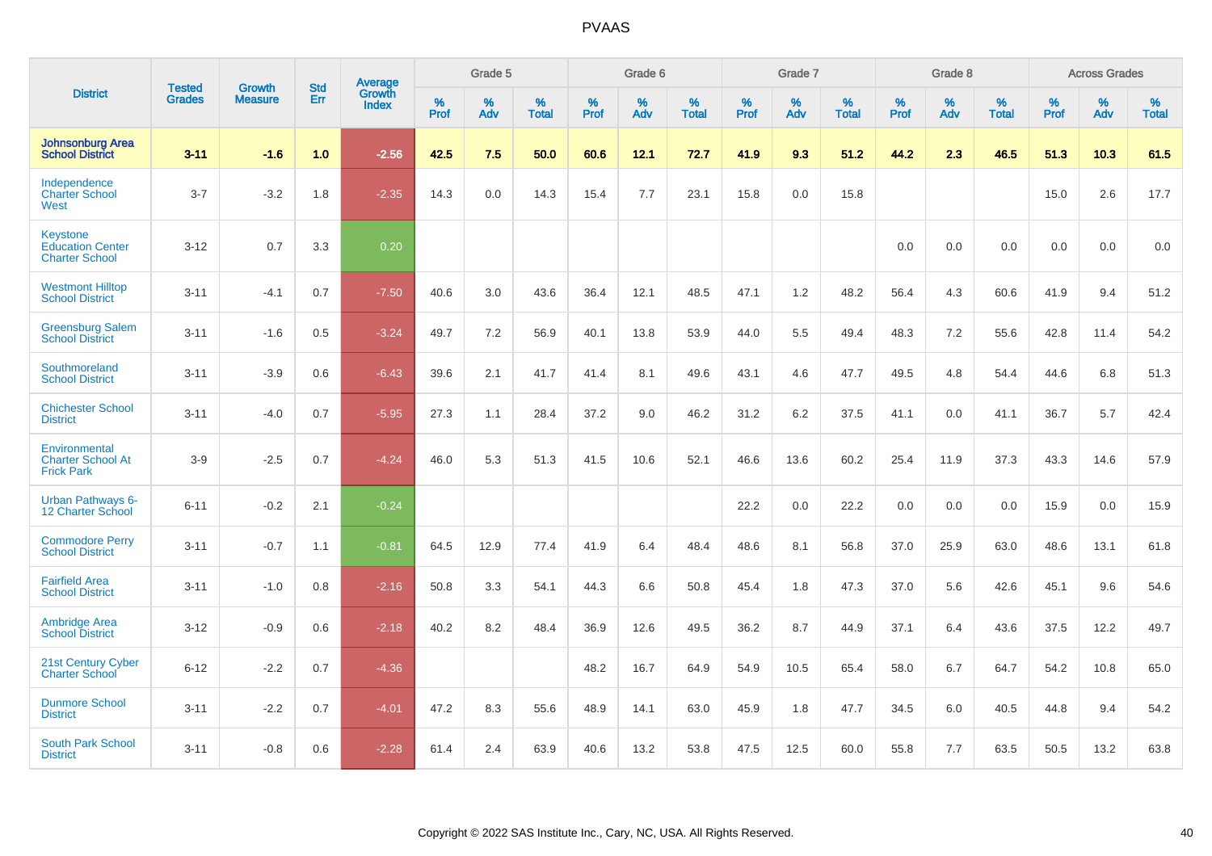# PVAAS

| District | Tested Grades | Growth Measure | Std Err | Average Growth Index | Grade 5 | | | Grade 6 | | | Grade 7 | | | Grade 8 | | | Across Grades | | |
|---|---|---|---|---|---|---|---|---|---|---|---|---|---|---|---|---|---|---|---|
| | | | | | % Prof | % Adv | % Total | % Prof | % Adv | % Total | % Prof | % Adv | % Total | % Prof | % Adv | % Total | % Prof | % Adv | % Total |
| **Johnsonburg Area School District** | **3-11** | **-1.6** | **1.0** | **-2.56** | **42.5** | **7.5** | **50.0** | **60.6** | **12.1** | **72.7** | **41.9** | **9.3** | **51.2** | **44.2** | **2.3** | **46.5** | **51.3** | **10.3** | **61.5** |
| Independence Charter School West | 3-7 | -3.2 | 1.8 | -2.35 | 14.3 | 0.0 | 14.3 | 15.4 | 7.7 | 23.1 | 15.8 | 0.0 | 15.8 | | | | 15.0 | 2.6 | 17.7 |
| Keystone Education Center Charter School | 3-12 | 0.7 | 3.3 | 0.20 | | | | | | | | | | 0.0 | 0.0 | 0.0 | 0.0 | 0.0 | 0.0 |
| Westmont Hilltop School District | 3-11 | -4.1 | 0.7 | -7.50 | 40.6 | 3.0 | 43.6 | 36.4 | 12.1 | 48.5 | 47.1 | 1.2 | 48.2 | 56.4 | 4.3 | 60.6 | 41.9 | 9.4 | 51.2 |
| Greensburg Salem School District | 3-11 | -1.6 | 0.5 | -3.24 | 49.7 | 7.2 | 56.9 | 40.1 | 13.8 | 53.9 | 44.0 | 5.5 | 49.4 | 48.3 | 7.2 | 55.6 | 42.8 | 11.4 | 54.2 |
| Southmoreland School District | 3-11 | -3.9 | 0.6 | -6.43 | 39.6 | 2.1 | 41.7 | 41.4 | 8.1 | 49.6 | 43.1 | 4.6 | 47.7 | 49.5 | 4.8 | 54.4 | 44.6 | 6.8 | 51.3 |
| Chichester School District | 3-11 | -4.0 | 0.7 | -5.95 | 27.3 | 1.1 | 28.4 | 37.2 | 9.0 | 46.2 | 31.2 | 6.2 | 37.5 | 41.1 | 0.0 | 41.1 | 36.7 | 5.7 | 42.4 |
| Environmental Charter School At Frick Park | 3-9 | -2.5 | 0.7 | -4.24 | 46.0 | 5.3 | 51.3 | 41.5 | 10.6 | 52.1 | 46.6 | 13.6 | 60.2 | 25.4 | 11.9 | 37.3 | 43.3 | 14.6 | 57.9 |
| Urban Pathways 6-12 Charter School | 6-11 | -0.2 | 2.1 | -0.24 | | | | | | | 22.2 | 0.0 | 22.2 | 0.0 | 0.0 | 0.0 | 15.9 | 0.0 | 15.9 |
| Commodore Perry School District | 3-11 | -0.7 | 1.1 | -0.81 | 64.5 | 12.9 | 77.4 | 41.9 | 6.4 | 48.4 | 48.6 | 8.1 | 56.8 | 37.0 | 25.9 | 63.0 | 48.6 | 13.1 | 61.8 |
| Fairfield Area School District | 3-11 | -1.0 | 0.8 | -2.16 | 50.8 | 3.3 | 54.1 | 44.3 | 6.6 | 50.8 | 45.4 | 1.8 | 47.3 | 37.0 | 5.6 | 42.6 | 45.1 | 9.6 | 54.6 |
| Ambridge Area School District | 3-12 | -0.9 | 0.6 | -2.18 | 40.2 | 8.2 | 48.4 | 36.9 | 12.6 | 49.5 | 36.2 | 8.7 | 44.9 | 37.1 | 6.4 | 43.6 | 37.5 | 12.2 | 49.7 |
| 21st Century Cyber Charter School | 6-12 | -2.2 | 0.7 | -4.36 | | | | 48.2 | 16.7 | 64.9 | 54.9 | 10.5 | 65.4 | 58.0 | 6.7 | 64.7 | 54.2 | 10.8 | 65.0 |
| Dunmore School District | 3-11 | -2.2 | 0.7 | -4.01 | 47.2 | 8.3 | 55.6 | 48.9 | 14.1 | 63.0 | 45.9 | 1.8 | 47.7 | 34.5 | 6.0 | 40.5 | 44.8 | 9.4 | 54.2 |
| South Park School District | 3-11 | -0.8 | 0.6 | -2.28 | 61.4 | 2.4 | 63.9 | 40.6 | 13.2 | 53.8 | 47.5 | 12.5 | 60.0 | 55.8 | 7.7 | 63.5 | 50.5 | 13.2 | 63.8 |

Copyright © 2022 SAS Institute Inc., Cary, NC, USA. All Rights Reserved.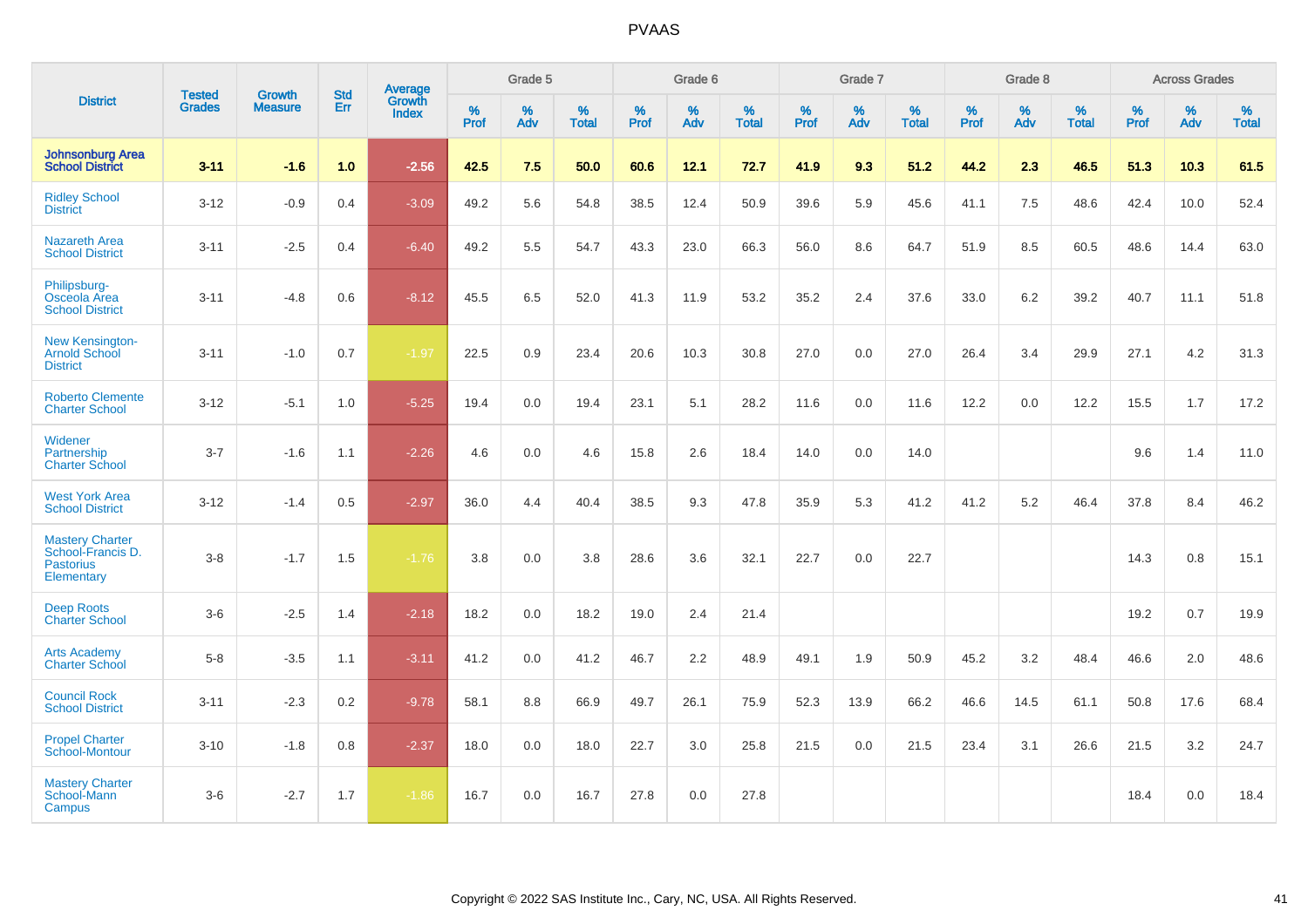# PVAAS

| District | Tested Grades | Growth Measure | Std Err | Average Growth Index | Grade 5 | | | Grade 6 | | | Grade 7 | | | Grade 8 | | | Across Grades | | |
|---|---|---|---|---|---|---|---|---|---|---|---|---|---|---|---|---|---|---|---|
| | | | | | % Prof | % Adv | % Total | % Prof | % Adv | % Total | % Prof | % Adv | % Total | % Prof | % Adv | % Total | % Prof | % Adv | % Total |
| **Johnsonburg Area School District** | **3-11** | **-1.6** | **1.0** | **-2.56** | **42.5** | **7.5** | **50.0** | **60.6** | **12.1** | **72.7** | **41.9** | **9.3** | **51.2** | **44.2** | **2.3** | **46.5** | **51.3** | **10.3** | **61.5** |
| Ridley School District | 3-12 | -0.9 | 0.4 | -3.09 | 49.2 | 5.6 | 54.8 | 38.5 | 12.4 | 50.9 | 39.6 | 5.9 | 45.6 | 41.1 | 7.5 | 48.6 | 42.4 | 10.0 | 52.4 |
| Nazareth Area School District | 3-11 | -2.5 | 0.4 | -6.40 | 49.2 | 5.5 | 54.7 | 43.3 | 23.0 | 66.3 | 56.0 | 8.6 | 64.7 | 51.9 | 8.5 | 60.5 | 48.6 | 14.4 | 63.0 |
| Philipsburg-Osceola Area School District | 3-11 | -4.8 | 0.6 | -8.12 | 45.5 | 6.5 | 52.0 | 41.3 | 11.9 | 53.2 | 35.2 | 2.4 | 37.6 | 33.0 | 6.2 | 39.2 | 40.7 | 11.1 | 51.8 |
| New Kensington-Arnold School District | 3-11 | -1.0 | 0.7 | -1.97 | 22.5 | 0.9 | 23.4 | 20.6 | 10.3 | 30.8 | 27.0 | 0.0 | 27.0 | 26.4 | 3.4 | 29.9 | 27.1 | 4.2 | 31.3 |
| Roberto Clemente Charter School | 3-12 | -5.1 | 1.0 | -5.25 | 19.4 | 0.0 | 19.4 | 23.1 | 5.1 | 28.2 | 11.6 | 0.0 | 11.6 | 12.2 | 0.0 | 12.2 | 15.5 | 1.7 | 17.2 |
| Widener Partnership Charter School | 3-7 | -1.6 | 1.1 | -2.26 | 4.6 | 0.0 | 4.6 | 15.8 | 2.6 | 18.4 | 14.0 | 0.0 | 14.0 | | | | 9.6 | 1.4 | 11.0 |
| West York Area School District | 3-12 | -1.4 | 0.5 | -2.97 | 36.0 | 4.4 | 40.4 | 38.5 | 9.3 | 47.8 | 35.9 | 5.3 | 41.2 | 41.2 | 5.2 | 46.4 | 37.8 | 8.4 | 46.2 |
| Mastery Charter School-Francis D. Pastorius Elementary | 3-8 | -1.7 | 1.5 | -1.76 | 3.8 | 0.0 | 3.8 | 28.6 | 3.6 | 32.1 | 22.7 | 0.0 | 22.7 | | | | 14.3 | 0.8 | 15.1 |
| Deep Roots Charter School | 3-6 | -2.5 | 1.4 | -2.18 | 18.2 | 0.0 | 18.2 | 19.0 | 2.4 | 21.4 | | | | | | | 19.2 | 0.7 | 19.9 |
| Arts Academy Charter School | 5-8 | -3.5 | 1.1 | -3.11 | 41.2 | 0.0 | 41.2 | 46.7 | 2.2 | 48.9 | 49.1 | 1.9 | 50.9 | 45.2 | 3.2 | 48.4 | 46.6 | 2.0 | 48.6 |
| Council Rock School District | 3-11 | -2.3 | 0.2 | -9.78 | 58.1 | 8.8 | 66.9 | 49.7 | 26.1 | 75.9 | 52.3 | 13.9 | 66.2 | 46.6 | 14.5 | 61.1 | 50.8 | 17.6 | 68.4 |
| Propel Charter School-Montour | 3-10 | -1.8 | 0.8 | -2.37 | 18.0 | 0.0 | 18.0 | 22.7 | 3.0 | 25.8 | 21.5 | 0.0 | 21.5 | 23.4 | 3.1 | 26.6 | 21.5 | 3.2 | 24.7 |
| Mastery Charter School-Mann Campus | 3-6 | -2.7 | 1.7 | -1.86 | 16.7 | 0.0 | 16.7 | 27.8 | 0.0 | 27.8 | | | | | | | 18.4 | 0.0 | 18.4 |

Copyright © 2022 SAS Institute Inc., Cary, NC, USA. All Rights Reserved.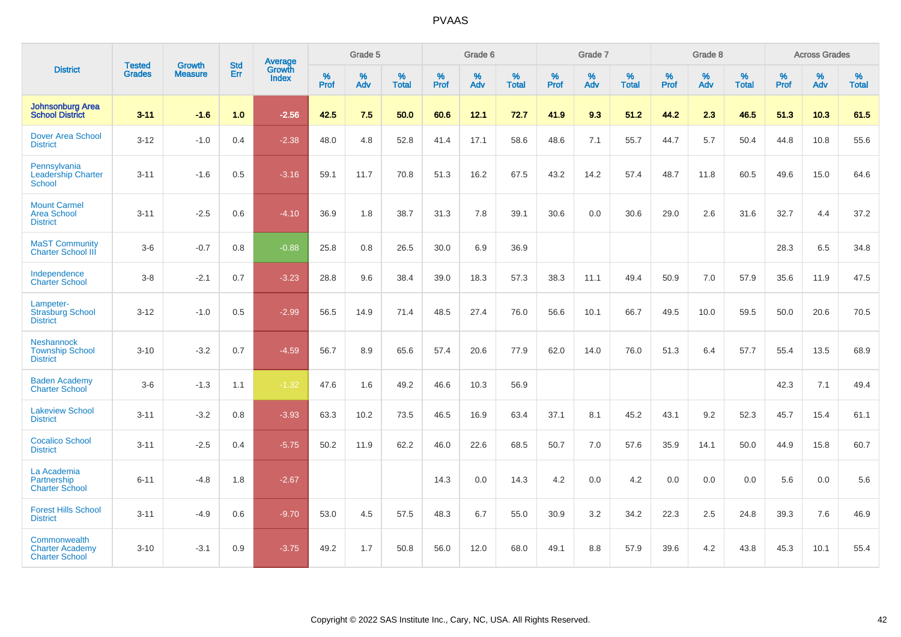# PVAAS

| District | Tested Grades | Growth Measure | Std Err | Average Growth Index | Grade 5 | | | Grade 6 | | | Grade 7 | | | Grade 8 | | | Across Grades | | |
|---|---|---|---|---|---|---|---|---|---|---|---|---|---|---|---|---|---|---|---|
| | | | | | % Prof | % Adv | % Total | % Prof | % Adv | % Total | % Prof | % Adv | % Total | % Prof | % Adv | % Total | % Prof | % Adv | % Total |
| **Johnsonburg Area School District** | **3-11** | **-1.6** | **1.0** | **-2.56** | **42.5** | **7.5** | **50.0** | **60.6** | **12.1** | **72.7** | **41.9** | **9.3** | **51.2** | **44.2** | **2.3** | **46.5** | **51.3** | **10.3** | **61.5** |
| Dover Area School District | 3-12 | -1.0 | 0.4 | -2.38 | 48.0 | 4.8 | 52.8 | 41.4 | 17.1 | 58.6 | 48.6 | 7.1 | 55.7 | 44.7 | 5.7 | 50.4 | 44.8 | 10.8 | 55.6 |
| Pennsylvania Leadership Charter School | 3-11 | -1.6 | 0.5 | -3.16 | 59.1 | 11.7 | 70.8 | 51.3 | 16.2 | 67.5 | 43.2 | 14.2 | 57.4 | 48.7 | 11.8 | 60.5 | 49.6 | 15.0 | 64.6 |
| Mount Carmel Area School District | 3-11 | -2.5 | 0.6 | -4.10 | 36.9 | 1.8 | 38.7 | 31.3 | 7.8 | 39.1 | 30.6 | 0.0 | 30.6 | 29.0 | 2.6 | 31.6 | 32.7 | 4.4 | 37.2 |
| MaST Community Charter School III | 3-6 | -0.7 | 0.8 | -0.88 | 25.8 | 0.8 | 26.5 | 30.0 | 6.9 | 36.9 | | | | | | | 28.3 | 6.5 | 34.8 |
| Independence Charter School | 3-8 | -2.1 | 0.7 | -3.23 | 28.8 | 9.6 | 38.4 | 39.0 | 18.3 | 57.3 | 38.3 | 11.1 | 49.4 | 50.9 | 7.0 | 57.9 | 35.6 | 11.9 | 47.5 |
| Lampeter-Strasburg School District | 3-12 | -1.0 | 0.5 | -2.99 | 56.5 | 14.9 | 71.4 | 48.5 | 27.4 | 76.0 | 56.6 | 10.1 | 66.7 | 49.5 | 10.0 | 59.5 | 50.0 | 20.6 | 70.5 |
| Neshannock Township School District | 3-10 | -3.2 | 0.7 | -4.59 | 56.7 | 8.9 | 65.6 | 57.4 | 20.6 | 77.9 | 62.0 | 14.0 | 76.0 | 51.3 | 6.4 | 57.7 | 55.4 | 13.5 | 68.9 |
| Baden Academy Charter School | 3-6 | -1.3 | 1.1 | -1.32 | 47.6 | 1.6 | 49.2 | 46.6 | 10.3 | 56.9 | | | | | | | 42.3 | 7.1 | 49.4 |
| Lakeview School District | 3-11 | -3.2 | 0.8 | -3.93 | 63.3 | 10.2 | 73.5 | 46.5 | 16.9 | 63.4 | 37.1 | 8.1 | 45.2 | 43.1 | 9.2 | 52.3 | 45.7 | 15.4 | 61.1 |
| Cocalico School District | 3-11 | -2.5 | 0.4 | -5.75 | 50.2 | 11.9 | 62.2 | 46.0 | 22.6 | 68.5 | 50.7 | 7.0 | 57.6 | 35.9 | 14.1 | 50.0 | 44.9 | 15.8 | 60.7 |
| La Academia Partnership Charter School | 6-11 | -4.8 | 1.8 | -2.67 | | | | 14.3 | 0.0 | 14.3 | 4.2 | 0.0 | 4.2 | 0.0 | 0.0 | 0.0 | 5.6 | 0.0 | 5.6 |
| Forest Hills School District | 3-11 | -4.9 | 0.6 | -9.70 | 53.0 | 4.5 | 57.5 | 48.3 | 6.7 | 55.0 | 30.9 | 3.2 | 34.2 | 22.3 | 2.5 | 24.8 | 39.3 | 7.6 | 46.9 |
| Commonwealth Charter Academy Charter School | 3-10 | -3.1 | 0.9 | -3.75 | 49.2 | 1.7 | 50.8 | 56.0 | 12.0 | 68.0 | 49.1 | 8.8 | 57.9 | 39.6 | 4.2 | 43.8 | 45.3 | 10.1 | 55.4 |

Copyright © 2022 SAS Institute Inc., Cary, NC, USA. All Rights Reserved.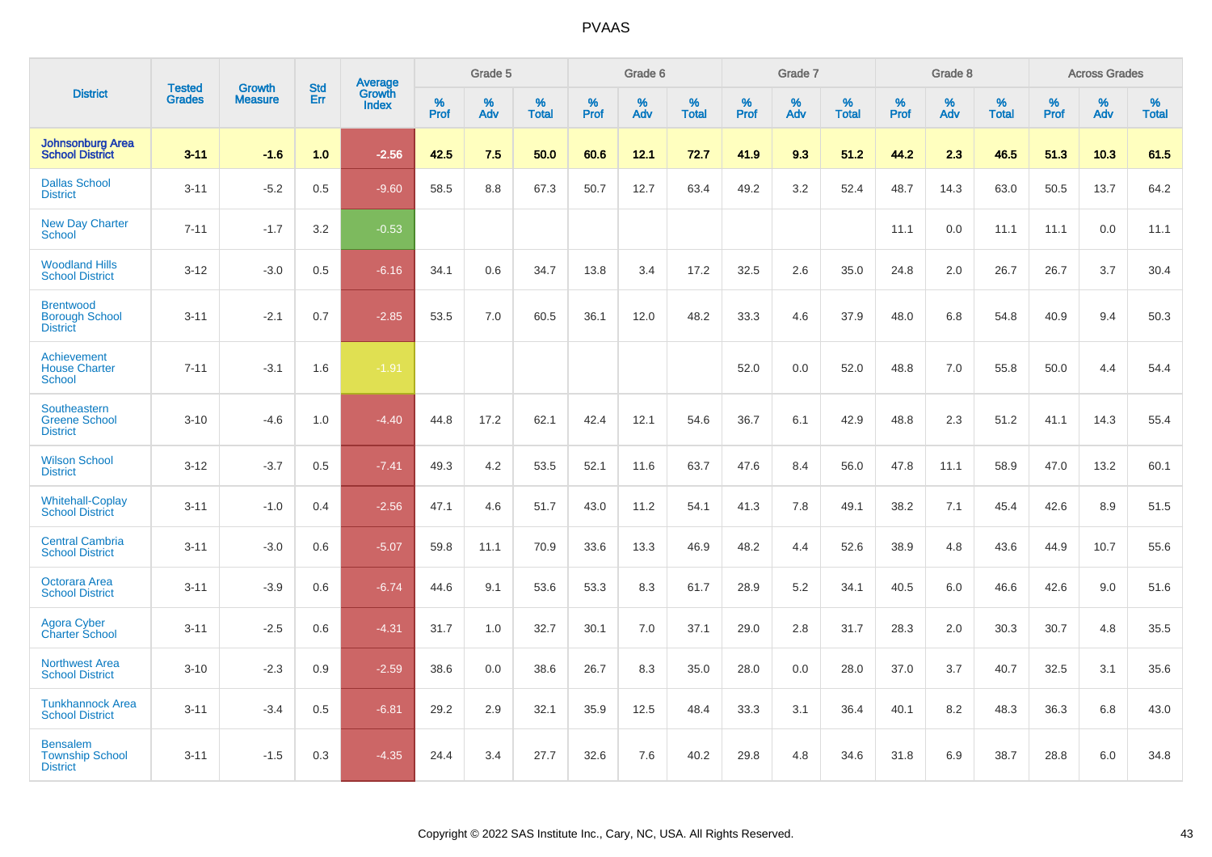| District | Tested Grades | Growth Measure | Std Err | Average Growth Index | Grade 5 | | | Grade 6 | | | Grade 7 | | | Grade 8 | | | Across Grades | | |
|---|---|---|---|---|---|---|---|---|---|---|---|---|---|---|---|---|---|---|---|
| | | | | | % Prof | % Adv | % Total | % Prof | % Adv | % Total | % Prof | % Adv | % Total | % Prof | % Adv | % Total | % Prof | % Adv | % Total |
| **Johnsonburg Area School District** | **3-11** | **-1.6** | **1.0** | **-2.56** | **42.5** | **7.5** | **50.0** | **60.6** | **12.1** | **72.7** | **41.9** | **9.3** | **51.2** | **44.2** | **2.3** | **46.5** | **51.3** | **10.3** | **61.5** |
| Dallas School District | 3-11 | -5.2 | 0.5 | -9.60 | 58.5 | 8.8 | 67.3 | 50.7 | 12.7 | 63.4 | 49.2 | 3.2 | 52.4 | 48.7 | 14.3 | 63.0 | 50.5 | 13.7 | 64.2 |
| New Day Charter School | 7-11 | -1.7 | 3.2 | -0.53 | | | | | | | | | | 11.1 | 0.0 | 11.1 | 11.1 | 0.0 | 11.1 |
| Woodland Hills School District | 3-12 | -3.0 | 0.5 | -6.16 | 34.1 | 0.6 | 34.7 | 13.8 | 3.4 | 17.2 | 32.5 | 2.6 | 35.0 | 24.8 | 2.0 | 26.7 | 26.7 | 3.7 | 30.4 |
| Brentwood Borough School District | 3-11 | -2.1 | 0.7 | -2.85 | 53.5 | 7.0 | 60.5 | 36.1 | 12.0 | 48.2 | 33.3 | 4.6 | 37.9 | 48.0 | 6.8 | 54.8 | 40.9 | 9.4 | 50.3 |
| Achievement House Charter School | 7-11 | -3.1 | 1.6 | -1.91 | | | | | | | 52.0 | 0.0 | 52.0 | 48.8 | 7.0 | 55.8 | 50.0 | 4.4 | 54.4 |
| Southeastern Greene School District | 3-10 | -4.6 | 1.0 | -4.40 | 44.8 | 17.2 | 62.1 | 42.4 | 12.1 | 54.6 | 36.7 | 6.1 | 42.9 | 48.8 | 2.3 | 51.2 | 41.1 | 14.3 | 55.4 |
| Wilson School District | 3-12 | -3.7 | 0.5 | -7.41 | 49.3 | 4.2 | 53.5 | 52.1 | 11.6 | 63.7 | 47.6 | 8.4 | 56.0 | 47.8 | 11.1 | 58.9 | 47.0 | 13.2 | 60.1 |
| Whitehall-Coplay School District | 3-11 | -1.0 | 0.4 | -2.56 | 47.1 | 4.6 | 51.7 | 43.0 | 11.2 | 54.1 | 41.3 | 7.8 | 49.1 | 38.2 | 7.1 | 45.4 | 42.6 | 8.9 | 51.5 |
| Central Cambria School District | 3-11 | -3.0 | 0.6 | -5.07 | 59.8 | 11.1 | 70.9 | 33.6 | 13.3 | 46.9 | 48.2 | 4.4 | 52.6 | 38.9 | 4.8 | 43.6 | 44.9 | 10.7 | 55.6 |
| Octorara Area School District | 3-11 | -3.9 | 0.6 | -6.74 | 44.6 | 9.1 | 53.6 | 53.3 | 8.3 | 61.7 | 28.9 | 5.2 | 34.1 | 40.5 | 6.0 | 46.6 | 42.6 | 9.0 | 51.6 |
| Agora Cyber Charter School | 3-11 | -2.5 | 0.6 | -4.31 | 31.7 | 1.0 | 32.7 | 30.1 | 7.0 | 37.1 | 29.0 | 2.8 | 31.7 | 28.3 | 2.0 | 30.3 | 30.7 | 4.8 | 35.5 |
| Northwest Area School District | 3-10 | -2.3 | 0.9 | -2.59 | 38.6 | 0.0 | 38.6 | 26.7 | 8.3 | 35.0 | 28.0 | 0.0 | 28.0 | 37.0 | 3.7 | 40.7 | 32.5 | 3.1 | 35.6 |
| Tunkhannock Area School District | 3-11 | -3.4 | 0.5 | -6.81 | 29.2 | 2.9 | 32.1 | 35.9 | 12.5 | 48.4 | 33.3 | 3.1 | 36.4 | 40.1 | 8.2 | 48.3 | 36.3 | 6.8 | 43.0 |
| Bensalem Township School District | 3-11 | -1.5 | 0.3 | -4.35 | 24.4 | 3.4 | 27.7 | 32.6 | 7.6 | 40.2 | 29.8 | 4.8 | 34.6 | 31.8 | 6.9 | 38.7 | 28.8 | 6.0 | 34.8 |

Copyright © 2022 SAS Institute Inc., Cary, NC, USA. All Rights Reserved.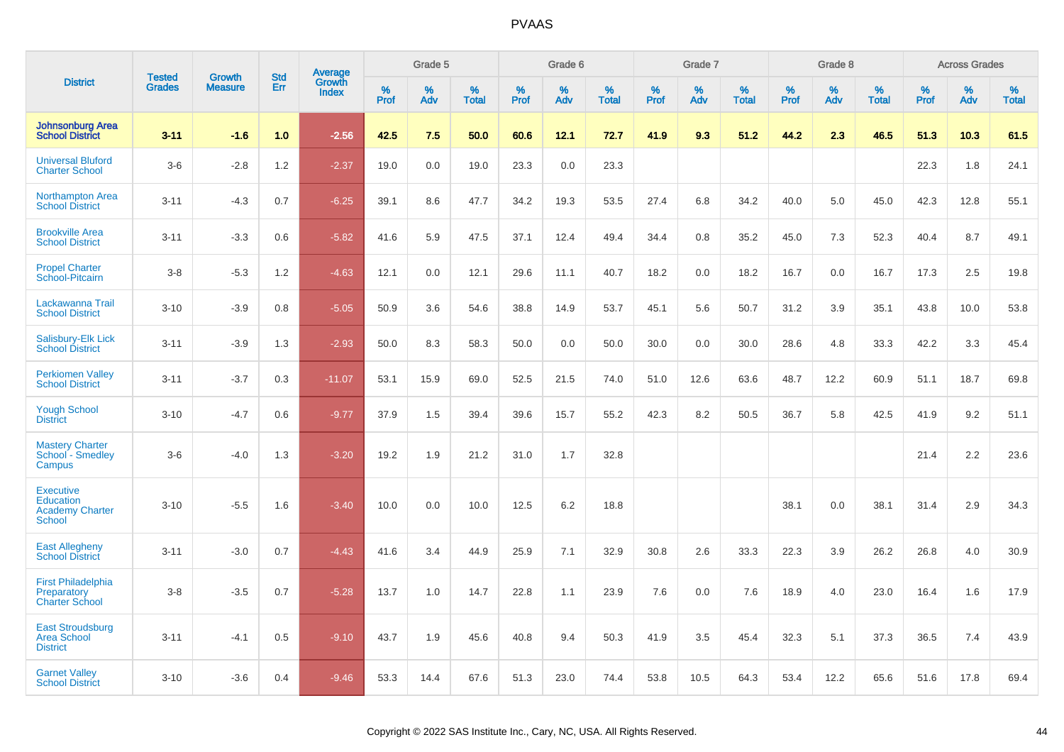# PVAAS

| District | Tested Grades | Growth Measure | Std Err | Average Growth Index | Grade 5 | | | Grade 6 | | | Grade 7 | | | Grade 8 | | | Across Grades | | |
|---|---|---|---|---|---|---|---|---|---|---|---|---|---|---|---|---|---|---|---|
| | | | | | % Prof | % Adv | % Total | % Prof | % Adv | % Total | % Prof | % Adv | % Total | % Prof | % Adv | % Total | % Prof | % Adv | % Total |
| **Johnsonburg Area School District** | **3-11** | **-1.6** | **1.0** | **-2.56** | **42.5** | **7.5** | **50.0** | **60.6** | **12.1** | **72.7** | **41.9** | **9.3** | **51.2** | **44.2** | **2.3** | **46.5** | **51.3** | **10.3** | **61.5** |
| Universal Bluford Charter School | 3-6 | -2.8 | 1.2 | -2.37 | 19.0 | 0.0 | 19.0 | 23.3 | 0.0 | 23.3 | | | | | | | 22.3 | 1.8 | 24.1 |
| Northampton Area School District | 3-11 | -4.3 | 0.7 | -6.25 | 39.1 | 8.6 | 47.7 | 34.2 | 19.3 | 53.5 | 27.4 | 6.8 | 34.2 | 40.0 | 5.0 | 45.0 | 42.3 | 12.8 | 55.1 |
| Brookville Area School District | 3-11 | -3.3 | 0.6 | -5.82 | 41.6 | 5.9 | 47.5 | 37.1 | 12.4 | 49.4 | 34.4 | 0.8 | 35.2 | 45.0 | 7.3 | 52.3 | 40.4 | 8.7 | 49.1 |
| Propel Charter School-Pitcairn | 3-8 | -5.3 | 1.2 | -4.63 | 12.1 | 0.0 | 12.1 | 29.6 | 11.1 | 40.7 | 18.2 | 0.0 | 18.2 | 16.7 | 0.0 | 16.7 | 17.3 | 2.5 | 19.8 |
| Lackawanna Trail School District | 3-10 | -3.9 | 0.8 | -5.05 | 50.9 | 3.6 | 54.6 | 38.8 | 14.9 | 53.7 | 45.1 | 5.6 | 50.7 | 31.2 | 3.9 | 35.1 | 43.8 | 10.0 | 53.8 |
| Salisbury-Elk Lick School District | 3-11 | -3.9 | 1.3 | -2.93 | 50.0 | 8.3 | 58.3 | 50.0 | 0.0 | 50.0 | 30.0 | 0.0 | 30.0 | 28.6 | 4.8 | 33.3 | 42.2 | 3.3 | 45.4 |
| Perkiomen Valley School District | 3-11 | -3.7 | 0.3 | -11.07 | 53.1 | 15.9 | 69.0 | 52.5 | 21.5 | 74.0 | 51.0 | 12.6 | 63.6 | 48.7 | 12.2 | 60.9 | 51.1 | 18.7 | 69.8 |
| Yough School District | 3-10 | -4.7 | 0.6 | -9.77 | 37.9 | 1.5 | 39.4 | 39.6 | 15.7 | 55.2 | 42.3 | 8.2 | 50.5 | 36.7 | 5.8 | 42.5 | 41.9 | 9.2 | 51.1 |
| Mastery Charter School - Smedley Campus | 3-6 | -4.0 | 1.3 | -3.20 | 19.2 | 1.9 | 21.2 | 31.0 | 1.7 | 32.8 | | | | | | | 21.4 | 2.2 | 23.6 |
| Executive Education Academy Charter School | 3-10 | -5.5 | 1.6 | -3.40 | 10.0 | 0.0 | 10.0 | 12.5 | 6.2 | 18.8 | | | | 38.1 | 0.0 | 38.1 | 31.4 | 2.9 | 34.3 |
| East Allegheny School District | 3-11 | -3.0 | 0.7 | -4.43 | 41.6 | 3.4 | 44.9 | 25.9 | 7.1 | 32.9 | 30.8 | 2.6 | 33.3 | 22.3 | 3.9 | 26.2 | 26.8 | 4.0 | 30.9 |
| First Philadelphia Preparatory Charter School | 3-8 | -3.5 | 0.7 | -5.28 | 13.7 | 1.0 | 14.7 | 22.8 | 1.1 | 23.9 | 7.6 | 0.0 | 7.6 | 18.9 | 4.0 | 23.0 | 16.4 | 1.6 | 17.9 |
| East Stroudsburg Area School District | 3-11 | -4.1 | 0.5 | -9.10 | 43.7 | 1.9 | 45.6 | 40.8 | 9.4 | 50.3 | 41.9 | 3.5 | 45.4 | 32.3 | 5.1 | 37.3 | 36.5 | 7.4 | 43.9 |
| Garnet Valley School District | 3-10 | -3.6 | 0.4 | -9.46 | 53.3 | 14.4 | 67.6 | 51.3 | 23.0 | 74.4 | 53.8 | 10.5 | 64.3 | 53.4 | 12.2 | 65.6 | 51.6 | 17.8 | 69.4 |

Copyright © 2022 SAS Institute Inc., Cary, NC, USA. All Rights Reserved.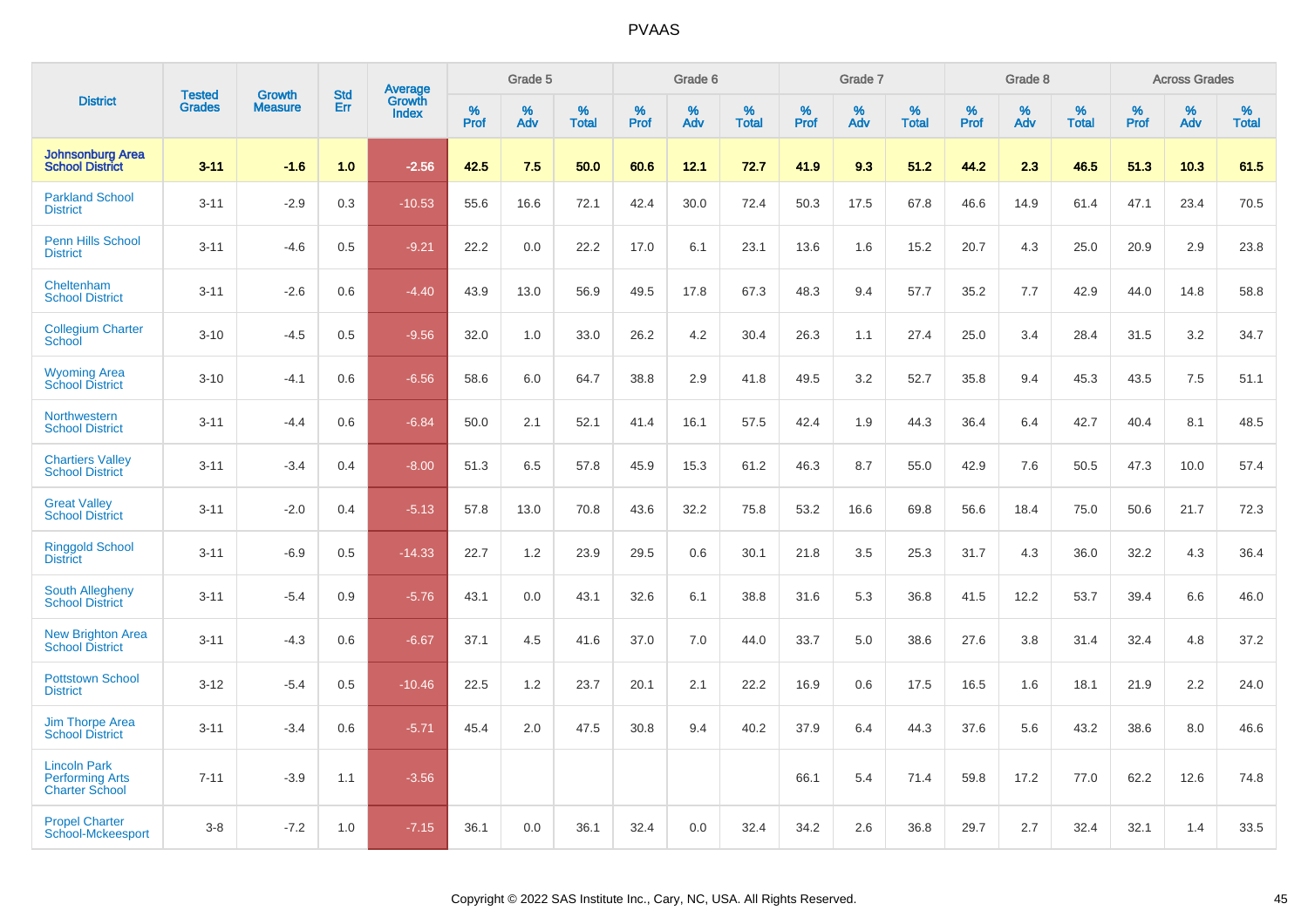# PVAAS

| District | Tested Grades | Growth Measure | Std Err | Average Growth Index | Grade 5 | | | Grade 6 | | | Grade 7 | | | Grade 8 | | | Across Grades | | |
|---|---|---|---|---|---|---|---|---|---|---|---|---|---|---|---|---|---|---|---|
| | | | | | % Prof | % Adv | % Total | % Prof | % Adv | % Total | % Prof | % Adv | % Total | % Prof | % Adv | % Total | % Prof | % Adv | % Total |
| **Johnsonburg Area School District** | **3-11** | **-1.6** | **1.0** | **-2.56** | **42.5** | **7.5** | **50.0** | **60.6** | **12.1** | **72.7** | **41.9** | **9.3** | **51.2** | **44.2** | **2.3** | **46.5** | **51.3** | **10.3** | **61.5** |
| Parkland School District | 3-11 | -2.9 | 0.3 | -10.53 | 55.6 | 16.6 | 72.1 | 42.4 | 30.0 | 72.4 | 50.3 | 17.5 | 67.8 | 46.6 | 14.9 | 61.4 | 47.1 | 23.4 | 70.5 |
| Penn Hills School District | 3-11 | -4.6 | 0.5 | -9.21 | 22.2 | 0.0 | 22.2 | 17.0 | 6.1 | 23.1 | 13.6 | 1.6 | 15.2 | 20.7 | 4.3 | 25.0 | 20.9 | 2.9 | 23.8 |
| Cheltenham School District | 3-11 | -2.6 | 0.6 | -4.40 | 43.9 | 13.0 | 56.9 | 49.5 | 17.8 | 67.3 | 48.3 | 9.4 | 57.7 | 35.2 | 7.7 | 42.9 | 44.0 | 14.8 | 58.8 |
| Collegium Charter School | 3-10 | -4.5 | 0.5 | -9.56 | 32.0 | 1.0 | 33.0 | 26.2 | 4.2 | 30.4 | 26.3 | 1.1 | 27.4 | 25.0 | 3.4 | 28.4 | 31.5 | 3.2 | 34.7 |
| Wyoming Area School District | 3-10 | -4.1 | 0.6 | -6.56 | 58.6 | 6.0 | 64.7 | 38.8 | 2.9 | 41.8 | 49.5 | 3.2 | 52.7 | 35.8 | 9.4 | 45.3 | 43.5 | 7.5 | 51.1 |
| Northwestern School District | 3-11 | -4.4 | 0.6 | -6.84 | 50.0 | 2.1 | 52.1 | 41.4 | 16.1 | 57.5 | 42.4 | 1.9 | 44.3 | 36.4 | 6.4 | 42.7 | 40.4 | 8.1 | 48.5 |
| Chartiers Valley School District | 3-11 | -3.4 | 0.4 | -8.00 | 51.3 | 6.5 | 57.8 | 45.9 | 15.3 | 61.2 | 46.3 | 8.7 | 55.0 | 42.9 | 7.6 | 50.5 | 47.3 | 10.0 | 57.4 |
| Great Valley School District | 3-11 | -2.0 | 0.4 | -5.13 | 57.8 | 13.0 | 70.8 | 43.6 | 32.2 | 75.8 | 53.2 | 16.6 | 69.8 | 56.6 | 18.4 | 75.0 | 50.6 | 21.7 | 72.3 |
| Ringgold School District | 3-11 | -6.9 | 0.5 | -14.33 | 22.7 | 1.2 | 23.9 | 29.5 | 0.6 | 30.1 | 21.8 | 3.5 | 25.3 | 31.7 | 4.3 | 36.0 | 32.2 | 4.3 | 36.4 |
| South Allegheny School District | 3-11 | -5.4 | 0.9 | -5.76 | 43.1 | 0.0 | 43.1 | 32.6 | 6.1 | 38.8 | 31.6 | 5.3 | 36.8 | 41.5 | 12.2 | 53.7 | 39.4 | 6.6 | 46.0 |
| New Brighton Area School District | 3-11 | -4.3 | 0.6 | -6.67 | 37.1 | 4.5 | 41.6 | 37.0 | 7.0 | 44.0 | 33.7 | 5.0 | 38.6 | 27.6 | 3.8 | 31.4 | 32.4 | 4.8 | 37.2 |
| Pottstown School District | 3-12 | -5.4 | 0.5 | -10.46 | 22.5 | 1.2 | 23.7 | 20.1 | 2.1 | 22.2 | 16.9 | 0.6 | 17.5 | 16.5 | 1.6 | 18.1 | 21.9 | 2.2 | 24.0 |
| Jim Thorpe Area School District | 3-11 | -3.4 | 0.6 | -5.71 | 45.4 | 2.0 | 47.5 | 30.8 | 9.4 | 40.2 | 37.9 | 6.4 | 44.3 | 37.6 | 5.6 | 43.2 | 38.6 | 8.0 | 46.6 |
| Lincoln Park Performing Arts Charter School | 7-11 | -3.9 | 1.1 | -3.56 | | | | | | | 66.1 | 5.4 | 71.4 | 59.8 | 17.2 | 77.0 | 62.2 | 12.6 | 74.8 |
| Propel Charter School-Mckeesport | 3-8 | -7.2 | 1.0 | -7.15 | 36.1 | 0.0 | 36.1 | 32.4 | 0.0 | 32.4 | 34.2 | 2.6 | 36.8 | 29.7 | 2.7 | 32.4 | 32.1 | 1.4 | 33.5 |

Copyright © 2022 SAS Institute Inc., Cary, NC, USA. All Rights Reserved.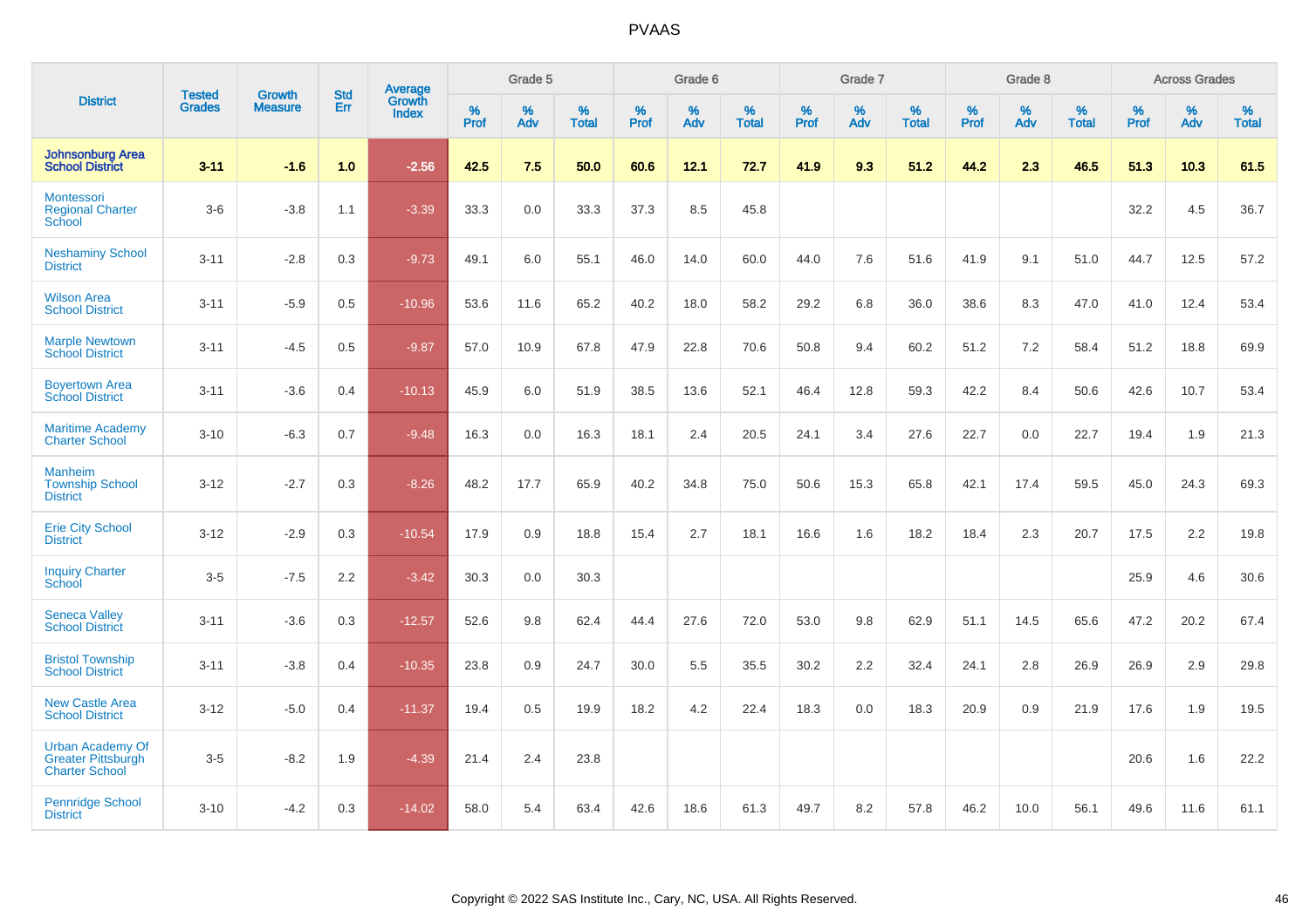# PVAAS

| District | Tested Grades | Growth Measure | Std Err | Average Growth Index | Grade 5 | | | Grade 6 | | | Grade 7 | | | Grade 8 | | | Across Grades | | |
|---|---|---|---|---|---|---|---|---|---|---|---|---|---|---|---|---|---|---|---|
| | | | | | % Prof | % Adv | % Total | % Prof | % Adv | % Total | % Prof | % Adv | % Total | % Prof | % Adv | % Total | % Prof | % Adv | % Total |
| **Johnsonburg Area School District** | **3-11** | **-1.6** | **1.0** | **-2.56** | **42.5** | **7.5** | **50.0** | **60.6** | **12.1** | **72.7** | **41.9** | **9.3** | **51.2** | **44.2** | **2.3** | **46.5** | **51.3** | **10.3** | **61.5** |
| Montessori Regional Charter School | 3-6 | -3.8 | 1.1 | -3.39 | 33.3 | 0.0 | 33.3 | 37.3 | 8.5 | 45.8 | | | | | | | 32.2 | 4.5 | 36.7 |
| Neshaminy School District | 3-11 | -2.8 | 0.3 | -9.73 | 49.1 | 6.0 | 55.1 | 46.0 | 14.0 | 60.0 | 44.0 | 7.6 | 51.6 | 41.9 | 9.1 | 51.0 | 44.7 | 12.5 | 57.2 |
| Wilson Area School District | 3-11 | -5.9 | 0.5 | -10.96 | 53.6 | 11.6 | 65.2 | 40.2 | 18.0 | 58.2 | 29.2 | 6.8 | 36.0 | 38.6 | 8.3 | 47.0 | 41.0 | 12.4 | 53.4 |
| Marple Newtown School District | 3-11 | -4.5 | 0.5 | -9.87 | 57.0 | 10.9 | 67.8 | 47.9 | 22.8 | 70.6 | 50.8 | 9.4 | 60.2 | 51.2 | 7.2 | 58.4 | 51.2 | 18.8 | 69.9 |
| Boyertown Area School District | 3-11 | -3.6 | 0.4 | -10.13 | 45.9 | 6.0 | 51.9 | 38.5 | 13.6 | 52.1 | 46.4 | 12.8 | 59.3 | 42.2 | 8.4 | 50.6 | 42.6 | 10.7 | 53.4 |
| Maritime Academy Charter School | 3-10 | -6.3 | 0.7 | -9.48 | 16.3 | 0.0 | 16.3 | 18.1 | 2.4 | 20.5 | 24.1 | 3.4 | 27.6 | 22.7 | 0.0 | 22.7 | 19.4 | 1.9 | 21.3 |
| Manheim Township School District | 3-12 | -2.7 | 0.3 | -8.26 | 48.2 | 17.7 | 65.9 | 40.2 | 34.8 | 75.0 | 50.6 | 15.3 | 65.8 | 42.1 | 17.4 | 59.5 | 45.0 | 24.3 | 69.3 |
| Erie City School District | 3-12 | -2.9 | 0.3 | -10.54 | 17.9 | 0.9 | 18.8 | 15.4 | 2.7 | 18.1 | 16.6 | 1.6 | 18.2 | 18.4 | 2.3 | 20.7 | 17.5 | 2.2 | 19.8 |
| Inquiry Charter School | 3-5 | -7.5 | 2.2 | -3.42 | 30.3 | 0.0 | 30.3 | | | | | | | | | | 25.9 | 4.6 | 30.6 |
| Seneca Valley School District | 3-11 | -3.6 | 0.3 | -12.57 | 52.6 | 9.8 | 62.4 | 44.4 | 27.6 | 72.0 | 53.0 | 9.8 | 62.9 | 51.1 | 14.5 | 65.6 | 47.2 | 20.2 | 67.4 |
| Bristol Township School District | 3-11 | -3.8 | 0.4 | -10.35 | 23.8 | 0.9 | 24.7 | 30.0 | 5.5 | 35.5 | 30.2 | 2.2 | 32.4 | 24.1 | 2.8 | 26.9 | 26.9 | 2.9 | 29.8 |
| New Castle Area School District | 3-12 | -5.0 | 0.4 | -11.37 | 19.4 | 0.5 | 19.9 | 18.2 | 4.2 | 22.4 | 18.3 | 0.0 | 18.3 | 20.9 | 0.9 | 21.9 | 17.6 | 1.9 | 19.5 |
| Urban Academy Of Greater Pittsburgh Charter School | 3-5 | -8.2 | 1.9 | -4.39 | 21.4 | 2.4 | 23.8 | | | | | | | | | | 20.6 | 1.6 | 22.2 |
| Pennridge School District | 3-10 | -4.2 | 0.3 | -14.02 | 58.0 | 5.4 | 63.4 | 42.6 | 18.6 | 61.3 | 49.7 | 8.2 | 57.8 | 46.2 | 10.0 | 56.1 | 49.6 | 11.6 | 61.1 |

Copyright © 2022 SAS Institute Inc., Cary, NC, USA. All Rights Reserved.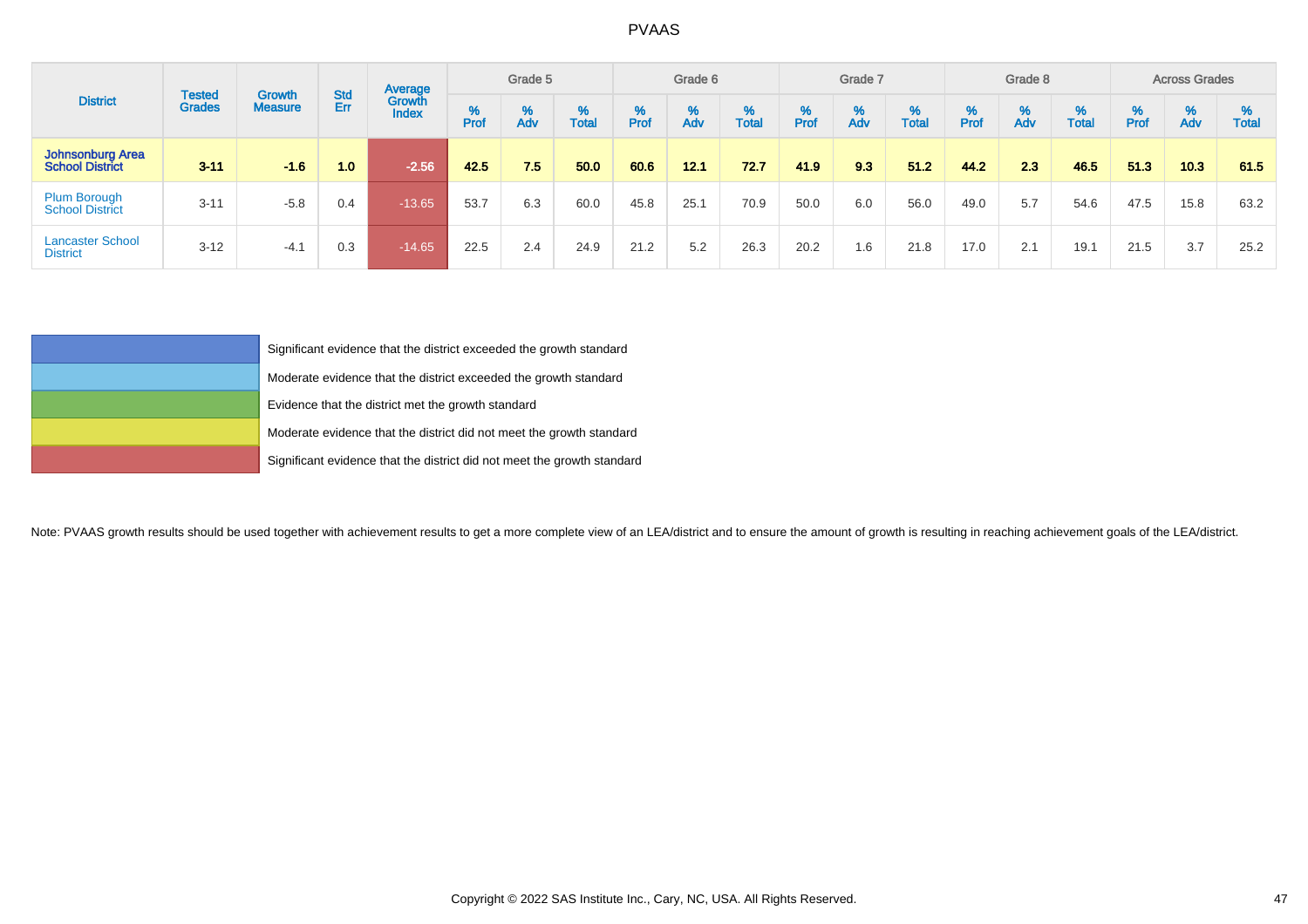# PVAAS

| District | Tested Grades | Growth Measure | Std Err | Average Growth Index | Grade 5 | | | Grade 6 | | | Grade 7 | | | Grade 8 | | | Across Grades | | |
|---|---|---|---|---|---|---|---|---|---|---|---|---|---|---|---|---|---|---|---|
| | | | | | % Prof | % Adv | % Total | % Prof | % Adv | % Total | % Prof | % Adv | % Total | % Prof | % Adv | % Total | % Prof | % Adv | % Total |
| **Johnsonburg Area School District** | **3-11** | **-1.6** | **1.0** | **-2.56** | **42.5** | **7.5** | **50.0** | **60.6** | **12.1** | **72.7** | **41.9** | **9.3** | **51.2** | **44.2** | **2.3** | **46.5** | **51.3** | **10.3** | **61.5** |
| Plum Borough School District | 3-11 | -5.8 | 0.4 | -13.65 | 53.7 | 6.3 | 60.0 | 45.8 | 25.1 | 70.9 | 50.0 | 6.0 | 56.0 | 49.0 | 5.7 | 54.6 | 47.5 | 15.8 | 63.2 |
| Lancaster School District | 3-12 | -4.1 | 0.3 | -14.65 | 22.5 | 2.4 | 24.9 | 21.2 | 5.2 | 26.3 | 20.2 | 1.6 | 21.8 | 17.0 | 2.1 | 19.1 | 21.5 | 3.7 | 25.2 |

Significant evidence that the district exceeded the growth standard

Moderate evidence that the district exceeded the growth standard

Evidence that the district met the growth standard

Moderate evidence that the district did not meet the growth standard

Significant evidence that the district did not meet the growth standard

Note: PVAAS growth results should be used together with achievement results to get a more complete view of an LEA/district and to ensure the amount of growth is resulting in reaching achievement goals of the LEA/district.

Copyright © 2022 SAS Institute Inc., Cary, NC, USA. All Rights Reserved.